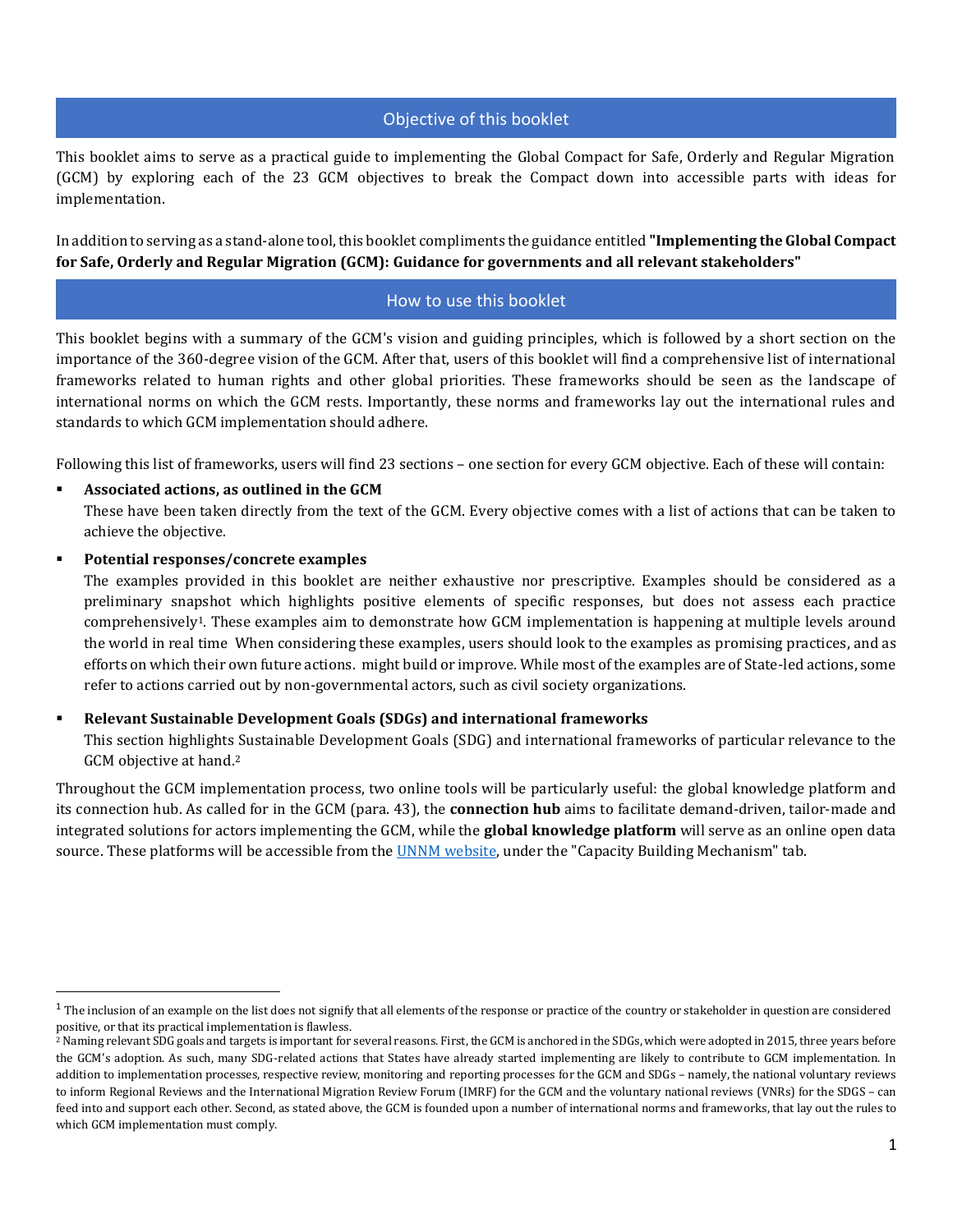## Objective of this booklet

This booklet aims to serve as a practical guide to implementing the Global Compact for Safe, Orderly and Regular Migration (GCM) by exploring each of the 23 GCM objectives to break the Compact down into accessible parts with ideas for implementation.

In addition to serving as a stand-alone tool, this booklet compliments the guidance entitled **"Implementing the Global Compact for Safe, Orderly and Regular Migration (GCM): Guidance for governments and all relevant stakeholders"**

## How to use this booklet

This booklet begins with a summary of the GCM's vision and guiding principles, which is followed by a short section on the importance of the 360-degree vision of the GCM. After that, users of this booklet will find a comprehensive list of international frameworks related to human rights and other global priorities. These frameworks should be seen as the landscape of international norms on which the GCM rests. Importantly, these norms and frameworks lay out the international rules and standards to which GCM implementation should adhere.

Following this list of frameworks, users will find 23 sections – one section for every GCM objective. Each of these will contain:

- **Associated actions, as outlined in the GCM**
  These have been taken directly from the text of the GCM. Every objective comes with a list of actions that can be taken to achieve the objective.
- **Potential responses/concrete examples**
  The examples provided in this booklet are neither exhaustive nor prescriptive. Examples should be considered as a preliminary snapshot which highlights positive elements of specific responses, but does not assess each practice comprehensively[1]. These examples aim to demonstrate how GCM implementation is happening at multiple levels around the world in real time When considering these examples, users should look to the examples as promising practices, and as efforts on which their own future actions. might build or improve. While most of the examples are of State-led actions, some refer to actions carried out by non-governmental actors, such as civil society organizations.
- **Relevant Sustainable Development Goals (SDGs) and international frameworks**
  This section highlights Sustainable Development Goals (SDG) and international frameworks of particular relevance to the GCM objective at hand.[2]

Throughout the GCM implementation process, two online tools will be particularly useful: the global knowledge platform and its connection hub. As called for in the GCM (para. 43), the **connection hub** aims to facilitate demand-driven, tailor-made and integrated solutions for actors implementing the GCM, while the **global knowledge platform** will serve as an online open data source. These platforms will be accessible from the UNNM website, under the "Capacity Building Mechanism" tab.

---

[1] The inclusion of an example on the list does not signify that all elements of the response or practice of the country or stakeholder in question are considered positive, or that its practical implementation is flawless.

[2] Naming relevant SDG goals and targets is important for several reasons. First, the GCM is anchored in the SDGs, which were adopted in 2015, three years before the GCM's adoption. As such, many SDG-related actions that States have already started implementing are likely to contribute to GCM implementation. In addition to implementation processes, respective review, monitoring and reporting processes for the GCM and SDGs – namely, the national voluntary reviews to inform Regional Reviews and the International Migration Review Forum (IMRF) for the GCM and the voluntary national reviews (VNRs) for the SDGS – can feed into and support each other. Second, as stated above, the GCM is founded upon a number of international norms and frameworks, that lay out the rules to which GCM implementation must comply.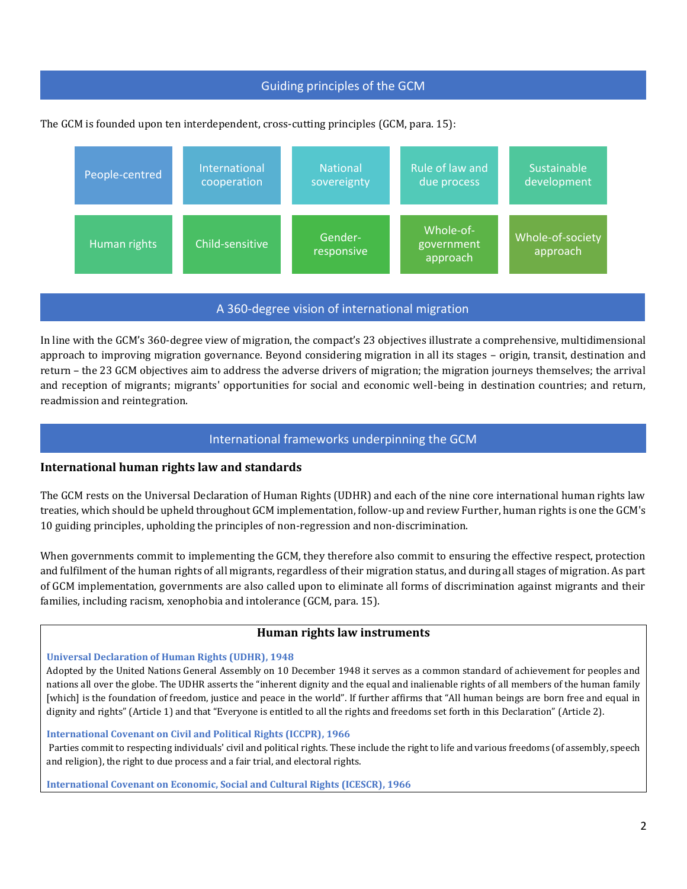## Guiding principles of the GCM

The GCM is founded upon ten interdependent, cross-cutting principles (GCM, para. 15):

| | | | | |
|---|---|---|---|---|
| People-centred | International cooperation | National sovereignty | Rule of law and due process | Sustainable development |
| Human rights | Child-sensitive | Gender-responsive | Whole-of-government approach | Whole-of-society approach |

## A 360-degree vision of international migration

In line with the GCM's 360-degree view of migration, the compact's 23 objectives illustrate a comprehensive, multidimensional approach to improving migration governance. Beyond considering migration in all its stages – origin, transit, destination and return – the 23 GCM objectives aim to address the adverse drivers of migration; the migration journeys themselves; the arrival and reception of migrants; migrants' opportunities for social and economic well-being in destination countries; and return, readmission and reintegration.

## International frameworks underpinning the GCM

### International human rights law and standards

The GCM rests on the Universal Declaration of Human Rights (UDHR) and each of the nine core international human rights law treaties, which should be upheld throughout GCM implementation, follow-up and review Further, human rights is one the GCM's 10 guiding principles, upholding the principles of non-regression and non-discrimination.

When governments commit to implementing the GCM, they therefore also commit to ensuring the effective respect, protection and fulfilment of the human rights of all migrants, regardless of their migration status, and during all stages of migration. As part of GCM implementation, governments are also called upon to eliminate all forms of discrimination against migrants and their families, including racism, xenophobia and intolerance (GCM, para. 15).

#### Human rights law instruments

**Universal Declaration of Human Rights (UDHR), 1948**

Adopted by the United Nations General Assembly on 10 December 1948 it serves as a common standard of achievement for peoples and nations all over the globe. The UDHR asserts the "inherent dignity and the equal and inalienable rights of all members of the human family [which] is the foundation of freedom, justice and peace in the world". If further affirms that "All human beings are born free and equal in dignity and rights" (Article 1) and that "Everyone is entitled to all the rights and freedoms set forth in this Declaration" (Article 2).

**International Covenant on Civil and Political Rights (ICCPR), 1966**

Parties commit to respecting individuals' civil and political rights. These include the right to life and various freedoms (of assembly, speech and religion), the right to due process and a fair trial, and electoral rights.

**International Covenant on Economic, Social and Cultural Rights (ICESCR), 1966**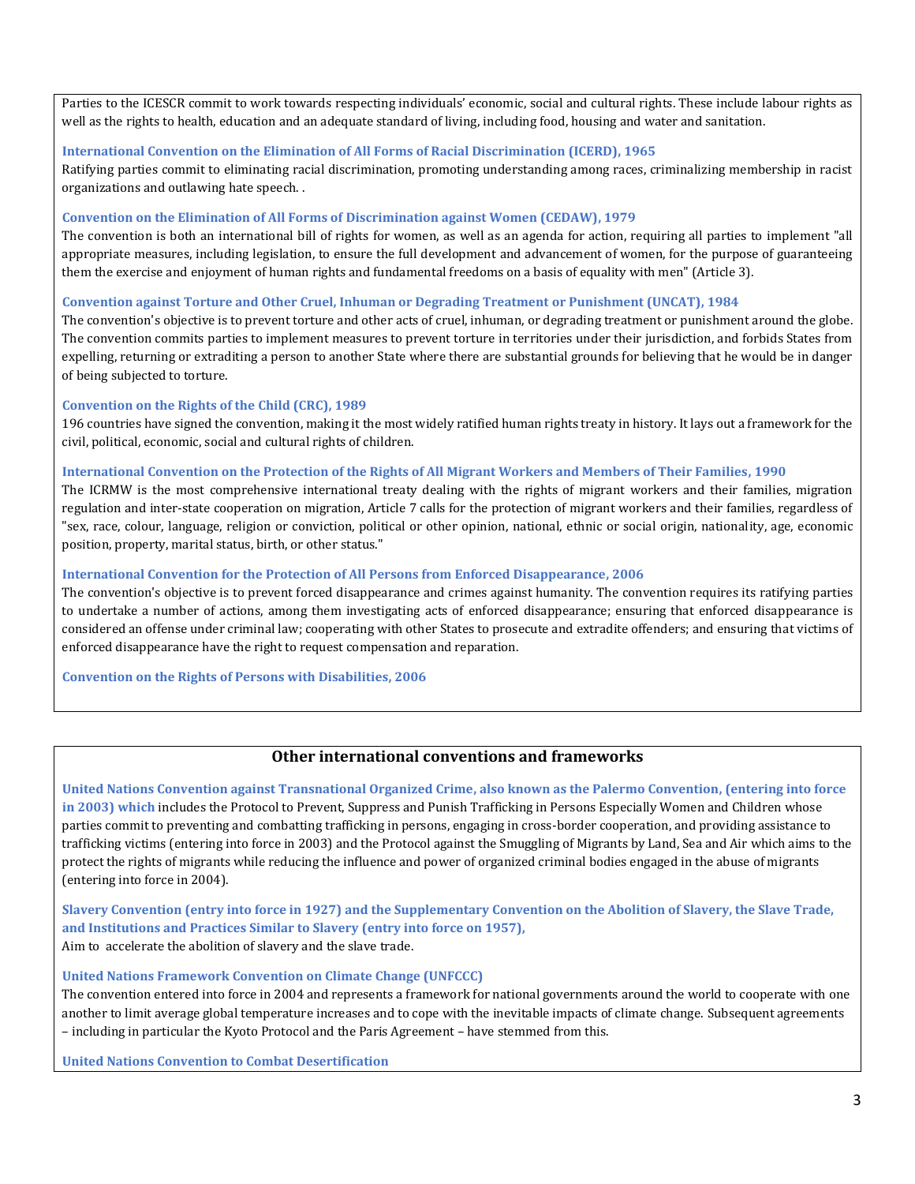Parties to the ICESCR commit to work towards respecting individuals' economic, social and cultural rights. These include labour rights as well as the rights to health, education and an adequate standard of living, including food, housing and water and sanitation.

**International Convention on the Elimination of All Forms of Racial Discrimination (ICERD), 1965**

Ratifying parties commit to eliminating racial discrimination, promoting understanding among races, criminalizing membership in racist organizations and outlawing hate speech. .

**Convention on the Elimination of All Forms of Discrimination against Women (CEDAW), 1979**

The convention is both an international bill of rights for women, as well as an agenda for action, requiring all parties to implement "all appropriate measures, including legislation, to ensure the full development and advancement of women, for the purpose of guaranteeing them the exercise and enjoyment of human rights and fundamental freedoms on a basis of equality with men" (Article 3).

**Convention against Torture and Other Cruel, Inhuman or Degrading Treatment or Punishment (UNCAT), 1984**

The convention's objective is to prevent torture and other acts of cruel, inhuman, or degrading treatment or punishment around the globe. The convention commits parties to implement measures to prevent torture in territories under their jurisdiction, and forbids States from expelling, returning or extraditing a person to another State where there are substantial grounds for believing that he would be in danger of being subjected to torture.

**Convention on the Rights of the Child (CRC), 1989**

196 countries have signed the convention, making it the most widely ratified human rights treaty in history. It lays out a framework for the civil, political, economic, social and cultural rights of children.

**International Convention on the Protection of the Rights of All Migrant Workers and Members of Their Families, 1990**

The ICRMW is the most comprehensive international treaty dealing with the rights of migrant workers and their families, migration regulation and inter-state cooperation on migration, Article 7 calls for the protection of migrant workers and their families, regardless of "sex, race, colour, language, religion or conviction, political or other opinion, national, ethnic or social origin, nationality, age, economic position, property, marital status, birth, or other status."

**International Convention for the Protection of All Persons from Enforced Disappearance, 2006**

The convention's objective is to prevent forced disappearance and crimes against humanity. The convention requires its ratifying parties to undertake a number of actions, among them investigating acts of enforced disappearance; ensuring that enforced disappearance is considered an offense under criminal law; cooperating with other States to prosecute and extradite offenders; and ensuring that victims of enforced disappearance have the right to request compensation and reparation.

**Convention on the Rights of Persons with Disabilities, 2006**

## Other international conventions and frameworks

**United Nations Convention against Transnational Organized Crime, also known as the Palermo Convention, (entering into force in 2003) which** includes the Protocol to Prevent, Suppress and Punish Trafficking in Persons Especially Women and Children whose parties commit to preventing and combatting trafficking in persons, engaging in cross-border cooperation, and providing assistance to trafficking victims (entering into force in 2003) and the Protocol against the Smuggling of Migrants by Land, Sea and Air which aims to the protect the rights of migrants while reducing the influence and power of organized criminal bodies engaged in the abuse of migrants (entering into force in 2004).

**Slavery Convention (entry into force in 1927) and the Supplementary Convention on the Abolition of Slavery, the Slave Trade, and Institutions and Practices Similar to Slavery (entry into force on 1957),**

Aim to accelerate the abolition of slavery and the slave trade.

**United Nations Framework Convention on Climate Change (UNFCCC)**

The convention entered into force in 2004 and represents a framework for national governments around the world to cooperate with one another to limit average global temperature increases and to cope with the inevitable impacts of climate change. Subsequent agreements – including in particular the Kyoto Protocol and the Paris Agreement – have stemmed from this.

**United Nations Convention to Combat Desertification**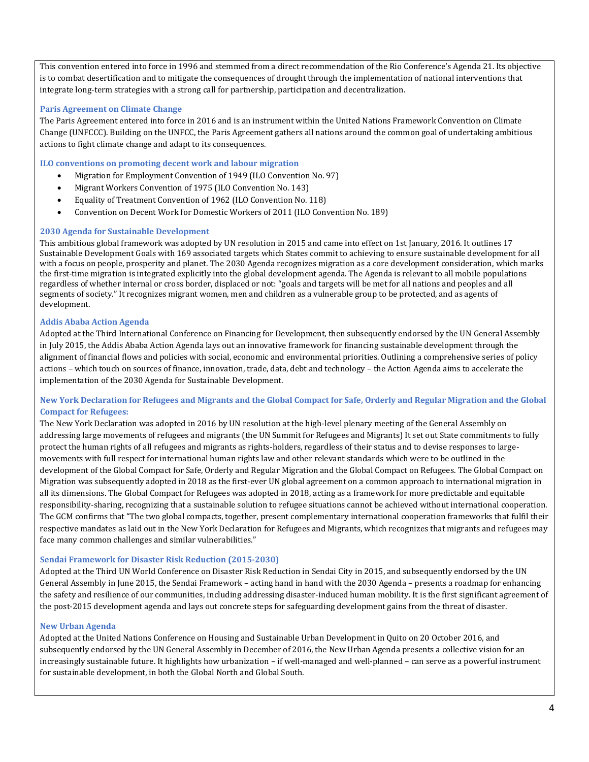This convention entered into force in 1996 and stemmed from a direct recommendation of the Rio Conference's Agenda 21. Its objective is to combat desertification and to mitigate the consequences of drought through the implementation of national interventions that integrate long-term strategies with a strong call for partnership, participation and decentralization.

### Paris Agreement on Climate Change

The Paris Agreement entered into force in 2016 and is an instrument within the United Nations Framework Convention on Climate Change (UNFCCC). Building on the UNFCC, the Paris Agreement gathers all nations around the common goal of undertaking ambitious actions to fight climate change and adapt to its consequences.

### ILO conventions on promoting decent work and labour migration

- Migration for Employment Convention of 1949 (ILO Convention No. 97)
- Migrant Workers Convention of 1975 (ILO Convention No. 143)
- Equality of Treatment Convention of 1962 (ILO Convention No. 118)
- Convention on Decent Work for Domestic Workers of 2011 (ILO Convention No. 189)

### 2030 Agenda for Sustainable Development

This ambitious global framework was adopted by UN resolution in 2015 and came into effect on 1st January, 2016. It outlines 17 Sustainable Development Goals with 169 associated targets which States commit to achieving to ensure sustainable development for all with a focus on people, prosperity and planet. The 2030 Agenda recognizes migration as a core development consideration, which marks the first-time migration is integrated explicitly into the global development agenda. The Agenda is relevant to all mobile populations regardless of whether internal or cross border, displaced or not: "goals and targets will be met for all nations and peoples and all segments of society." It recognizes migrant women, men and children as a vulnerable group to be protected, and as agents of development.

### Addis Ababa Action Agenda

Adopted at the Third International Conference on Financing for Development, then subsequently endorsed by the UN General Assembly in July 2015, the Addis Ababa Action Agenda lays out an innovative framework for financing sustainable development through the alignment of financial flows and policies with social, economic and environmental priorities. Outlining a comprehensive series of policy actions – which touch on sources of finance, innovation, trade, data, debt and technology – the Action Agenda aims to accelerate the implementation of the 2030 Agenda for Sustainable Development.

### New York Declaration for Refugees and Migrants and the Global Compact for Safe, Orderly and Regular Migration and the Global Compact for Refugees:

The New York Declaration was adopted in 2016 by UN resolution at the high-level plenary meeting of the General Assembly on addressing large movements of refugees and migrants (the UN Summit for Refugees and Migrants) It set out State commitments to fully protect the human rights of all refugees and migrants as rights-holders, regardless of their status and to devise responses to large-movements with full respect for international human rights law and other relevant standards which were to be outlined in the development of the Global Compact for Safe, Orderly and Regular Migration and the Global Compact on Refugees. The Global Compact on Migration was subsequently adopted in 2018 as the first-ever UN global agreement on a common approach to international migration in all its dimensions. The Global Compact for Refugees was adopted in 2018, acting as a framework for more predictable and equitable responsibility-sharing, recognizing that a sustainable solution to refugee situations cannot be achieved without international cooperation. The GCM confirms that "The two global compacts, together, present complementary international cooperation frameworks that fulfil their respective mandates as laid out in the New York Declaration for Refugees and Migrants, which recognizes that migrants and refugees may face many common challenges and similar vulnerabilities."

### Sendai Framework for Disaster Risk Reduction (2015-2030)

Adopted at the Third UN World Conference on Disaster Risk Reduction in Sendai City in 2015, and subsequently endorsed by the UN General Assembly in June 2015, the Sendai Framework – acting hand in hand with the 2030 Agenda – presents a roadmap for enhancing the safety and resilience of our communities, including addressing disaster-induced human mobility. It is the first significant agreement of the post-2015 development agenda and lays out concrete steps for safeguarding development gains from the threat of disaster.

### New Urban Agenda

Adopted at the United Nations Conference on Housing and Sustainable Urban Development in Quito on 20 October 2016, and subsequently endorsed by the UN General Assembly in December of 2016, the New Urban Agenda presents a collective vision for an increasingly sustainable future. It highlights how urbanization – if well-managed and well-planned – can serve as a powerful instrument for sustainable development, in both the Global North and Global South.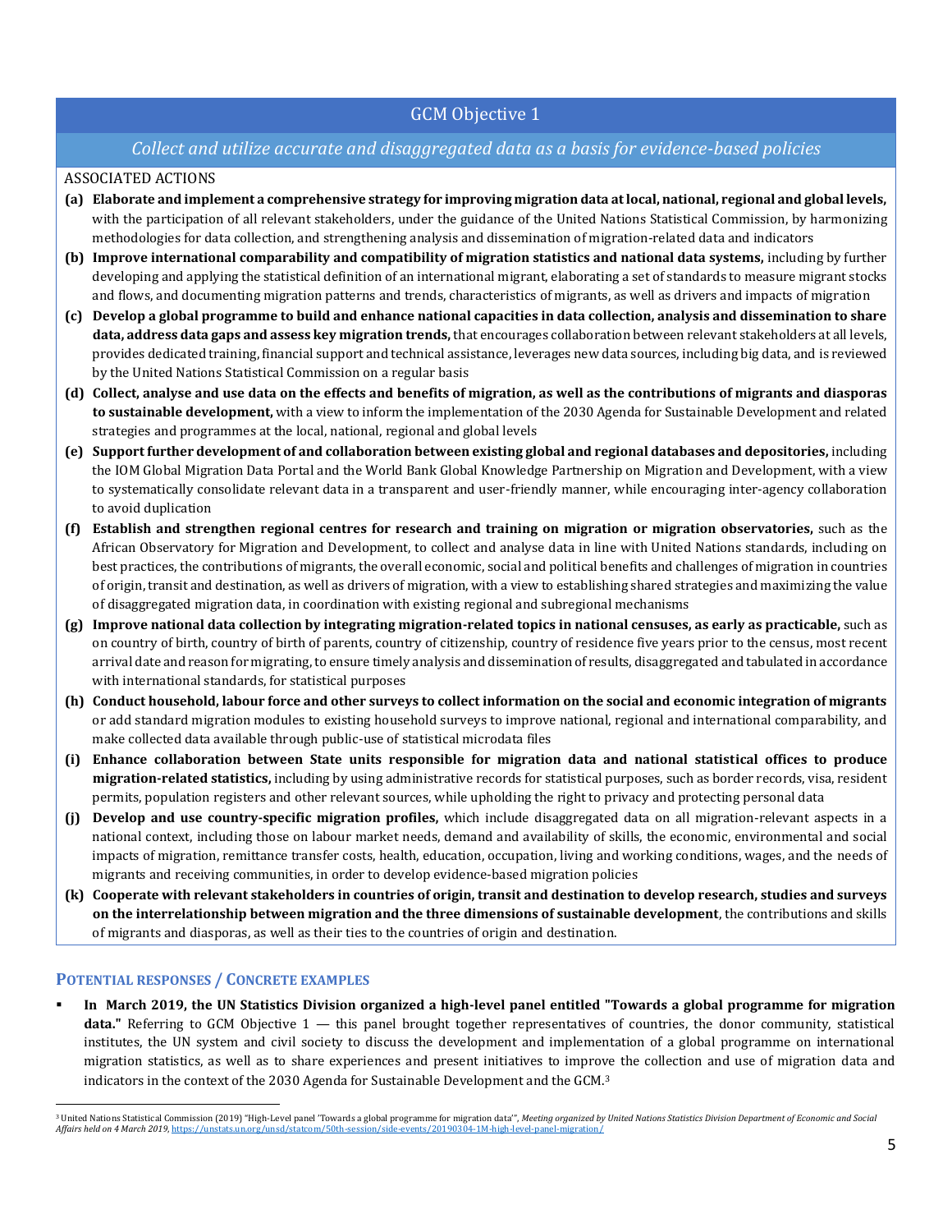## GCM Objective 1

### *Collect and utilize accurate and disaggregated data as a basis for evidence-based policies*

ASSOCIATED ACTIONS

- **(a) Elaborate and implement a comprehensive strategy for improving migration data at local, national, regional and global levels,** with the participation of all relevant stakeholders, under the guidance of the United Nations Statistical Commission, by harmonizing methodologies for data collection, and strengthening analysis and dissemination of migration-related data and indicators
- **(b) Improve international comparability and compatibility of migration statistics and national data systems,** including by further developing and applying the statistical definition of an international migrant, elaborating a set of standards to measure migrant stocks and flows, and documenting migration patterns and trends, characteristics of migrants, as well as drivers and impacts of migration
- **(c) Develop a global programme to build and enhance national capacities in data collection, analysis and dissemination to share data, address data gaps and assess key migration trends,** that encourages collaboration between relevant stakeholders at all levels, provides dedicated training, financial support and technical assistance, leverages new data sources, including big data, and is reviewed by the United Nations Statistical Commission on a regular basis
- **(d) Collect, analyse and use data on the effects and benefits of migration, as well as the contributions of migrants and diasporas to sustainable development,** with a view to inform the implementation of the 2030 Agenda for Sustainable Development and related strategies and programmes at the local, national, regional and global levels
- **(e) Support further development of and collaboration between existing global and regional databases and depositories,** including the IOM Global Migration Data Portal and the World Bank Global Knowledge Partnership on Migration and Development, with a view to systematically consolidate relevant data in a transparent and user-friendly manner, while encouraging inter-agency collaboration to avoid duplication
- **(f) Establish and strengthen regional centres for research and training on migration or migration observatories,** such as the African Observatory for Migration and Development, to collect and analyse data in line with United Nations standards, including on best practices, the contributions of migrants, the overall economic, social and political benefits and challenges of migration in countries of origin, transit and destination, as well as drivers of migration, with a view to establishing shared strategies and maximizing the value of disaggregated migration data, in coordination with existing regional and subregional mechanisms
- **(g) Improve national data collection by integrating migration-related topics in national censuses, as early as practicable,** such as on country of birth, country of birth of parents, country of citizenship, country of residence five years prior to the census, most recent arrival date and reason for migrating, to ensure timely analysis and dissemination of results, disaggregated and tabulated in accordance with international standards, for statistical purposes
- **(h) Conduct household, labour force and other surveys to collect information on the social and economic integration of migrants** or add standard migration modules to existing household surveys to improve national, regional and international comparability, and make collected data available through public-use of statistical microdata files
- **(i) Enhance collaboration between State units responsible for migration data and national statistical offices to produce migration-related statistics,** including by using administrative records for statistical purposes, such as border records, visa, resident permits, population registers and other relevant sources, while upholding the right to privacy and protecting personal data
- **(j) Develop and use country-specific migration profiles,** which include disaggregated data on all migration-relevant aspects in a national context, including those on labour market needs, demand and availability of skills, the economic, environmental and social impacts of migration, remittance transfer costs, health, education, occupation, living and working conditions, wages, and the needs of migrants and receiving communities, in order to develop evidence-based migration policies
- **(k) Cooperate with relevant stakeholders in countries of origin, transit and destination to develop research, studies and surveys on the interrelationship between migration and the three dimensions of sustainable development**, the contributions and skills of migrants and diasporas, as well as their ties to the countries of origin and destination.

### POTENTIAL RESPONSES / CONCRETE EXAMPLES

- **In March 2019, the UN Statistics Division organized a high-level panel entitled "Towards a global programme for migration data."** Referring to GCM Objective 1 — this panel brought together representatives of countries, the donor community, statistical institutes, the UN system and civil society to discuss the development and implementation of a global programme on international migration statistics, as well as to share experiences and present initiatives to improve the collection and use of migration data and indicators in the context of the 2030 Agenda for Sustainable Development and the GCM.[3]

[3] United Nations Statistical Commission (2019) "High-Level panel 'Towards a global programme for migration data'", *Meeting organized by United Nations Statistics Division Department of Economic and Social Affairs held on 4 March 2019,* https://unstats.un.org/unsd/statcom/50th-session/side-events/20190304-1M-high-level-panel-migration/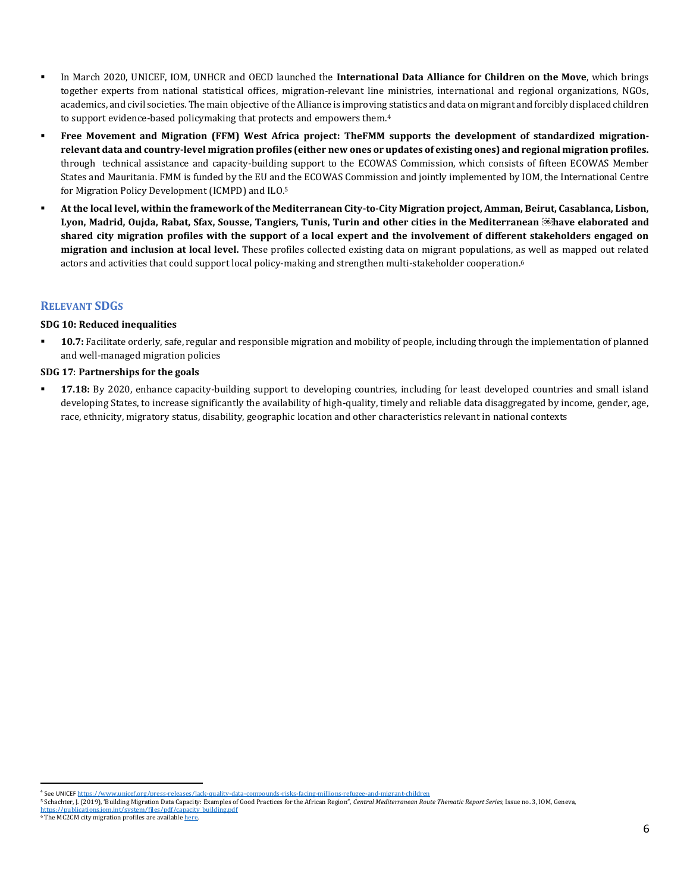- In March 2020, UNICEF, IOM, UNHCR and OECD launched the **International Data Alliance for Children on the Move**, which brings together experts from national statistical offices, migration-relevant line ministries, international and regional organizations, NGOs, academics, and civil societies. The main objective of the Alliance is improving statistics and data on migrant and forcibly displaced children to support evidence-based policymaking that protects and empowers them.[4]
- **Free Movement and Migration (FFM) West Africa project: TheFMM supports the development of standardized migration-relevant data and country-level migration profiles (either new ones or updates of existing ones) and regional migration profiles.** through technical assistance and capacity-building support to the ECOWAS Commission, which consists of fifteen ECOWAS Member States and Mauritania. FMM is funded by the EU and the ECOWAS Commission and jointly implemented by IOM, the International Centre for Migration Policy Development (ICMPD) and ILO.[5]
- **At the local level, within the framework of the Mediterranean City-to-City Migration project, Amman, Beirut, Casablanca, Lisbon, Lyon, Madrid, Oujda, Rabat, Sfax, Sousse, Tangiers, Tunis, Turin and other cities in the Mediterranean have elaborated and shared city migration profiles with the support of a local expert and the involvement of different stakeholders engaged on migration and inclusion at local level.** These profiles collected existing data on migrant populations, as well as mapped out related actors and activities that could support local policy-making and strengthen multi-stakeholder cooperation.[6]

## Relevant SDGs

**SDG 10: Reduced inequalities**

- **10.7:** Facilitate orderly, safe, regular and responsible migration and mobility of people, including through the implementation of planned and well-managed migration policies

**SDG 17**: **Partnerships for the goals**

- **17.18:** By 2020, enhance capacity-building support to developing countries, including for least developed countries and small island developing States, to increase significantly the availability of high-quality, timely and reliable data disaggregated by income, gender, age, race, ethnicity, migratory status, disability, geographic location and other characteristics relevant in national contexts

---

[4] See UNICEF https://www.unicef.org/press-releases/lack-quality-data-compounds-risks-facing-millions-refugee-and-migrant-children

[5] Schachter, J. (2019), 'Building Migration Data Capacity: Examples of Good Practices for the African Region", *Central Mediterranean Route Thematic Report Series*, Issue no. 3, IOM, Geneva, https://publications.iom.int/system/files/pdf/capacity_building.pdf

[6] The MC2CM city migration profiles are available here.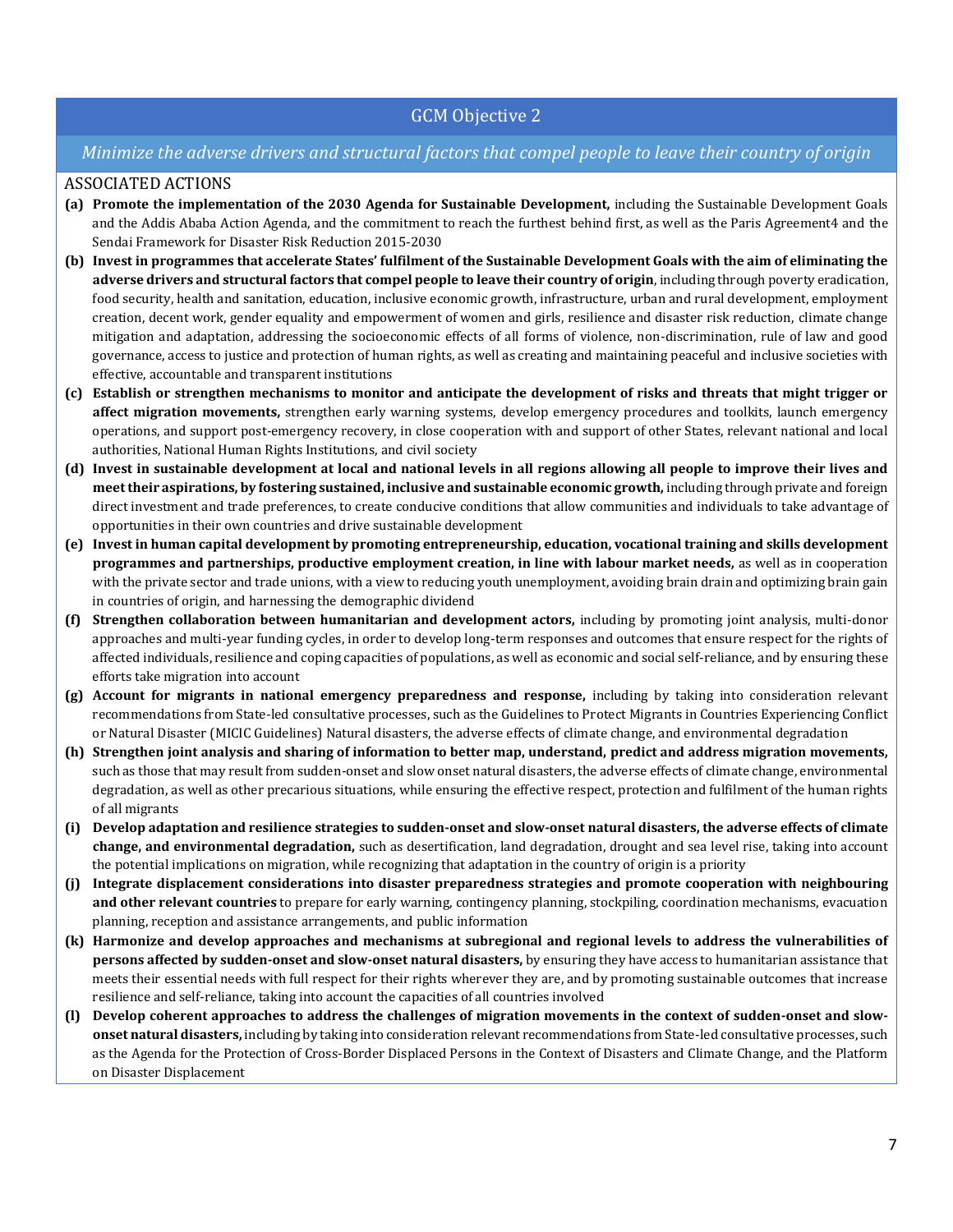## GCM Objective 2

*Minimize the adverse drivers and structural factors that compel people to leave their country of origin*

ASSOCIATED ACTIONS

**(a) Promote the implementation of the 2030 Agenda for Sustainable Development,** including the Sustainable Development Goals and the Addis Ababa Action Agenda, and the commitment to reach the furthest behind first, as well as the Paris Agreement4 and the Sendai Framework for Disaster Risk Reduction 2015-2030

**(b) Invest in programmes that accelerate States' fulfilment of the Sustainable Development Goals with the aim of eliminating the adverse drivers and structural factors that compel people to leave their country of origin**, including through poverty eradication, food security, health and sanitation, education, inclusive economic growth, infrastructure, urban and rural development, employment creation, decent work, gender equality and empowerment of women and girls, resilience and disaster risk reduction, climate change mitigation and adaptation, addressing the socioeconomic effects of all forms of violence, non-discrimination, rule of law and good governance, access to justice and protection of human rights, as well as creating and maintaining peaceful and inclusive societies with effective, accountable and transparent institutions

**(c) Establish or strengthen mechanisms to monitor and anticipate the development of risks and threats that might trigger or affect migration movements,** strengthen early warning systems, develop emergency procedures and toolkits, launch emergency operations, and support post-emergency recovery, in close cooperation with and support of other States, relevant national and local authorities, National Human Rights Institutions, and civil society

**(d) Invest in sustainable development at local and national levels in all regions allowing all people to improve their lives and meet their aspirations, by fostering sustained, inclusive and sustainable economic growth,** including through private and foreign direct investment and trade preferences, to create conducive conditions that allow communities and individuals to take advantage of opportunities in their own countries and drive sustainable development

**(e) Invest in human capital development by promoting entrepreneurship, education, vocational training and skills development programmes and partnerships, productive employment creation, in line with labour market needs,** as well as in cooperation with the private sector and trade unions, with a view to reducing youth unemployment, avoiding brain drain and optimizing brain gain in countries of origin, and harnessing the demographic dividend

**(f) Strengthen collaboration between humanitarian and development actors,** including by promoting joint analysis, multi-donor approaches and multi-year funding cycles, in order to develop long-term responses and outcomes that ensure respect for the rights of affected individuals, resilience and coping capacities of populations, as well as economic and social self-reliance, and by ensuring these efforts take migration into account

**(g) Account for migrants in national emergency preparedness and response,** including by taking into consideration relevant recommendations from State-led consultative processes, such as the Guidelines to Protect Migrants in Countries Experiencing Conflict or Natural Disaster (MICIC Guidelines) Natural disasters, the adverse effects of climate change, and environmental degradation

**(h) Strengthen joint analysis and sharing of information to better map, understand, predict and address migration movements,** such as those that may result from sudden-onset and slow onset natural disasters, the adverse effects of climate change, environmental degradation, as well as other precarious situations, while ensuring the effective respect, protection and fulfilment of the human rights of all migrants

**(i) Develop adaptation and resilience strategies to sudden-onset and slow-onset natural disasters, the adverse effects of climate change, and environmental degradation,** such as desertification, land degradation, drought and sea level rise, taking into account the potential implications on migration, while recognizing that adaptation in the country of origin is a priority

**(j) Integrate displacement considerations into disaster preparedness strategies and promote cooperation with neighbouring and other relevant countries** to prepare for early warning, contingency planning, stockpiling, coordination mechanisms, evacuation planning, reception and assistance arrangements, and public information

**(k) Harmonize and develop approaches and mechanisms at subregional and regional levels to address the vulnerabilities of persons affected by sudden-onset and slow-onset natural disasters,** by ensuring they have access to humanitarian assistance that meets their essential needs with full respect for their rights wherever they are, and by promoting sustainable outcomes that increase resilience and self-reliance, taking into account the capacities of all countries involved

**(l) Develop coherent approaches to address the challenges of migration movements in the context of sudden-onset and slow-onset natural disasters,** including by taking into consideration relevant recommendations from State-led consultative processes, such as the Agenda for the Protection of Cross-Border Displaced Persons in the Context of Disasters and Climate Change, and the Platform on Disaster Displacement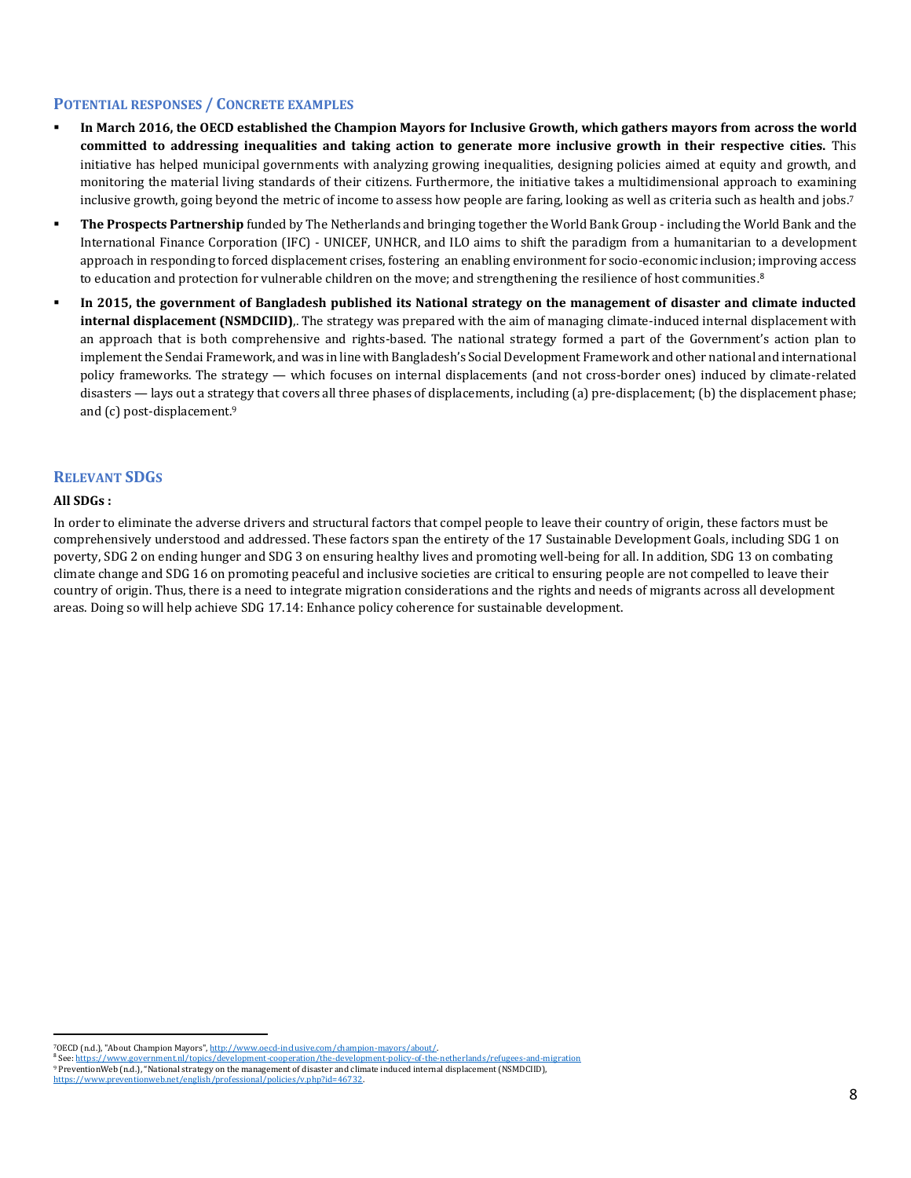## POTENTIAL RESPONSES / CONCRETE EXAMPLES

- **In March 2016, the OECD established the Champion Mayors for Inclusive Growth, which gathers mayors from across the world committed to addressing inequalities and taking action to generate more inclusive growth in their respective cities.** This initiative has helped municipal governments with analyzing growing inequalities, designing policies aimed at equity and growth, and monitoring the material living standards of their citizens. Furthermore, the initiative takes a multidimensional approach to examining inclusive growth, going beyond the metric of income to assess how people are faring, looking as well as criteria such as health and jobs.[7]
- **The Prospects Partnership** funded by The Netherlands and bringing together the World Bank Group - including the World Bank and the International Finance Corporation (IFC) - UNICEF, UNHCR, and ILO aims to shift the paradigm from a humanitarian to a development approach in responding to forced displacement crises, fostering an enabling environment for socio-economic inclusion; improving access to education and protection for vulnerable children on the move; and strengthening the resilience of host communities.[8]
- **In 2015, the government of Bangladesh published its National strategy on the management of disaster and climate inducted internal displacement (NSMDCIID)**,. The strategy was prepared with the aim of managing climate-induced internal displacement with an approach that is both comprehensive and rights-based. The national strategy formed a part of the Government's action plan to implement the Sendai Framework, and was in line with Bangladesh's Social Development Framework and other national and international policy frameworks. The strategy — which focuses on internal displacements (and not cross-border ones) induced by climate-related disasters — lays out a strategy that covers all three phases of displacements, including (a) pre-displacement; (b) the displacement phase; and (c) post-displacement.[9]

## RELEVANT SDGS

**All SDGs :**

In order to eliminate the adverse drivers and structural factors that compel people to leave their country of origin, these factors must be comprehensively understood and addressed. These factors span the entirety of the 17 Sustainable Development Goals, including SDG 1 on poverty, SDG 2 on ending hunger and SDG 3 on ensuring healthy lives and promoting well-being for all. In addition, SDG 13 on combating climate change and SDG 16 on promoting peaceful and inclusive societies are critical to ensuring people are not compelled to leave their country of origin. Thus, there is a need to integrate migration considerations and the rights and needs of migrants across all development areas. Doing so will help achieve SDG 17.14: Enhance policy coherence for sustainable development.

---

[7] OECD (n.d.), "About Champion Mayors", http://www.oecd-inclusive.com/champion-mayors/about/.

[8] See: https://www.government.nl/topics/development-cooperation/the-development-policy-of-the-netherlands/refugees-and-migration

[9] PreventionWeb (n.d.), "National strategy on the management of disaster and climate induced internal displacement (NSMDCIID), https://www.preventionweb.net/english/professional/policies/v.php?id=46732.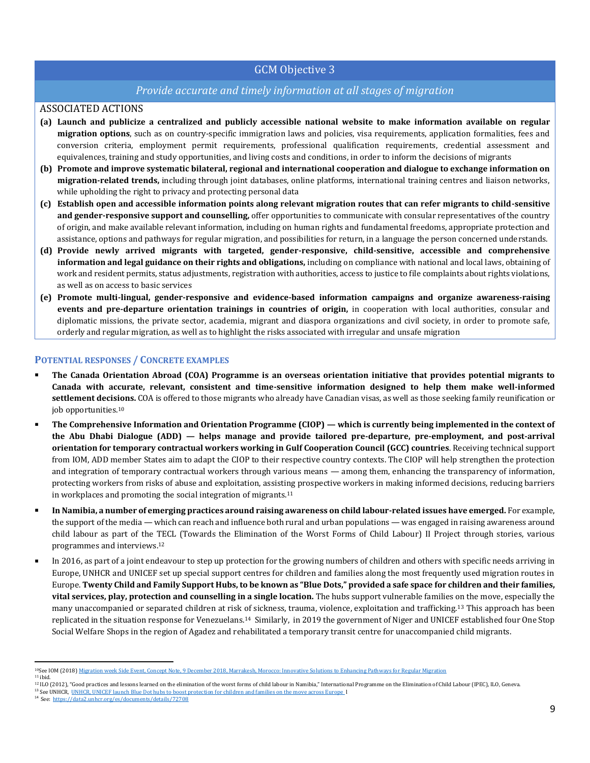## GCM Objective 3

*Provide accurate and timely information at all stages of migration*

ASSOCIATED ACTIONS

**(a) Launch and publicize a centralized and publicly accessible national website to make information available on regular migration options**, such as on country-specific immigration laws and policies, visa requirements, application formalities, fees and conversion criteria, employment permit requirements, professional qualification requirements, credential assessment and equivalences, training and study opportunities, and living costs and conditions, in order to inform the decisions of migrants

**(b) Promote and improve systematic bilateral, regional and international cooperation and dialogue to exchange information on migration-related trends,** including through joint databases, online platforms, international training centres and liaison networks, while upholding the right to privacy and protecting personal data

**(c) Establish open and accessible information points along relevant migration routes that can refer migrants to child-sensitive and gender-responsive support and counselling,** offer opportunities to communicate with consular representatives of the country of origin, and make available relevant information, including on human rights and fundamental freedoms, appropriate protection and assistance, options and pathways for regular migration, and possibilities for return, in a language the person concerned understands.

**(d) Provide newly arrived migrants with targeted, gender-responsive, child-sensitive, accessible and comprehensive information and legal guidance on their rights and obligations,** including on compliance with national and local laws, obtaining of work and resident permits, status adjustments, registration with authorities, access to justice to file complaints about rights violations, as well as on access to basic services

**(e) Promote multi-lingual, gender-responsive and evidence-based information campaigns and organize awareness-raising events and pre-departure orientation trainings in countries of origin,** in cooperation with local authorities, consular and diplomatic missions, the private sector, academia, migrant and diaspora organizations and civil society, in order to promote safe, orderly and regular migration, as well as to highlight the risks associated with irregular and unsafe migration

### POTENTIAL RESPONSES / CONCRETE EXAMPLES

- **The Canada Orientation Abroad (COA) Programme is an overseas orientation initiative that provides potential migrants to Canada with accurate, relevant, consistent and time-sensitive information designed to help them make well-informed settlement decisions.** COA is offered to those migrants who already have Canadian visas, as well as those seeking family reunification or job opportunities.[10]
- **The Comprehensive Information and Orientation Programme (CIOP) — which is currently being implemented in the context of the Abu Dhabi Dialogue (ADD) — helps manage and provide tailored pre-departure, pre-employment, and post-arrival orientation for temporary contractual workers working in Gulf Cooperation Council (GCC) countries**. Receiving technical support from IOM, ADD member States aim to adapt the CIOP to their respective country contexts. The CIOP will help strengthen the protection and integration of temporary contractual workers through various means — among them, enhancing the transparency of information, protecting workers from risks of abuse and exploitation, assisting prospective workers in making informed decisions, reducing barriers in workplaces and promoting the social integration of migrants.[11]
- **In Namibia, a number of emerging practices around raising awareness on child labour-related issues have emerged.** For example, the support of the media — which can reach and influence both rural and urban populations — was engaged in raising awareness around child labour as part of the TECL (Towards the Elimination of the Worst Forms of Child Labour) II Project through stories, various programmes and interviews.[12]
- In 2016, as part of a joint endeavour to step up protection for the growing numbers of children and others with specific needs arriving in Europe, UNHCR and UNICEF set up special support centres for children and families along the most frequently used migration routes in Europe. **Twenty Child and Family Support Hubs, to be known as "Blue Dots," provided a safe space for children and their families, vital services, play, protection and counselling in a single location.** The hubs support vulnerable families on the move, especially the many unaccompanied or separated children at risk of sickness, trauma, violence, exploitation and trafficking.[13] This approach has been replicated in the situation response for Venezuelans.[14] Similarly, in 2019 the government of Niger and UNICEF established four One Stop Social Welfare Shops in the region of Agadez and rehabilitated a temporary transit centre for unaccompanied child migrants.

---

[10] See IOM (2018) Migration week Side Event, Concept Note, 9 December 2018, Marrakesh, Morocco: Innovative Solutions to Enhancing Pathways for Regular Migration

[11] ibid.

[12] ILO (2012), "Good practices and lessons learned on the elimination of the worst forms of child labour in Namibia," International Programme on the Elimination of Child Labour (IPEC), ILO, Geneva.

[13] See UNHCR, UNHCR, UNICEF launch Blue Dot hubs to boost protection for children and families on the move across Europe

[14] See: https://data2.unhcr.org/es/documents/details/72708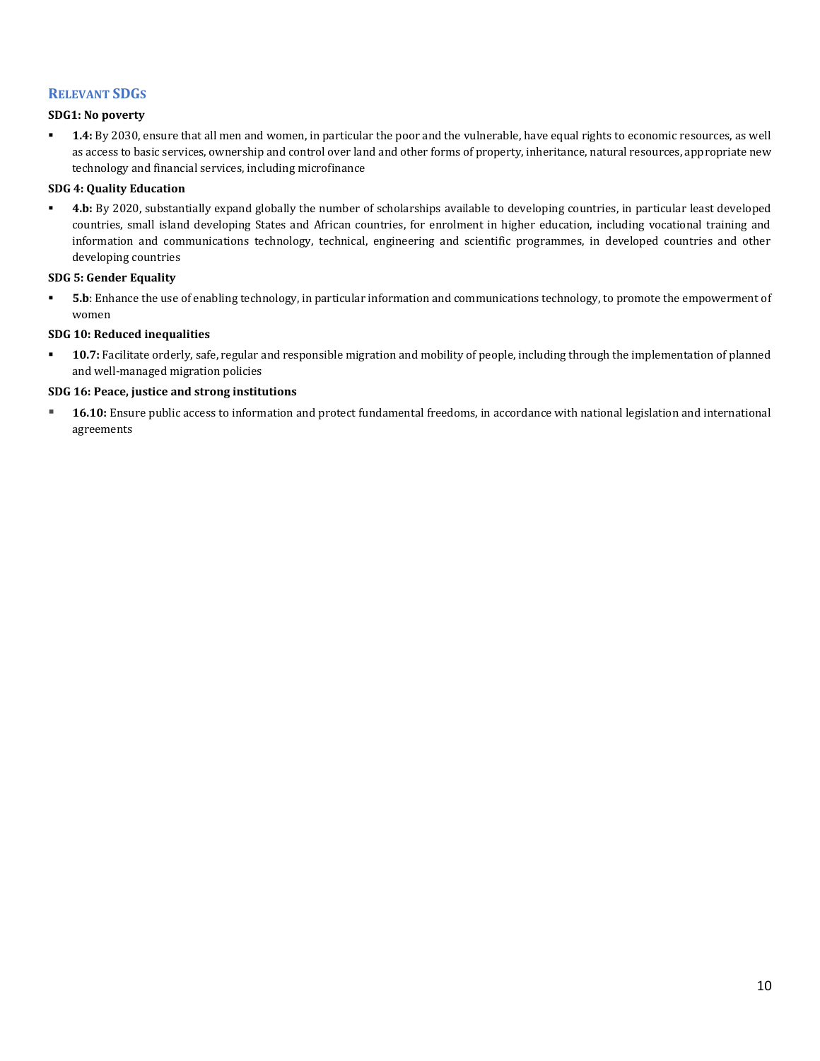## Relevant SDGs

**SDG1: No poverty**

- **1.4:** By 2030, ensure that all men and women, in particular the poor and the vulnerable, have equal rights to economic resources, as well as access to basic services, ownership and control over land and other forms of property, inheritance, natural resources, appropriate new technology and financial services, including microfinance

**SDG 4: Quality Education**

- **4.b:** By 2020, substantially expand globally the number of scholarships available to developing countries, in particular least developed countries, small island developing States and African countries, for enrolment in higher education, including vocational training and information and communications technology, technical, engineering and scientific programmes, in developed countries and other developing countries

**SDG 5: Gender Equality**

- **5.b**: Enhance the use of enabling technology, in particular information and communications technology, to promote the empowerment of women

**SDG 10: Reduced inequalities**

- **10.7:** Facilitate orderly, safe, regular and responsible migration and mobility of people, including through the implementation of planned and well-managed migration policies

**SDG 16: Peace, justice and strong institutions**

- **16.10:** Ensure public access to information and protect fundamental freedoms, in accordance with national legislation and international agreements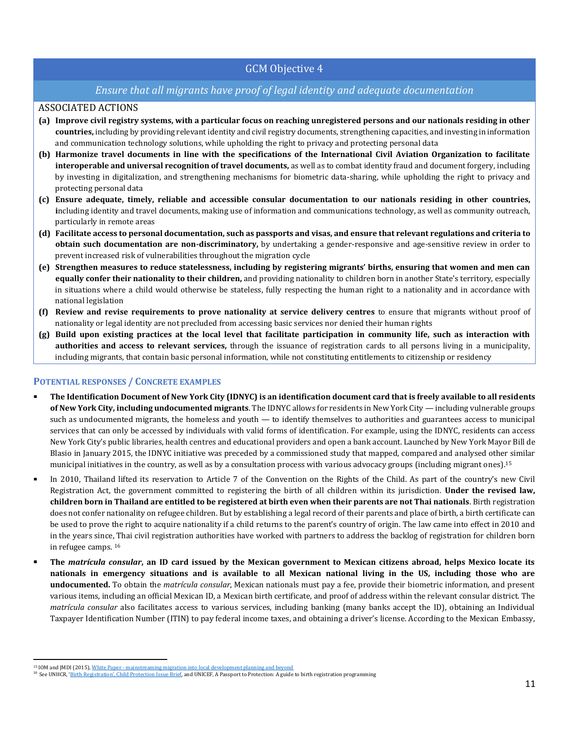## GCM Objective 4

*Ensure that all migrants have proof of legal identity and adequate documentation*

ASSOCIATED ACTIONS

- **(a) Improve civil registry systems, with a particular focus on reaching unregistered persons and our nationals residing in other countries,** including by providing relevant identity and civil registry documents, strengthening capacities, and investing in information and communication technology solutions, while upholding the right to privacy and protecting personal data
- **(b) Harmonize travel documents in line with the specifications of the International Civil Aviation Organization to facilitate interoperable and universal recognition of travel documents,** as well as to combat identity fraud and document forgery, including by investing in digitalization, and strengthening mechanisms for biometric data-sharing, while upholding the right to privacy and protecting personal data
- **(c) Ensure adequate, timely, reliable and accessible consular documentation to our nationals residing in other countries, i**ncluding identity and travel documents, making use of information and communications technology, as well as community outreach, particularly in remote areas
- **(d) Facilitate access to personal documentation, such as passports and visas, and ensure that relevant regulations and criteria to obtain such documentation are non-discriminatory,** by undertaking a gender-responsive and age-sensitive review in order to prevent increased risk of vulnerabilities throughout the migration cycle
- **(e) Strengthen measures to reduce statelessness, including by registering migrants' births, ensuring that women and men can equally confer their nationality to their children,** and providing nationality to children born in another State's territory, especially in situations where a child would otherwise be stateless, fully respecting the human right to a nationality and in accordance with national legislation
- **(f) Review and revise requirements to prove nationality at service delivery centres** to ensure that migrants without proof of nationality or legal identity are not precluded from accessing basic services nor denied their human rights
- **(g) Build upon existing practices at the local level that facilitate participation in community life, such as interaction with authorities and access to relevant services,** through the issuance of registration cards to all persons living in a municipality, including migrants, that contain basic personal information, while not constituting entitlements to citizenship or residency

### POTENTIAL RESPONSES / CONCRETE EXAMPLES

- **The Identification Document of New York City (IDNYC) is an identification document card that is freely available to all residents of New York City, including undocumented migrants**. The IDNYC allows for residents in New York City — including vulnerable groups such as undocumented migrants, the homeless and youth — to identify themselves to authorities and guarantees access to municipal services that can only be accessed by individuals with valid forms of identification. For example, using the IDNYC, residents can access New York City's public libraries, health centres and educational providers and open a bank account. Launched by New York Mayor Bill de Blasio in January 2015, the IDNYC initiative was preceded by a commissioned study that mapped, compared and analysed other similar municipal initiatives in the country, as well as by a consultation process with various advocacy groups (including migrant ones).[15]
- In 2010, Thailand lifted its reservation to Article 7 of the Convention on the Rights of the Child. As part of the country's new Civil Registration Act, the government committed to registering the birth of all children within its jurisdiction. **Under the revised law, children born in Thailand are entitled to be registered at birth even when their parents are not Thai nationals**. Birth registration does not confer nationality on refugee children. But by establishing a legal record of their parents and place of birth, a birth certificate can be used to prove the right to acquire nationality if a child returns to the parent's country of origin. The law came into effect in 2010 and in the years since, Thai civil registration authorities have worked with partners to address the backlog of registration for children born in refugee camps. [16]
- **The *matrícula consular*, an ID card issued by the Mexican government to Mexican citizens abroad, helps Mexico locate its nationals in emergency situations and is available to all Mexican national living in the US, including those who are undocumented.** To obtain the *matrícula consular*, Mexican nationals must pay a fee, provide their biometric information, and present various items, including an official Mexican ID, a Mexican birth certificate, and proof of address within the relevant consular district. The *matrícula consular* also facilitates access to various services, including banking (many banks accept the ID), obtaining an Individual Taxpayer Identification Number (ITIN) to pay federal income taxes, and obtaining a driver's license. According to the Mexican Embassy,

[15] IOM and JMDI (2015), White Paper - mainstreaming migration into local development planning and beyond

[16] See UNHCR, 'Birth Registration', Child Protection Issue Brief, and UNICEF, A Passport to Protection: A guide to birth registration programming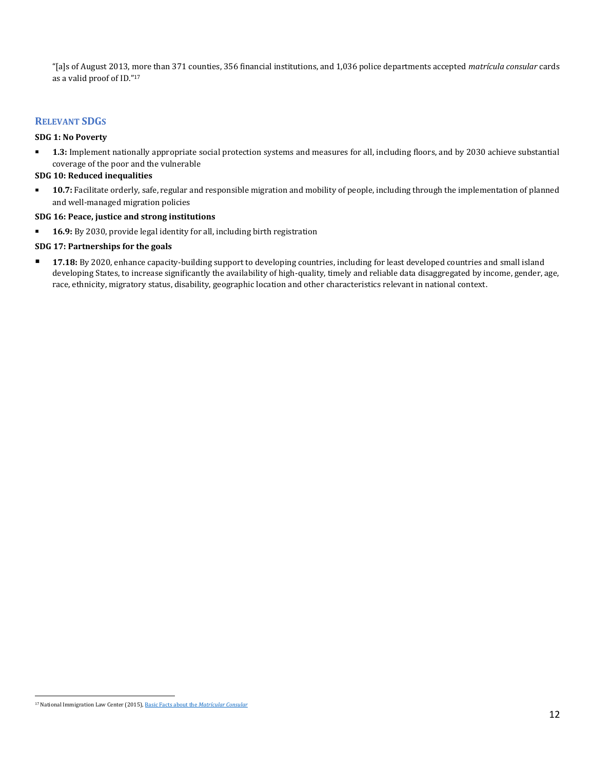"[a]s of August 2013, more than 371 counties, 356 financial institutions, and 1,036 police departments accepted *matrícula consular* cards as a valid proof of ID."[17]

## RELEVANT SDGS

**SDG 1: No Poverty**

- **1.3:** Implement nationally appropriate social protection systems and measures for all, including floors, and by 2030 achieve substantial coverage of the poor and the vulnerable

**SDG 10: Reduced inequalities**

- **10.7:** Facilitate orderly, safe, regular and responsible migration and mobility of people, including through the implementation of planned and well-managed migration policies

**SDG 16: Peace, justice and strong institutions**

- **16.9:** By 2030, provide legal identity for all, including birth registration

**SDG 17: Partnerships for the goals**

- **17.18:** By 2020, enhance capacity-building support to developing countries, including for least developed countries and small island developing States, to increase significantly the availability of high-quality, timely and reliable data disaggregated by income, gender, age, race, ethnicity, migratory status, disability, geographic location and other characteristics relevant in national context.

---

[17] National Immigration Law Center (2015), Basic Facts about the *Matrícular Consular*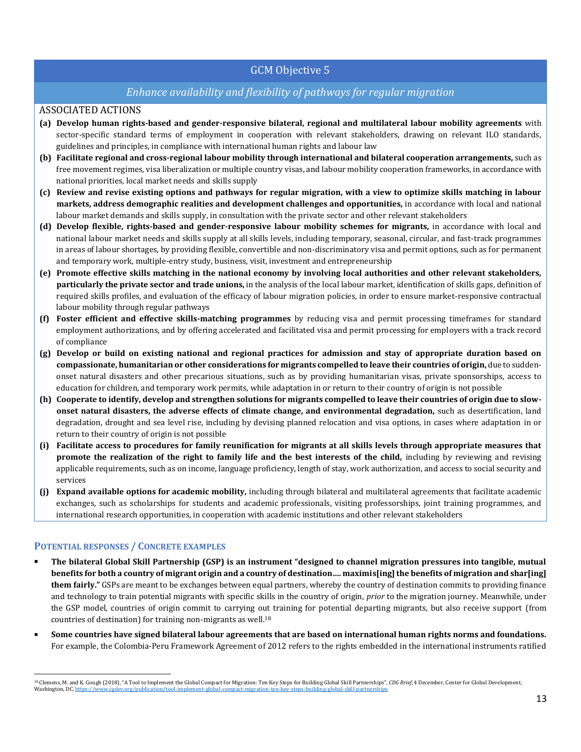## GCM Objective 5

### *Enhance availability and flexibility of pathways for regular migration*

ASSOCIATED ACTIONS

- **(a) Develop human rights-based and gender-responsive bilateral, regional and multilateral labour mobility agreements** with sector-specific standard terms of employment in cooperation with relevant stakeholders, drawing on relevant ILO standards, guidelines and principles, in compliance with international human rights and labour law
- **(b) Facilitate regional and cross-regional labour mobility through international and bilateral cooperation arrangements,** such as free movement regimes, visa liberalization or multiple country visas, and labour mobility cooperation frameworks, in accordance with national priorities, local market needs and skills supply
- **(c) Review and revise existing options and pathways for regular migration, with a view to optimize skills matching in labour markets, address demographic realities and development challenges and opportunities,** in accordance with local and national labour market demands and skills supply, in consultation with the private sector and other relevant stakeholders
- **(d) Develop flexible, rights-based and gender-responsive labour mobility schemes for migrants,** in accordance with local and national labour market needs and skills supply at all skills levels, including temporary, seasonal, circular, and fast-track programmes in areas of labour shortages, by providing flexible, convertible and non-discriminatory visa and permit options, such as for permanent and temporary work, multiple-entry study, business, visit, investment and entrepreneurship
- **(e) Promote effective skills matching in the national economy by involving local authorities and other relevant stakeholders, particularly the private sector and trade unions,** in the analysis of the local labour market, identification of skills gaps, definition of required skills profiles, and evaluation of the efficacy of labour migration policies, in order to ensure market-responsive contractual labour mobility through regular pathways
- **(f) Foster efficient and effective skills-matching programmes** by reducing visa and permit processing timeframes for standard employment authorizations, and by offering accelerated and facilitated visa and permit processing for employers with a track record of compliance
- **(g) Develop or build on existing national and regional practices for admission and stay of appropriate duration based on compassionate, humanitarian or other considerations for migrants compelled to leave their countries of origin,** due to sudden-onset natural disasters and other precarious situations, such as by providing humanitarian visas, private sponsorships, access to education for children, and temporary work permits, while adaptation in or return to their country of origin is not possible
- **(h) Cooperate to identify, develop and strengthen solutions for migrants compelled to leave their countries of origin due to slow-onset natural disasters, the adverse effects of climate change, and environmental degradation,** such as desertification, land degradation, drought and sea level rise, including by devising planned relocation and visa options, in cases where adaptation in or return to their country of origin is not possible
- **(i) Facilitate access to procedures for family reunification for migrants at all skills levels through appropriate measures that promote the realization of the right to family life and the best interests of the child,** including by reviewing and revising applicable requirements, such as on income, language proficiency, length of stay, work authorization, and access to social security and services
- **(j) Expand available options for academic mobility,** including through bilateral and multilateral agreements that facilitate academic exchanges, such as scholarships for students and academic professionals, visiting professorships, joint training programmes, and international research opportunities, in cooperation with academic institutions and other relevant stakeholders

### POTENTIAL RESPONSES / CONCRETE EXAMPLES

- **The bilateral Global Skill Partnership (GSP) is an instrument "designed to channel migration pressures into tangible, mutual benefits for both a country of migrant origin and a country of destination…. maximis[ing] the benefits of migration and shar[ing] them fairly."** GSPs are meant to be exchanges between equal partners, whereby the country of destination commits to providing finance and technology to train potential migrants with specific skills in the country of origin, *prior* to the migration journey. Meanwhile, under the GSP model, countries of origin commit to carrying out training for potential departing migrants, but also receive support (from countries of destination) for training non-migrants as well.[18]
- **Some countries have signed bilateral labour agreements that are based on international human rights norms and foundations.** For example, the Colombia-Peru Framework Agreement of 2012 refers to the rights embedded in the international instruments ratified

[18] Clemens, M. and K. Gough (2018), "A Tool to Implement the Global Compact for Migration: Ten Key Steps for Building Global Skill Partnerships", *CDG Brief*, 4 December, Center for Global Development, Washington, DC, https://www.cgdev.org/publication/tool-implement-global-compact-migration-ten-key-steps-building-global-skill-partnerships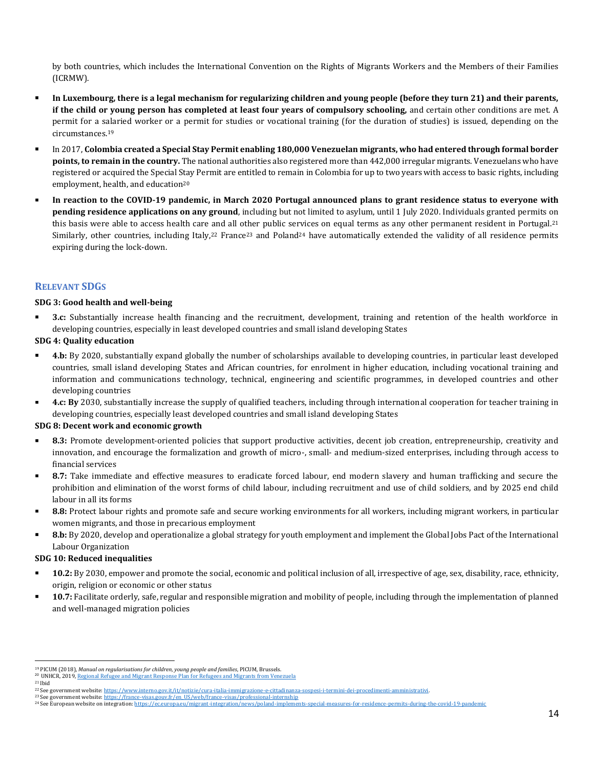by both countries, which includes the International Convention on the Rights of Migrants Workers and the Members of their Families (ICRMW).

- **In Luxembourg, there is a legal mechanism for regularizing children and young people (before they turn 21) and their parents, if the child or young person has completed at least four years of compulsory schooling,** and certain other conditions are met. A permit for a salaried worker or a permit for studies or vocational training (for the duration of studies) is issued, depending on the circumstances.[19]
- In 2017, **Colombia created a Special Stay Permit enabling 180,000 Venezuelan migrants, who had entered through formal border points, to remain in the country.** The national authorities also registered more than 442,000 irregular migrants. Venezuelans who have registered or acquired the Special Stay Permit are entitled to remain in Colombia for up to two years with access to basic rights, including employment, health, and education[20]
- **In reaction to the COVID-19 pandemic, in March 2020 Portugal announced plans to grant residence status to everyone with pending residence applications on any ground**, including but not limited to asylum, until 1 July 2020. Individuals granted permits on this basis were able to access health care and all other public services on equal terms as any other permanent resident in Portugal.[21] Similarly, other countries, including Italy,[22] France[23] and Poland[24] have automatically extended the validity of all residence permits expiring during the lock-down.

## RELEVANT SDGS

**SDG 3: Good health and well-being**

- **3.c:** Substantially increase health financing and the recruitment, development, training and retention of the health workforce in developing countries, especially in least developed countries and small island developing States

**SDG 4: Quality education**

- **4.b:** By 2020, substantially expand globally the number of scholarships available to developing countries, in particular least developed countries, small island developing States and African countries, for enrolment in higher education, including vocational training and information and communications technology, technical, engineering and scientific programmes, in developed countries and other developing countries
- **4.c: By** 2030, substantially increase the supply of qualified teachers, including through international cooperation for teacher training in developing countries, especially least developed countries and small island developing States

**SDG 8: Decent work and economic growth**

- **8.3:** Promote development-oriented policies that support productive activities, decent job creation, entrepreneurship, creativity and innovation, and encourage the formalization and growth of micro-, small- and medium-sized enterprises, including through access to financial services
- **8.7:** Take immediate and effective measures to eradicate forced labour, end modern slavery and human trafficking and secure the prohibition and elimination of the worst forms of child labour, including recruitment and use of child soldiers, and by 2025 end child labour in all its forms
- **8.8:** Protect labour rights and promote safe and secure working environments for all workers, including migrant workers, in particular women migrants, and those in precarious employment
- **8.b:** By 2020, develop and operationalize a global strategy for youth employment and implement the Global Jobs Pact of the International Labour Organization

**SDG 10: Reduced inequalities**

- **10.2:** By 2030, empower and promote the social, economic and political inclusion of all, irrespective of age, sex, disability, race, ethnicity, origin, religion or economic or other status
- **10.7:** Facilitate orderly, safe, regular and responsible migration and mobility of people, including through the implementation of planned and well-managed migration policies

---

[19] PICUM (2018), *Manual on regularisations for children, young people and families*, PICUM, Brussels.
[20] UNHCR, 2019, Regional Refugee and Migrant Response Plan for Refugees and Migrants from Venezuela
[21] Ibid
[22] See government website: https://www.interno.gov.it/it/notizie/cura-italia-immigrazione-e-cittadinanza-sospesi-i-termini-dei-procedimenti-amministrativi.
[23] See government website: https://france-visas.gouv.fr/en_US/web/france-visas/professional-internship
[24] See European website on integration: https://ec.europa.eu/migrant-integration/news/poland-implements-special-measures-for-residence-permits-during-the-covid-19-pandemic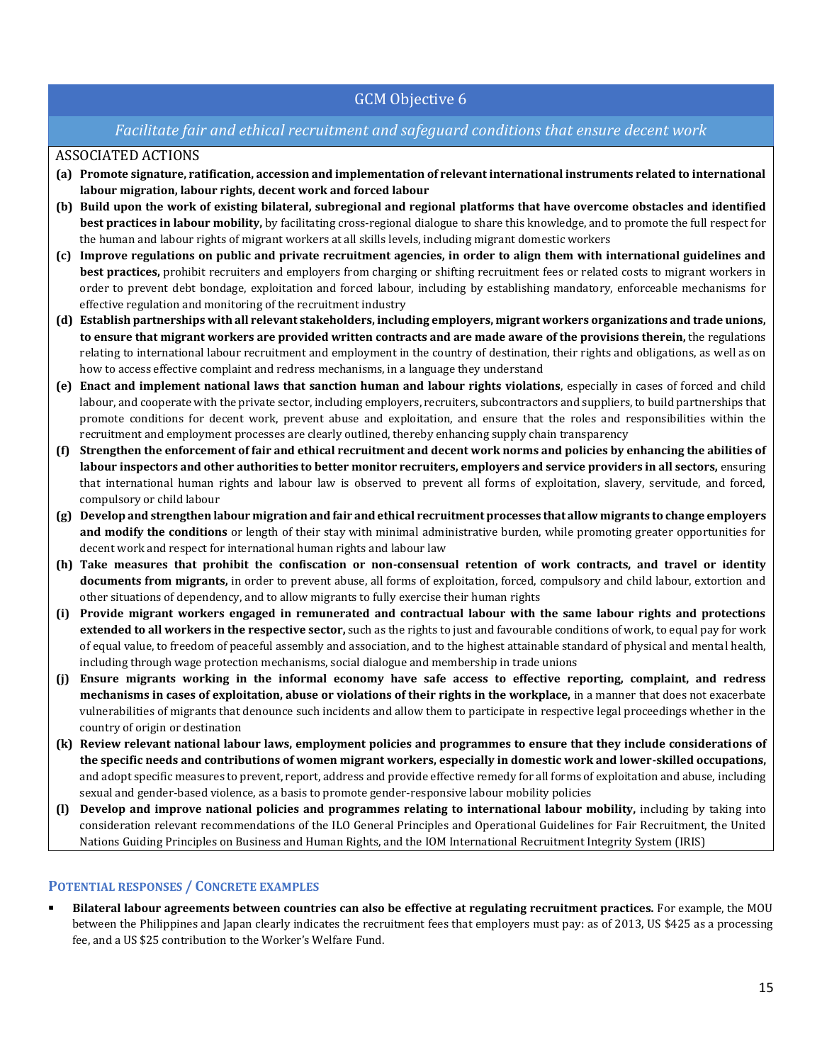## GCM Objective 6

### *Facilitate fair and ethical recruitment and safeguard conditions that ensure decent work*

ASSOCIATED ACTIONS

- **(a) Promote signature, ratification, accession and implementation of relevant international instruments related to international labour migration, labour rights, decent work and forced labour**
- **(b) Build upon the work of existing bilateral, subregional and regional platforms that have overcome obstacles and identified best practices in labour mobility,** by facilitating cross-regional dialogue to share this knowledge, and to promote the full respect for the human and labour rights of migrant workers at all skills levels, including migrant domestic workers
- **(c) Improve regulations on public and private recruitment agencies, in order to align them with international guidelines and best practices,** prohibit recruiters and employers from charging or shifting recruitment fees or related costs to migrant workers in order to prevent debt bondage, exploitation and forced labour, including by establishing mandatory, enforceable mechanisms for effective regulation and monitoring of the recruitment industry
- **(d) Establish partnerships with all relevant stakeholders, including employers, migrant workers organizations and trade unions, to ensure that migrant workers are provided written contracts and are made aware of the provisions therein,** the regulations relating to international labour recruitment and employment in the country of destination, their rights and obligations, as well as on how to access effective complaint and redress mechanisms, in a language they understand
- **(e) Enact and implement national laws that sanction human and labour rights violations**, especially in cases of forced and child labour, and cooperate with the private sector, including employers, recruiters, subcontractors and suppliers, to build partnerships that promote conditions for decent work, prevent abuse and exploitation, and ensure that the roles and responsibilities within the recruitment and employment processes are clearly outlined, thereby enhancing supply chain transparency
- **(f) Strengthen the enforcement of fair and ethical recruitment and decent work norms and policies by enhancing the abilities of labour inspectors and other authorities to better monitor recruiters, employers and service providers in all sectors,** ensuring that international human rights and labour law is observed to prevent all forms of exploitation, slavery, servitude, and forced, compulsory or child labour
- **(g) Develop and strengthen labour migration and fair and ethical recruitment processes that allow migrants to change employers and modify the conditions** or length of their stay with minimal administrative burden, while promoting greater opportunities for decent work and respect for international human rights and labour law
- **(h) Take measures that prohibit the confiscation or non-consensual retention of work contracts, and travel or identity documents from migrants,** in order to prevent abuse, all forms of exploitation, forced, compulsory and child labour, extortion and other situations of dependency, and to allow migrants to fully exercise their human rights
- **(i) Provide migrant workers engaged in remunerated and contractual labour with the same labour rights and protections extended to all workers in the respective sector,** such as the rights to just and favourable conditions of work, to equal pay for work of equal value, to freedom of peaceful assembly and association, and to the highest attainable standard of physical and mental health, including through wage protection mechanisms, social dialogue and membership in trade unions
- **(j) Ensure migrants working in the informal economy have safe access to effective reporting, complaint, and redress mechanisms in cases of exploitation, abuse or violations of their rights in the workplace,** in a manner that does not exacerbate vulnerabilities of migrants that denounce such incidents and allow them to participate in respective legal proceedings whether in the country of origin or destination
- **(k) Review relevant national labour laws, employment policies and programmes to ensure that they include considerations of the specific needs and contributions of women migrant workers, especially in domestic work and lower-skilled occupations,** and adopt specific measures to prevent, report, address and provide effective remedy for all forms of exploitation and abuse, including sexual and gender-based violence, as a basis to promote gender-responsive labour mobility policies
- **(l) Develop and improve national policies and programmes relating to international labour mobility,** including by taking into consideration relevant recommendations of the ILO General Principles and Operational Guidelines for Fair Recruitment, the United Nations Guiding Principles on Business and Human Rights, and the IOM International Recruitment Integrity System (IRIS)

### POTENTIAL RESPONSES / CONCRETE EXAMPLES

- **Bilateral labour agreements between countries can also be effective at regulating recruitment practices.** For example, the MOU between the Philippines and Japan clearly indicates the recruitment fees that employers must pay: as of 2013, US $425 as a processing fee, and a US $25 contribution to the Worker's Welfare Fund.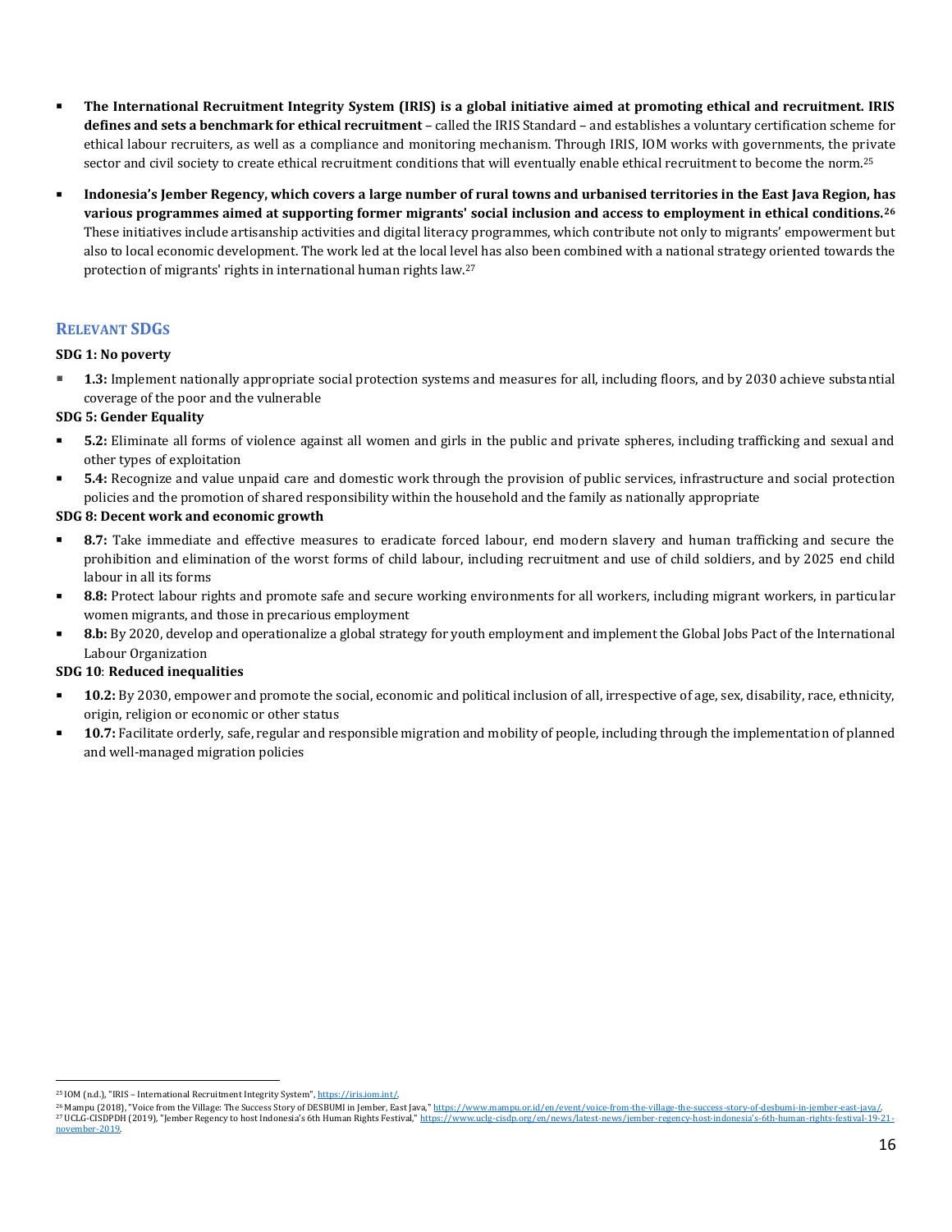- **The International Recruitment Integrity System (IRIS) is a global initiative aimed at promoting ethical and recruitment. IRIS defines and sets a benchmark for ethical recruitment** – called the IRIS Standard – and establishes a voluntary certification scheme for ethical labour recruiters, as well as a compliance and monitoring mechanism. Through IRIS, IOM works with governments, the private sector and civil society to create ethical recruitment conditions that will eventually enable ethical recruitment to become the norm.[25]

- **Indonesia's Jember Regency, which covers a large number of rural towns and urbanised territories in the East Java Region, has various programmes aimed at supporting former migrants' social inclusion and access to employment in ethical conditions.**[26] These initiatives include artisanship activities and digital literacy programmes, which contribute not only to migrants' empowerment but also to local economic development. The work led at the local level has also been combined with a national strategy oriented towards the protection of migrants' rights in international human rights law.[27]

## RELEVANT SDGS

**SDG 1: No poverty**

- **1.3:** Implement nationally appropriate social protection systems and measures for all, including floors, and by 2030 achieve substantial coverage of the poor and the vulnerable

**SDG 5: Gender Equality**

- **5.2:** Eliminate all forms of violence against all women and girls in the public and private spheres, including trafficking and sexual and other types of exploitation
- **5.4:** Recognize and value unpaid care and domestic work through the provision of public services, infrastructure and social protection policies and the promotion of shared responsibility within the household and the family as nationally appropriate

**SDG 8: Decent work and economic growth**

- **8.7:** Take immediate and effective measures to eradicate forced labour, end modern slavery and human trafficking and secure the prohibition and elimination of the worst forms of child labour, including recruitment and use of child soldiers, and by 2025 end child labour in all its forms
- **8.8:** Protect labour rights and promote safe and secure working environments for all workers, including migrant workers, in particular women migrants, and those in precarious employment
- **8.b:** By 2020, develop and operationalize a global strategy for youth employment and implement the Global Jobs Pact of the International Labour Organization

**SDG 10**: **Reduced inequalities**

- **10.2:** By 2030, empower and promote the social, economic and political inclusion of all, irrespective of age, sex, disability, race, ethnicity, origin, religion or economic or other status
- **10.7:** Facilitate orderly, safe, regular and responsible migration and mobility of people, including through the implementation of planned and well-managed migration policies

---

[25] IOM (n.d.), "IRIS – International Recruitment Integrity System", https://iris.iom.int/.

[26] Mampu (2018), "Voice from the Village: The Success Story of DESBUMI in Jember, East Java," https://www.mampu.or.id/en/event/voice-from-the-village-the-success-story-of-desbumi-in-jember-east-java/.

[27] UCLG-CISDPDH (2019), "Jember Regency to host Indonesia's 6th Human Rights Festival," https://www.uclg-cisdp.org/en/news/latest-news/jember-regency-host-indonesia's-6th-human-rights-festival-19-21-november-2019.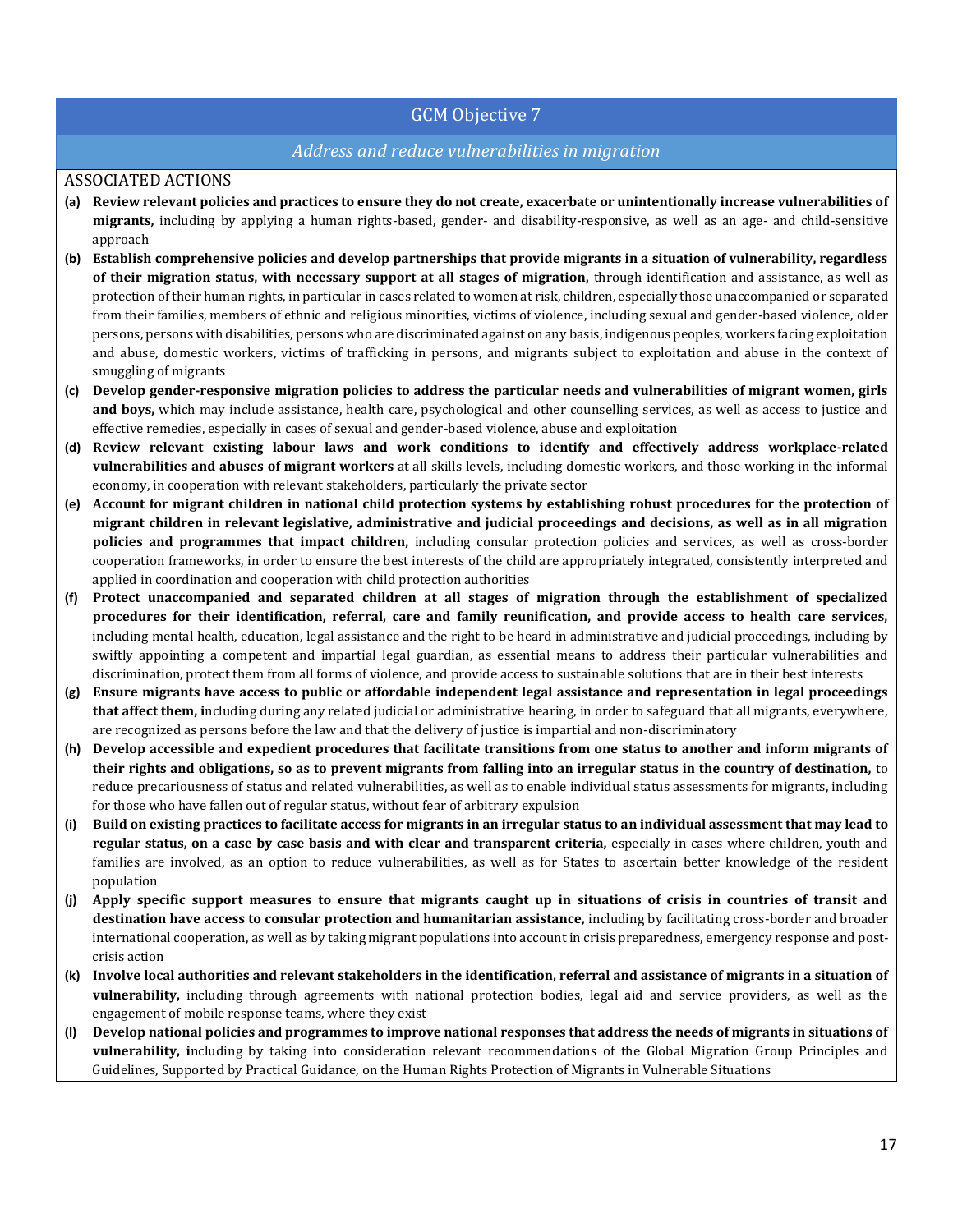## GCM Objective 7

*Address and reduce vulnerabilities in migration*

ASSOCIATED ACTIONS

**(a)** **Review relevant policies and practices to ensure they do not create, exacerbate or unintentionally increase vulnerabilities of migrants,** including by applying a human rights-based, gender- and disability-responsive, as well as an age- and child-sensitive approach

**(b)** **Establish comprehensive policies and develop partnerships that provide migrants in a situation of vulnerability, regardless of their migration status, with necessary support at all stages of migration,** through identification and assistance, as well as protection of their human rights, in particular in cases related to women at risk, children, especially those unaccompanied or separated from their families, members of ethnic and religious minorities, victims of violence, including sexual and gender-based violence, older persons, persons with disabilities, persons who are discriminated against on any basis, indigenous peoples, workers facing exploitation and abuse, domestic workers, victims of trafficking in persons, and migrants subject to exploitation and abuse in the context of smuggling of migrants

**(c)** **Develop gender-responsive migration policies to address the particular needs and vulnerabilities of migrant women, girls and boys,** which may include assistance, health care, psychological and other counselling services, as well as access to justice and effective remedies, especially in cases of sexual and gender-based violence, abuse and exploitation

**(d)** **Review relevant existing labour laws and work conditions to identify and effectively address workplace-related vulnerabilities and abuses of migrant workers** at all skills levels, including domestic workers, and those working in the informal economy, in cooperation with relevant stakeholders, particularly the private sector

**(e)** **Account for migrant children in national child protection systems by establishing robust procedures for the protection of migrant children in relevant legislative, administrative and judicial proceedings and decisions, as well as in all migration policies and programmes that impact children,** including consular protection policies and services, as well as cross-border cooperation frameworks, in order to ensure the best interests of the child are appropriately integrated, consistently interpreted and applied in coordination and cooperation with child protection authorities

**(f)** **Protect unaccompanied and separated children at all stages of migration through the establishment of specialized procedures for their identification, referral, care and family reunification, and provide access to health care services,** including mental health, education, legal assistance and the right to be heard in administrative and judicial proceedings, including by swiftly appointing a competent and impartial legal guardian, as essential means to address their particular vulnerabilities and discrimination, protect them from all forms of violence, and provide access to sustainable solutions that are in their best interests

**(g)** **Ensure migrants have access to public or affordable independent legal assistance and representation in legal proceedings that affect them, i**ncluding during any related judicial or administrative hearing, in order to safeguard that all migrants, everywhere, are recognized as persons before the law and that the delivery of justice is impartial and non-discriminatory

**(h)** **Develop accessible and expedient procedures that facilitate transitions from one status to another and inform migrants of their rights and obligations, so as to prevent migrants from falling into an irregular status in the country of destination,** to reduce precariousness of status and related vulnerabilities, as well as to enable individual status assessments for migrants, including for those who have fallen out of regular status, without fear of arbitrary expulsion

**(i)** **Build on existing practices to facilitate access for migrants in an irregular status to an individual assessment that may lead to regular status, on a case by case basis and with clear and transparent criteria,** especially in cases where children, youth and families are involved, as an option to reduce vulnerabilities, as well as for States to ascertain better knowledge of the resident population

**(j)** **Apply specific support measures to ensure that migrants caught up in situations of crisis in countries of transit and destination have access to consular protection and humanitarian assistance,** including by facilitating cross-border and broader international cooperation, as well as by taking migrant populations into account in crisis preparedness, emergency response and post-crisis action

**(k)** **Involve local authorities and relevant stakeholders in the identification, referral and assistance of migrants in a situation of vulnerability,** including through agreements with national protection bodies, legal aid and service providers, as well as the engagement of mobile response teams, where they exist

**(l)** **Develop national policies and programmes to improve national responses that address the needs of migrants in situations of vulnerability, i**ncluding by taking into consideration relevant recommendations of the Global Migration Group Principles and Guidelines, Supported by Practical Guidance, on the Human Rights Protection of Migrants in Vulnerable Situations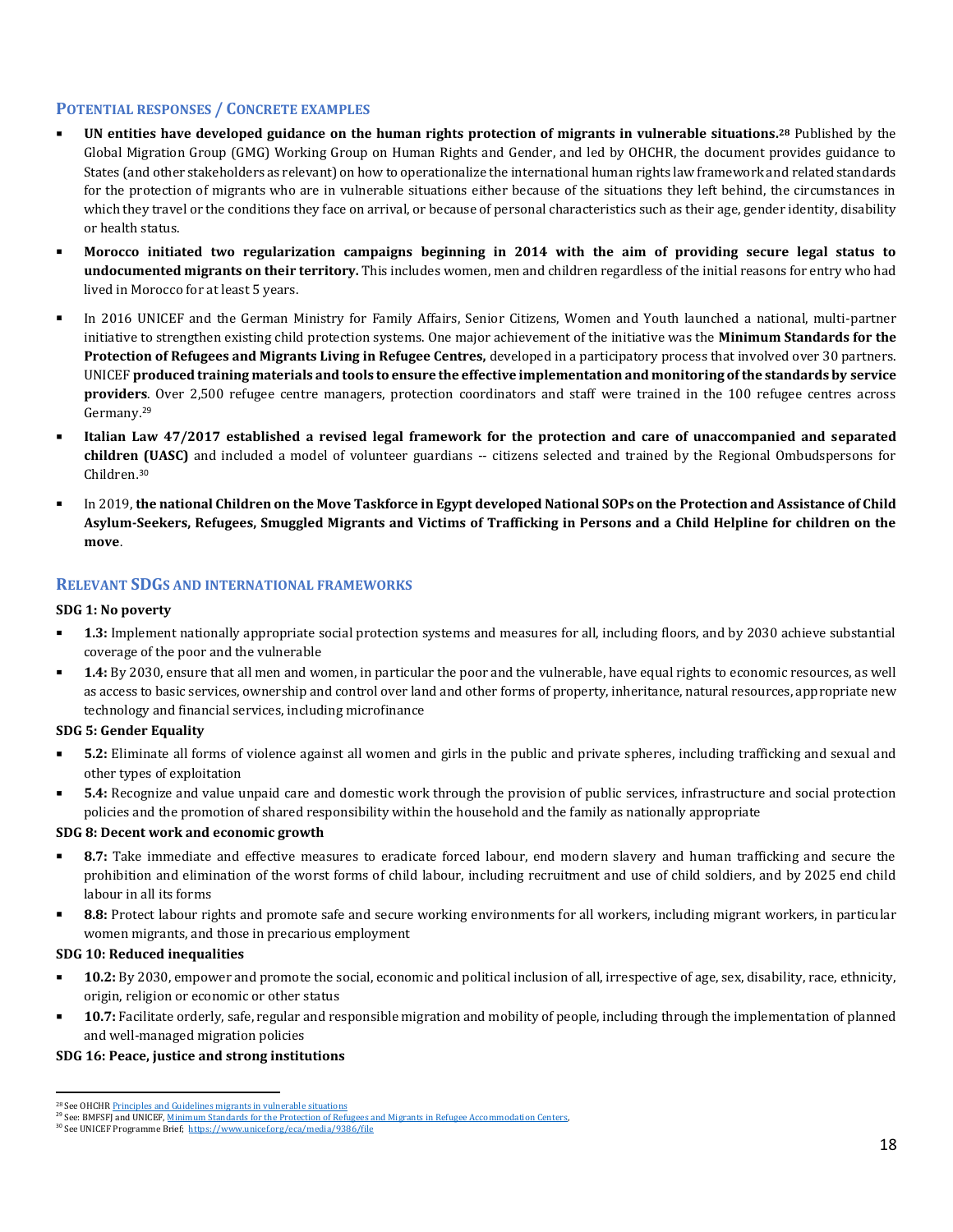### POTENTIAL RESPONSES / CONCRETE EXAMPLES

- **UN entities have developed guidance on the human rights protection of migrants in vulnerable situations.**[28] Published by the Global Migration Group (GMG) Working Group on Human Rights and Gender, and led by OHCHR, the document provides guidance to States (and other stakeholders as relevant) on how to operationalize the international human rights law framework and related standards for the protection of migrants who are in vulnerable situations either because of the situations they left behind, the circumstances in which they travel or the conditions they face on arrival, or because of personal characteristics such as their age, gender identity, disability or health status.
- **Morocco initiated two regularization campaigns beginning in 2014 with the aim of providing secure legal status to undocumented migrants on their territory.** This includes women, men and children regardless of the initial reasons for entry who had lived in Morocco for at least 5 years.
- In 2016 UNICEF and the German Ministry for Family Affairs, Senior Citizens, Women and Youth launched a national, multi-partner initiative to strengthen existing child protection systems. One major achievement of the initiative was the **Minimum Standards for the Protection of Refugees and Migrants Living in Refugee Centres,** developed in a participatory process that involved over 30 partners. UNICEF **produced training materials and tools to ensure the effective implementation and monitoring of the standards by service providers**. Over 2,500 refugee centre managers, protection coordinators and staff were trained in the 100 refugee centres across Germany.[29]
- **Italian Law 47/2017 established a revised legal framework for the protection and care of unaccompanied and separated children (UASC)** and included a model of volunteer guardians -- citizens selected and trained by the Regional Ombudspersons for Children.[30]
- In 2019, **the national Children on the Move Taskforce in Egypt developed National SOPs on the Protection and Assistance of Child Asylum-Seekers, Refugees, Smuggled Migrants and Victims of Trafficking in Persons and a Child Helpline for children on the move**.

### RELEVANT SDGS AND INTERNATIONAL FRAMEWORKS

**SDG 1: No poverty**

- **1.3:** Implement nationally appropriate social protection systems and measures for all, including floors, and by 2030 achieve substantial coverage of the poor and the vulnerable
- **1.4:** By 2030, ensure that all men and women, in particular the poor and the vulnerable, have equal rights to economic resources, as well as access to basic services, ownership and control over land and other forms of property, inheritance, natural resources, appropriate new technology and financial services, including microfinance

**SDG 5: Gender Equality**

- **5.2:** Eliminate all forms of violence against all women and girls in the public and private spheres, including trafficking and sexual and other types of exploitation
- **5.4:** Recognize and value unpaid care and domestic work through the provision of public services, infrastructure and social protection policies and the promotion of shared responsibility within the household and the family as nationally appropriate

**SDG 8: Decent work and economic growth**

- **8.7:** Take immediate and effective measures to eradicate forced labour, end modern slavery and human trafficking and secure the prohibition and elimination of the worst forms of child labour, including recruitment and use of child soldiers, and by 2025 end child labour in all its forms
- **8.8:** Protect labour rights and promote safe and secure working environments for all workers, including migrant workers, in particular women migrants, and those in precarious employment

**SDG 10: Reduced inequalities**

- **10.2:** By 2030, empower and promote the social, economic and political inclusion of all, irrespective of age, sex, disability, race, ethnicity, origin, religion or economic or other status
- **10.7:** Facilitate orderly, safe, regular and responsible migration and mobility of people, including through the implementation of planned and well-managed migration policies

**SDG 16: Peace, justice and strong institutions**

---

[28] See OHCHR Principles and Guidelines migrants in vulnerable situations
[29] See: BMFSFJ and UNICEF, Minimum Standards for the Protection of Refugees and Migrants in Refugee Accommodation Centers,
[30] See UNICEF Programme Brief; https://www.unicef.org/eca/media/9386/file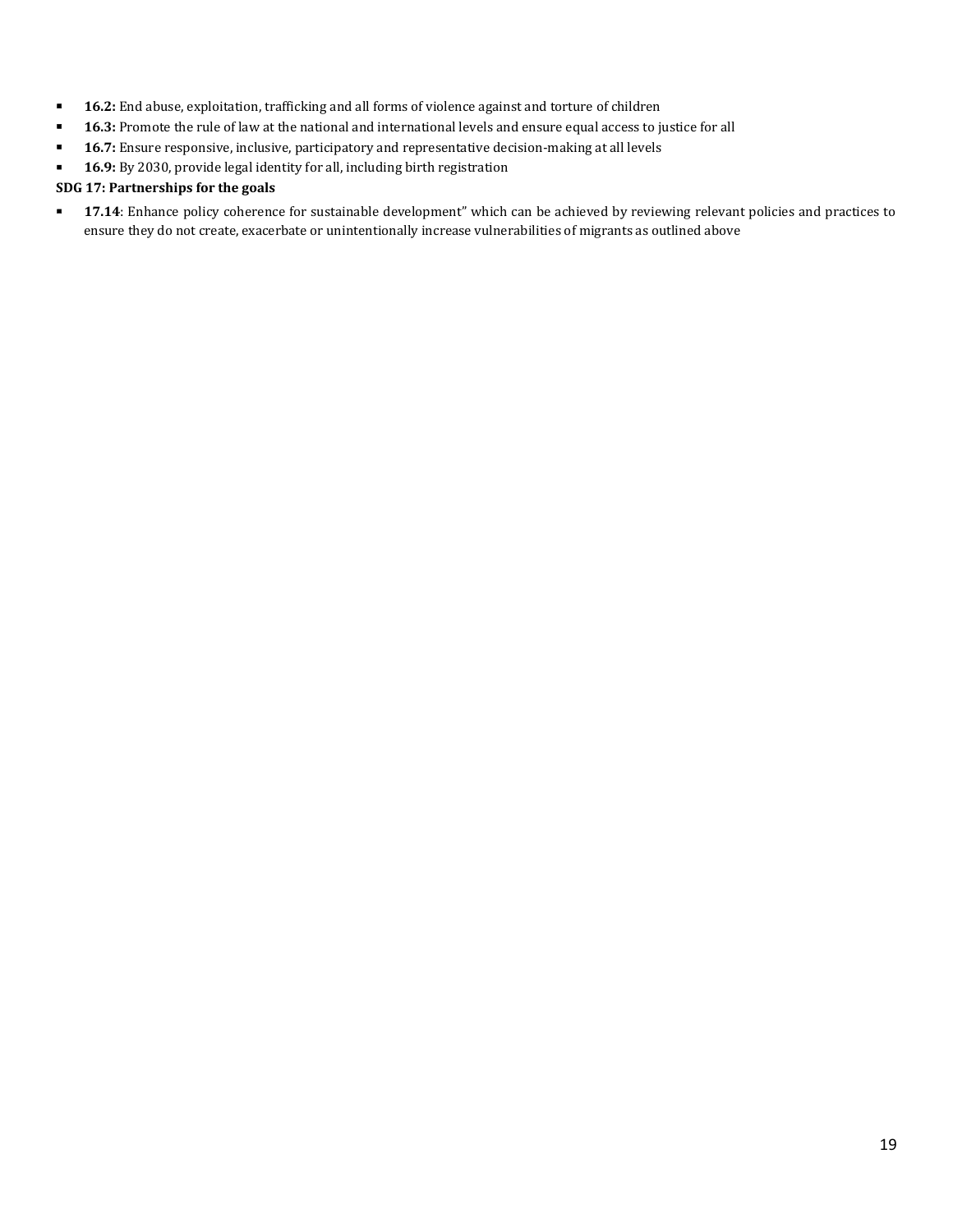- **16.2:** End abuse, exploitation, trafficking and all forms of violence against and torture of children
- **16.3:** Promote the rule of law at the national and international levels and ensure equal access to justice for all
- **16.7:** Ensure responsive, inclusive, participatory and representative decision-making at all levels
- **16.9:** By 2030, provide legal identity for all, including birth registration

**SDG 17: Partnerships for the goals**

- **17.14**: Enhance policy coherence for sustainable development" which can be achieved by reviewing relevant policies and practices to ensure they do not create, exacerbate or unintentionally increase vulnerabilities of migrants as outlined above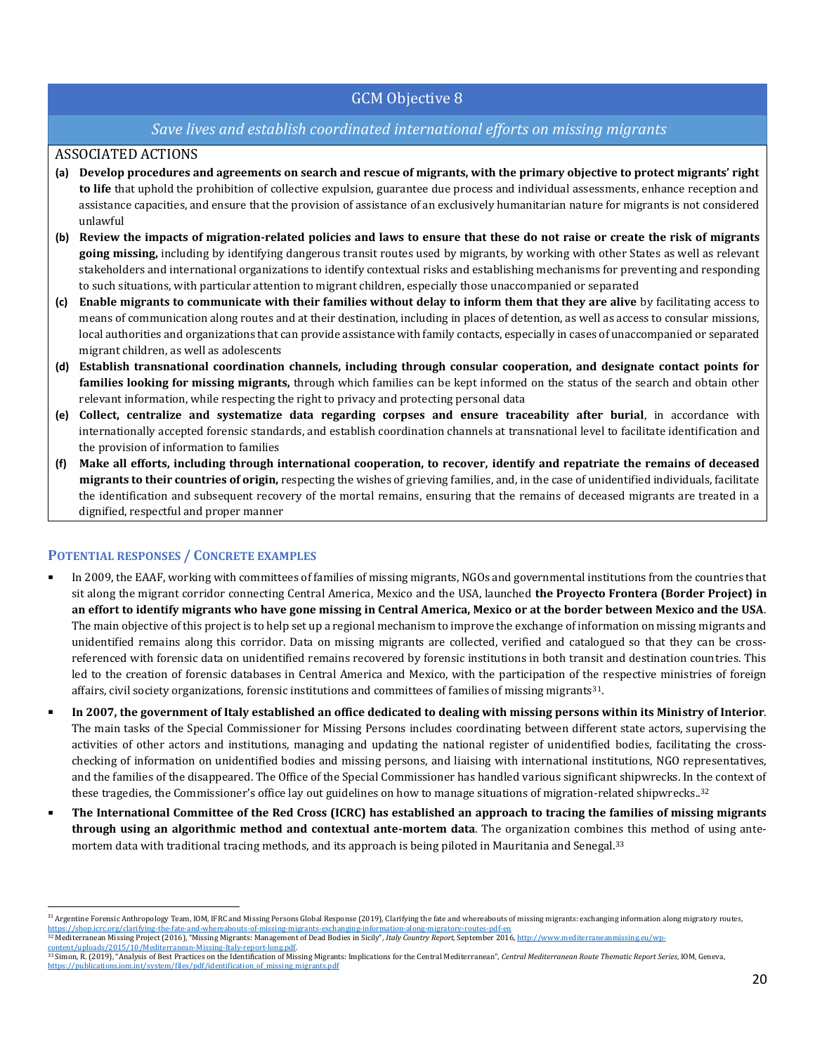## GCM Objective 8

### *Save lives and establish coordinated international efforts on missing migrants*

ASSOCIATED ACTIONS

**(a)** **Develop procedures and agreements on search and rescue of migrants, with the primary objective to protect migrants' right to life** that uphold the prohibition of collective expulsion, guarantee due process and individual assessments, enhance reception and assistance capacities, and ensure that the provision of assistance of an exclusively humanitarian nature for migrants is not considered unlawful

**(b)** **Review the impacts of migration-related policies and laws to ensure that these do not raise or create the risk of migrants going missing,** including by identifying dangerous transit routes used by migrants, by working with other States as well as relevant stakeholders and international organizations to identify contextual risks and establishing mechanisms for preventing and responding to such situations, with particular attention to migrant children, especially those unaccompanied or separated

**(c)** **Enable migrants to communicate with their families without delay to inform them that they are alive** by facilitating access to means of communication along routes and at their destination, including in places of detention, as well as access to consular missions, local authorities and organizations that can provide assistance with family contacts, especially in cases of unaccompanied or separated migrant children, as well as adolescents

**(d)** **Establish transnational coordination channels, including through consular cooperation, and designate contact points for families looking for missing migrants,** through which families can be kept informed on the status of the search and obtain other relevant information, while respecting the right to privacy and protecting personal data

**(e)** **Collect, centralize and systematize data regarding corpses and ensure traceability after burial**, in accordance with internationally accepted forensic standards, and establish coordination channels at transnational level to facilitate identification and the provision of information to families

**(f)** **Make all efforts, including through international cooperation, to recover, identify and repatriate the remains of deceased migrants to their countries of origin,** respecting the wishes of grieving families, and, in the case of unidentified individuals, facilitate the identification and subsequent recovery of the mortal remains, ensuring that the remains of deceased migrants are treated in a dignified, respectful and proper manner

### POTENTIAL RESPONSES / CONCRETE EXAMPLES

- In 2009, the EAAF, working with committees of families of missing migrants, NGOs and governmental institutions from the countries that sit along the migrant corridor connecting Central America, Mexico and the USA, launched **the Proyecto Frontera (Border Project) in an effort to identify migrants who have gone missing in Central America, Mexico or at the border between Mexico and the USA**. The main objective of this project is to help set up a regional mechanism to improve the exchange of information on missing migrants and unidentified remains along this corridor. Data on missing migrants are collected, verified and catalogued so that they can be cross-referenced with forensic data on unidentified remains recovered by forensic institutions in both transit and destination countries. This led to the creation of forensic databases in Central America and Mexico, with the participation of the respective ministries of foreign affairs, civil society organizations, forensic institutions and committees of families of missing migrants[31].
- **In 2007, the government of Italy established an office dedicated to dealing with missing persons within its Ministry of Interior**. The main tasks of the Special Commissioner for Missing Persons includes coordinating between different state actors, supervising the activities of other actors and institutions, managing and updating the national register of unidentified bodies, facilitating the cross-checking of information on unidentified bodies and missing persons, and liaising with international institutions, NGO representatives, and the families of the disappeared. The Office of the Special Commissioner has handled various significant shipwrecks. In the context of these tragedies, the Commissioner's office lay out guidelines on how to manage situations of migration-related shipwrecks..[32]
- **The International Committee of the Red Cross (ICRC) has established an approach to tracing the families of missing migrants through using an algorithmic method and contextual ante-mortem data**. The organization combines this method of using ante-mortem data with traditional tracing methods, and its approach is being piloted in Mauritania and Senegal.[33]

---

[31] Argentine Forensic Anthropology Team, IOM, IFRC and Missing Persons Global Response (2019), Clarifying the fate and whereabouts of missing migrants: exchanging information along migratory routes, https://shop.icrc.org/clarifying-the-fate-and-whereabouts-of-missing-migrants-exchanging-information-along-migratory-routes-pdf-en

[32] Mediterranean Missing Project (2016), "Missing Migrants: Management of Dead Bodies in Sicily", *Italy Country Report*, September 2016, http://www.mediterraneanmissing.eu/wp-content/uploads/2015/10/Mediterranean-Missing-Italy-report-long.pdf.

[33] Simon, R. (2019), "Analysis of Best Practices on the Identification of Missing Migrants: Implications for the Central Mediterranean", *Central Mediterranean Route Thematic Report Series*, IOM, Geneva, https://publications.iom.int/system/files/pdf/identification_of_missing_migrants.pdf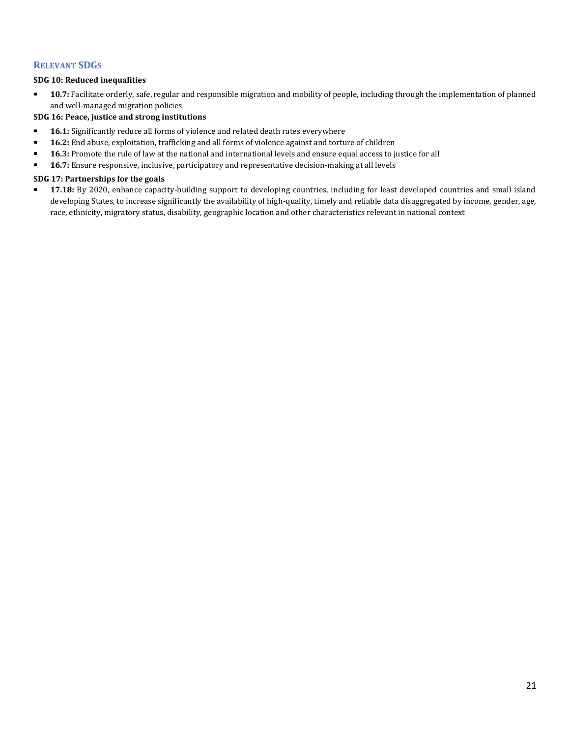## Relevant SDGs

**SDG 10: Reduced inequalities**

- **10.7:** Facilitate orderly, safe, regular and responsible migration and mobility of people, including through the implementation of planned and well-managed migration policies

**SDG 16: Peace, justice and strong institutions**

- **16.1:** Significantly reduce all forms of violence and related death rates everywhere
- **16.2:** End abuse, exploitation, trafficking and all forms of violence against and torture of children
- **16.3:** Promote the rule of law at the national and international levels and ensure equal access to justice for all
- **16.7:** Ensure responsive, inclusive, participatory and representative decision-making at all levels

**SDG 17: Partnerships for the goals**

- **17.18:** By 2020, enhance capacity-building support to developing countries, including for least developed countries and small island developing States, to increase significantly the availability of high-quality, timely and reliable data disaggregated by income, gender, age, race, ethnicity, migratory status, disability, geographic location and other characteristics relevant in national context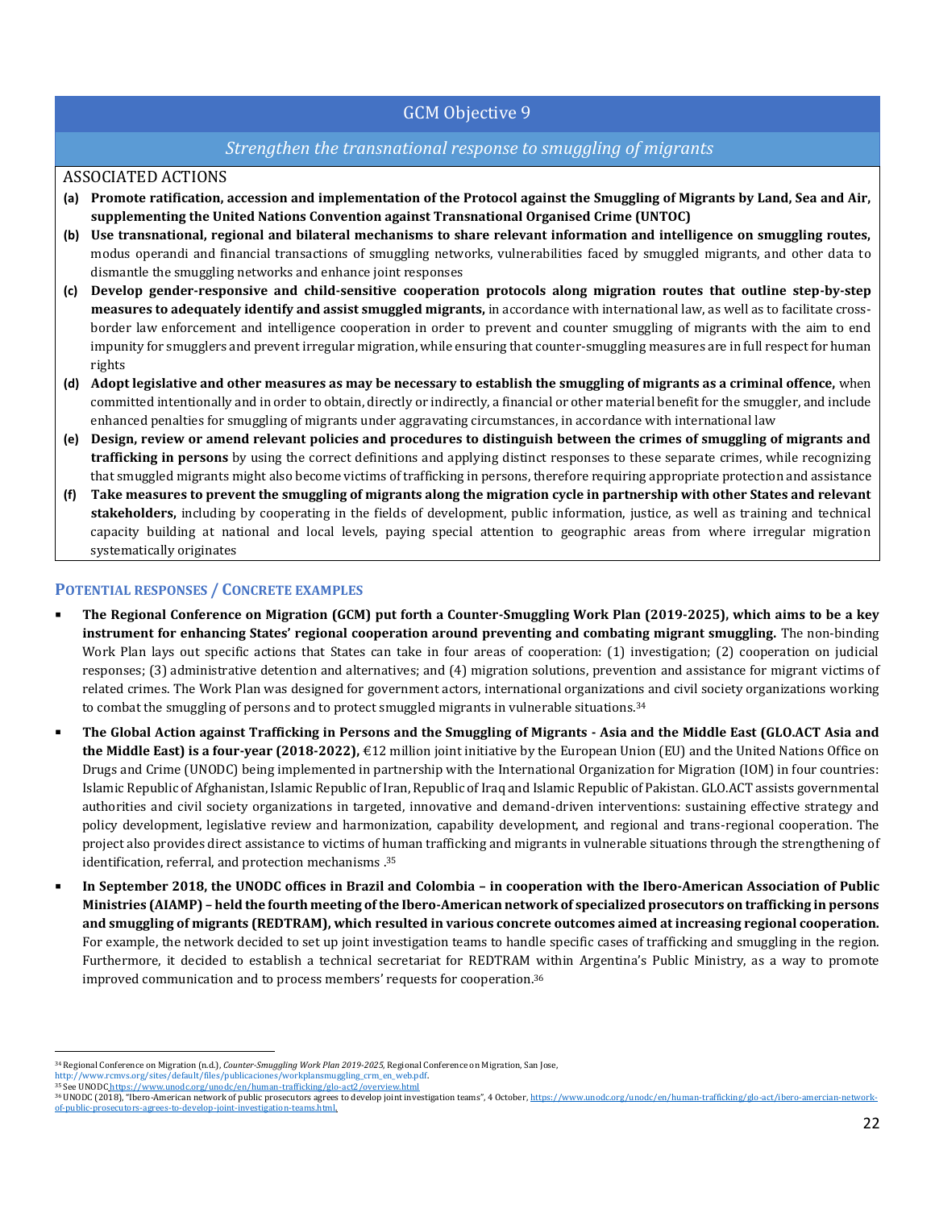## GCM Objective 9

### *Strengthen the transnational response to smuggling of migrants*

ASSOCIATED ACTIONS

- **(a) Promote ratification, accession and implementation of the Protocol against the Smuggling of Migrants by Land, Sea and Air, supplementing the United Nations Convention against Transnational Organised Crime (UNTOC)**
- **(b) Use transnational, regional and bilateral mechanisms to share relevant information and intelligence on smuggling routes,** modus operandi and financial transactions of smuggling networks, vulnerabilities faced by smuggled migrants, and other data to dismantle the smuggling networks and enhance joint responses
- **(c) Develop gender-responsive and child-sensitive cooperation protocols along migration routes that outline step-by-step measures to adequately identify and assist smuggled migrants,** in accordance with international law, as well as to facilitate cross-border law enforcement and intelligence cooperation in order to prevent and counter smuggling of migrants with the aim to end impunity for smugglers and prevent irregular migration, while ensuring that counter-smuggling measures are in full respect for human rights
- **(d) Adopt legislative and other measures as may be necessary to establish the smuggling of migrants as a criminal offence,** when committed intentionally and in order to obtain, directly or indirectly, a financial or other material benefit for the smuggler, and include enhanced penalties for smuggling of migrants under aggravating circumstances, in accordance with international law
- **(e) Design, review or amend relevant policies and procedures to distinguish between the crimes of smuggling of migrants and trafficking in persons** by using the correct definitions and applying distinct responses to these separate crimes, while recognizing that smuggled migrants might also become victims of trafficking in persons, therefore requiring appropriate protection and assistance
- **(f) Take measures to prevent the smuggling of migrants along the migration cycle in partnership with other States and relevant stakeholders,** including by cooperating in the fields of development, public information, justice, as well as training and technical capacity building at national and local levels, paying special attention to geographic areas from where irregular migration systematically originates

### POTENTIAL RESPONSES / CONCRETE EXAMPLES

- **The Regional Conference on Migration (GCM) put forth a Counter-Smuggling Work Plan (2019-2025), which aims to be a key instrument for enhancing States' regional cooperation around preventing and combating migrant smuggling.** The non-binding Work Plan lays out specific actions that States can take in four areas of cooperation: (1) investigation; (2) cooperation on judicial responses; (3) administrative detention and alternatives; and (4) migration solutions, prevention and assistance for migrant victims of related crimes. The Work Plan was designed for government actors, international organizations and civil society organizations working to combat the smuggling of persons and to protect smuggled migrants in vulnerable situations.[34]
- **The Global Action against Trafficking in Persons and the Smuggling of Migrants - Asia and the Middle East (GLO.ACT Asia and the Middle East) is a four-year (2018-2022),** €12 million joint initiative by the European Union (EU) and the United Nations Office on Drugs and Crime (UNODC) being implemented in partnership with the International Organization for Migration (IOM) in four countries: Islamic Republic of Afghanistan, Islamic Republic of Iran, Republic of Iraq and Islamic Republic of Pakistan. GLO.ACT assists governmental authorities and civil society organizations in targeted, innovative and demand-driven interventions: sustaining effective strategy and policy development, legislative review and harmonization, capability development, and regional and trans-regional cooperation. The project also provides direct assistance to victims of human trafficking and migrants in vulnerable situations through the strengthening of identification, referral, and protection mechanisms .[35]
- **In September 2018, the UNODC offices in Brazil and Colombia – in cooperation with the Ibero-American Association of Public Ministries (AIAMP) – held the fourth meeting of the Ibero-American network of specialized prosecutors on trafficking in persons and smuggling of migrants (REDTRAM), which resulted in various concrete outcomes aimed at increasing regional cooperation.** For example, the network decided to set up joint investigation teams to handle specific cases of trafficking and smuggling in the region. Furthermore, it decided to establish a technical secretariat for REDTRAM within Argentina's Public Ministry, as a way to promote improved communication and to process members' requests for cooperation.[36]

---

[34] Regional Conference on Migration (n.d.), *Counter-Smuggling Work Plan 2019-2025*, Regional Conference on Migration, San Jose, http://www.rcmvs.org/sites/default/files/publicaciones/workplansmuggling_crm_en_web.pdf.

[35] See UNODC https://www.unodc.org/unodc/en/human-trafficking/glo-act2/overview.html

[36] UNODC (2018), "Ibero-American network of public prosecutors agrees to develop joint investigation teams", 4 October, https://www.unodc.org/unodc/en/human-trafficking/glo-act/ibero-amercian-network-of-public-prosecutors-agrees-to-develop-joint-investigation-teams.html.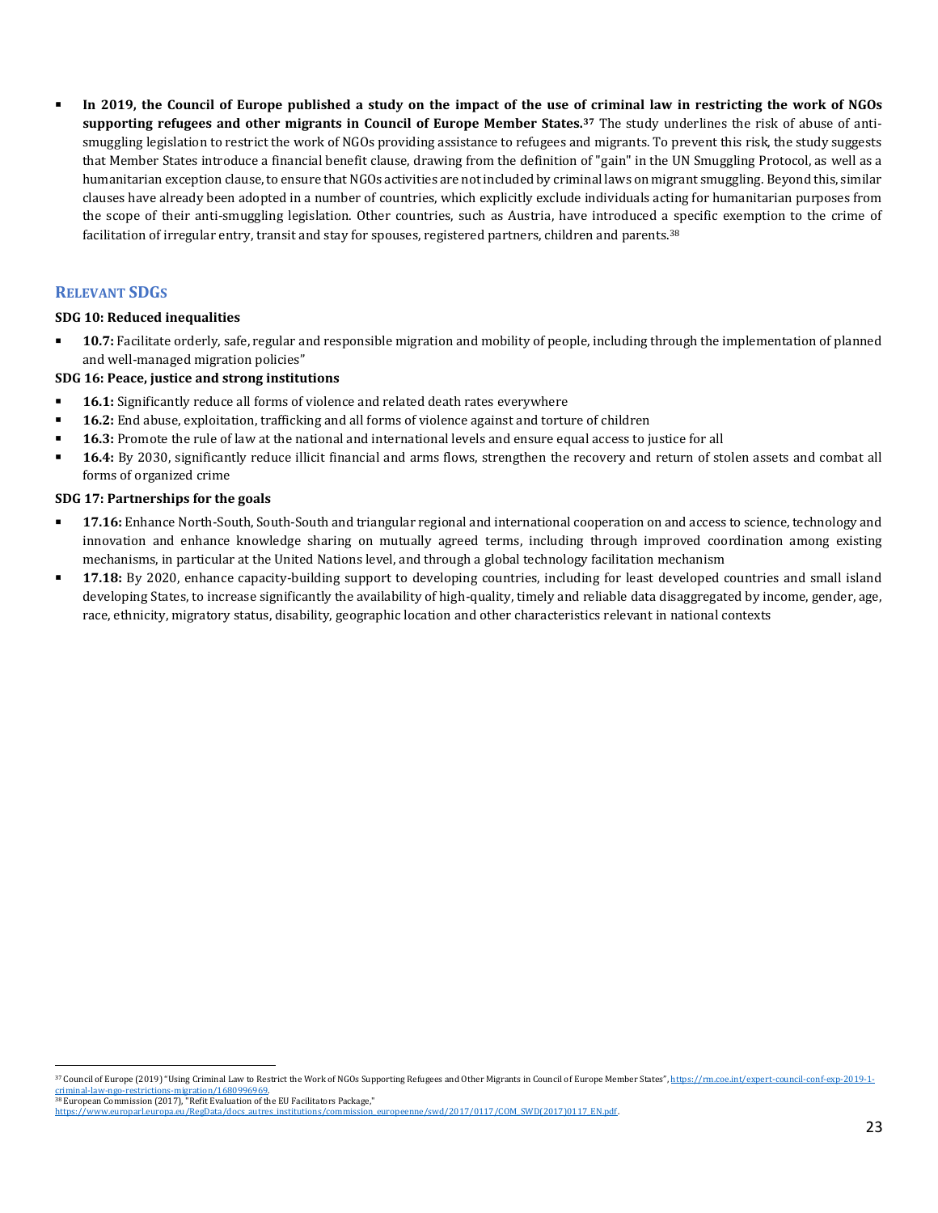- **In 2019, the Council of Europe published a study on the impact of the use of criminal law in restricting the work of NGOs supporting refugees and other migrants in Council of Europe Member States.[37]** The study underlines the risk of abuse of anti-smuggling legislation to restrict the work of NGOs providing assistance to refugees and migrants. To prevent this risk, the study suggests that Member States introduce a financial benefit clause, drawing from the definition of "gain" in the UN Smuggling Protocol, as well as a humanitarian exception clause, to ensure that NGOs activities are not included by criminal laws on migrant smuggling. Beyond this, similar clauses have already been adopted in a number of countries, which explicitly exclude individuals acting for humanitarian purposes from the scope of their anti-smuggling legislation. Other countries, such as Austria, have introduced a specific exemption to the crime of facilitation of irregular entry, transit and stay for spouses, registered partners, children and parents.[38]

## RELEVANT SDGS

### SDG 10: Reduced inequalities

- **10.7:** Facilitate orderly, safe, regular and responsible migration and mobility of people, including through the implementation of planned and well-managed migration policies"

### SDG 16: Peace, justice and strong institutions

- **16.1:** Significantly reduce all forms of violence and related death rates everywhere
- **16.2:** End abuse, exploitation, trafficking and all forms of violence against and torture of children
- **16.3:** Promote the rule of law at the national and international levels and ensure equal access to justice for all
- **16.4:** By 2030, significantly reduce illicit financial and arms flows, strengthen the recovery and return of stolen assets and combat all forms of organized crime

### SDG 17: Partnerships for the goals

- **17.16:** Enhance North-South, South-South and triangular regional and international cooperation on and access to science, technology and innovation and enhance knowledge sharing on mutually agreed terms, including through improved coordination among existing mechanisms, in particular at the United Nations level, and through a global technology facilitation mechanism
- **17.18:** By 2020, enhance capacity-building support to developing countries, including for least developed countries and small island developing States, to increase significantly the availability of high-quality, timely and reliable data disaggregated by income, gender, age, race, ethnicity, migratory status, disability, geographic location and other characteristics relevant in national contexts

---

[37] Council of Europe (2019) "Using Criminal Law to Restrict the Work of NGOs Supporting Refugees and Other Migrants in Council of Europe Member States", https://rm.coe.int/expert-council-conf-exp-2019-1-criminal-law-ngo-restrictions-migration/1680996969.

[38] European Commission (2017), "Refit Evaluation of the EU Facilitators Package," https://www.europarl.europa.eu/RegData/docs_autres_institutions/commission_europeenne/swd/2017/0117/COM_SWD(2017)0117_EN.pdf.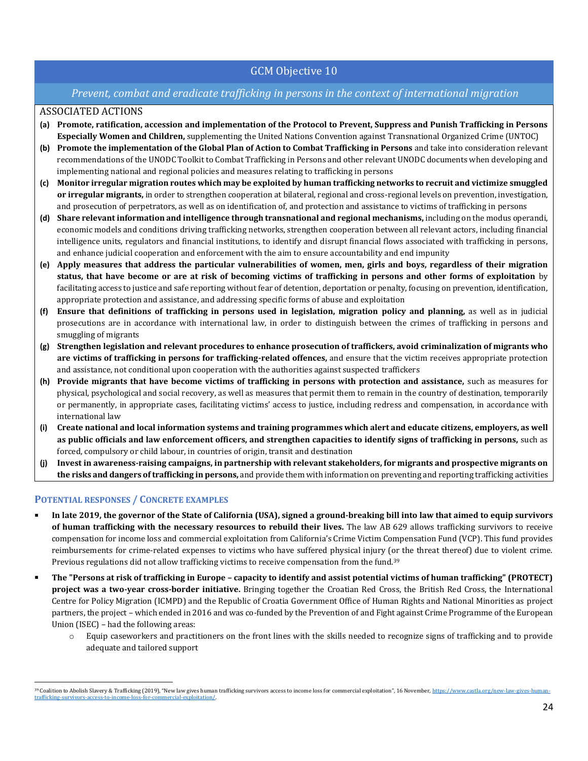## GCM Objective 10

*Prevent, combat and eradicate trafficking in persons in the context of international migration*

ASSOCIATED ACTIONS

- **(a)** **Promote, ratification, accession and implementation of the Protocol to Prevent, Suppress and Punish Trafficking in Persons Especially Women and Children,** supplementing the United Nations Convention against Transnational Organized Crime (UNTOC)
- **(b)** **Promote the implementation of the Global Plan of Action to Combat Trafficking in Persons** and take into consideration relevant recommendations of the UNODC Toolkit to Combat Trafficking in Persons and other relevant UNODC documents when developing and implementing national and regional policies and measures relating to trafficking in persons
- **(c)** **Monitor irregular migration routes which may be exploited by human trafficking networks to recruit and victimize smuggled or irregular migrants,** in order to strengthen cooperation at bilateral, regional and cross-regional levels on prevention, investigation, and prosecution of perpetrators, as well as on identification of, and protection and assistance to victims of trafficking in persons
- **(d)** **Share relevant information and intelligence through transnational and regional mechanisms,** including on the modus operandi, economic models and conditions driving trafficking networks, strengthen cooperation between all relevant actors, including financial intelligence units, regulators and financial institutions, to identify and disrupt financial flows associated with trafficking in persons, and enhance judicial cooperation and enforcement with the aim to ensure accountability and end impunity
- **(e)** **Apply measures that address the particular vulnerabilities of women, men, girls and boys, regardless of their migration status, that have become or are at risk of becoming victims of trafficking in persons and other forms of exploitation** by facilitating access to justice and safe reporting without fear of detention, deportation or penalty, focusing on prevention, identification, appropriate protection and assistance, and addressing specific forms of abuse and exploitation
- **(f)** **Ensure that definitions of trafficking in persons used in legislation, migration policy and planning,** as well as in judicial prosecutions are in accordance with international law, in order to distinguish between the crimes of trafficking in persons and smuggling of migrants
- **(g)** **Strengthen legislation and relevant procedures to enhance prosecution of traffickers, avoid criminalization of migrants who are victims of trafficking in persons for trafficking-related offences,** and ensure that the victim receives appropriate protection and assistance, not conditional upon cooperation with the authorities against suspected traffickers
- **(h)** **Provide migrants that have become victims of trafficking in persons with protection and assistance,** such as measures for physical, psychological and social recovery, as well as measures that permit them to remain in the country of destination, temporarily or permanently, in appropriate cases, facilitating victims' access to justice, including redress and compensation, in accordance with international law
- **(i)** **Create national and local information systems and training programmes which alert and educate citizens, employers, as well as public officials and law enforcement officers, and strengthen capacities to identify signs of trafficking in persons,** such as forced, compulsory or child labour, in countries of origin, transit and destination
- **(j)** **Invest in awareness-raising campaigns, in partnership with relevant stakeholders, for migrants and prospective migrants on the risks and dangers of trafficking in persons,** and provide them with information on preventing and reporting trafficking activities

### POTENTIAL RESPONSES / CONCRETE EXAMPLES

- **In late 2019, the governor of the State of California (USA), signed a ground-breaking bill into law that aimed to equip survivors of human trafficking with the necessary resources to rebuild their lives.** The law AB 629 allows trafficking survivors to receive compensation for income loss and commercial exploitation from California's Crime Victim Compensation Fund (VCP). This fund provides reimbursements for crime-related expenses to victims who have suffered physical injury (or the threat thereof) due to violent crime. Previous regulations did not allow trafficking victims to receive compensation from the fund.[39]
- **The "Persons at risk of trafficking in Europe – capacity to identify and assist potential victims of human trafficking" (PROTECT) project was a two-year cross-border initiative.** Bringing together the Croatian Red Cross, the British Red Cross, the International Centre for Policy Migration (ICMPD) and the Republic of Croatia Government Office of Human Rights and National Minorities as project partners, the project – which ended in 2016 and was co-funded by the Prevention of and Fight against Crime Programme of the European Union (ISEC) – had the following areas:
  - Equip caseworkers and practitioners on the front lines with the skills needed to recognize signs of trafficking and to provide adequate and tailored support

[39] Coalition to Abolish Slavery & Trafficking (2019), "New law gives human trafficking survivors access to income loss for commercial exploitation", 16 November, https://www.castla.org/new-law-gives-human-trafficking-survivors-access-to-income-loss-for-commercial-exploitation/.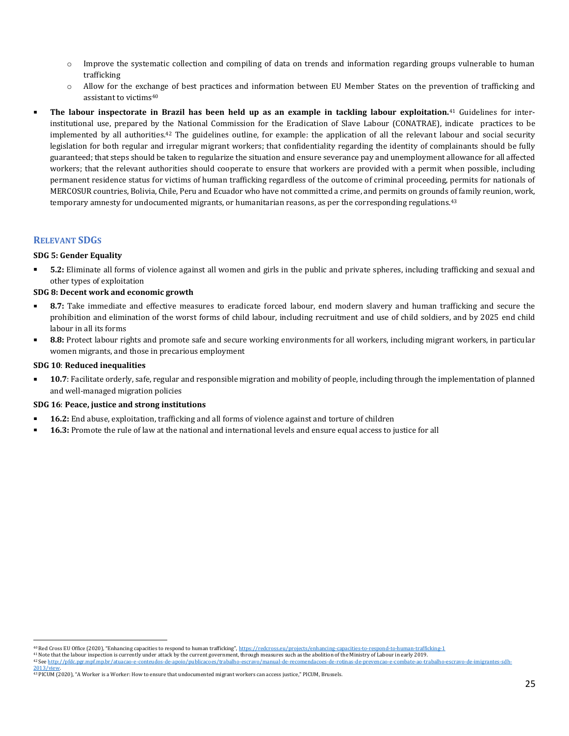- Improve the systematic collection and compiling of data on trends and information regarding groups vulnerable to human trafficking
  - Allow for the exchange of best practices and information between EU Member States on the prevention of trafficking and assistant to victims[40]

- **The labour inspectorate in Brazil has been held up as an example in tackling labour exploitation.**[41] Guidelines for inter-institutional use, prepared by the National Commission for the Eradication of Slave Labour (CONATRAE), indicate practices to be implemented by all authorities.[42] The guidelines outline, for example: the application of all the relevant labour and social security legislation for both regular and irregular migrant workers; that confidentiality regarding the identity of complainants should be fully guaranteed; that steps should be taken to regularize the situation and ensure severance pay and unemployment allowance for all affected workers; that the relevant authorities should cooperate to ensure that workers are provided with a permit when possible, including permanent residence status for victims of human trafficking regardless of the outcome of criminal proceeding, permits for nationals of MERCOSUR countries, Bolivia, Chile, Peru and Ecuador who have not committed a crime, and permits on grounds of family reunion, work, temporary amnesty for undocumented migrants, or humanitarian reasons, as per the corresponding regulations.[43]

## RELEVANT SDGS

**SDG 5: Gender Equality**

- **5.2:** Eliminate all forms of violence against all women and girls in the public and private spheres, including trafficking and sexual and other types of exploitation

**SDG 8: Decent work and economic growth**

- **8.7:** Take immediate and effective measures to eradicate forced labour, end modern slavery and human trafficking and secure the prohibition and elimination of the worst forms of child labour, including recruitment and use of child soldiers, and by 2025 end child labour in all its forms
- **8.8:** Protect labour rights and promote safe and secure working environments for all workers, including migrant workers, in particular women migrants, and those in precarious employment

**SDG 10**: **Reduced inequalities**

- **10.7**: Facilitate orderly, safe, regular and responsible migration and mobility of people, including through the implementation of planned and well-managed migration policies

**SDG 16**: **Peace, justice and strong institutions**

- **16.2:** End abuse, exploitation, trafficking and all forms of violence against and torture of children
- **16.3:** Promote the rule of law at the national and international levels and ensure equal access to justice for all

---

[40] Red Cross EU Office (2020), "Enhancing capacities to respond to human trafficking", https://redcross.eu/projects/enhancing-capacities-to-respond-to-human-trafficking-1

[41] Note that the labour inspection is currently under attack by the current government, through measures such as the abolition of the Ministry of Labour in early 2019.

[42] See http://pfdc.pgr.mpf.mp.br/atuacao-e-conteudos-de-apoio/publicacoes/trabalho-escravo/manual-de-recomendacoes-de-rotinas-de-prevencao-e-combate-ao-trabalho-escravo-de-imigrantes-sdh-2013/view.

[43] PICUM (2020), "A Worker is a Worker: How to ensure that undocumented migrant workers can access justice," PICUM, Brussels.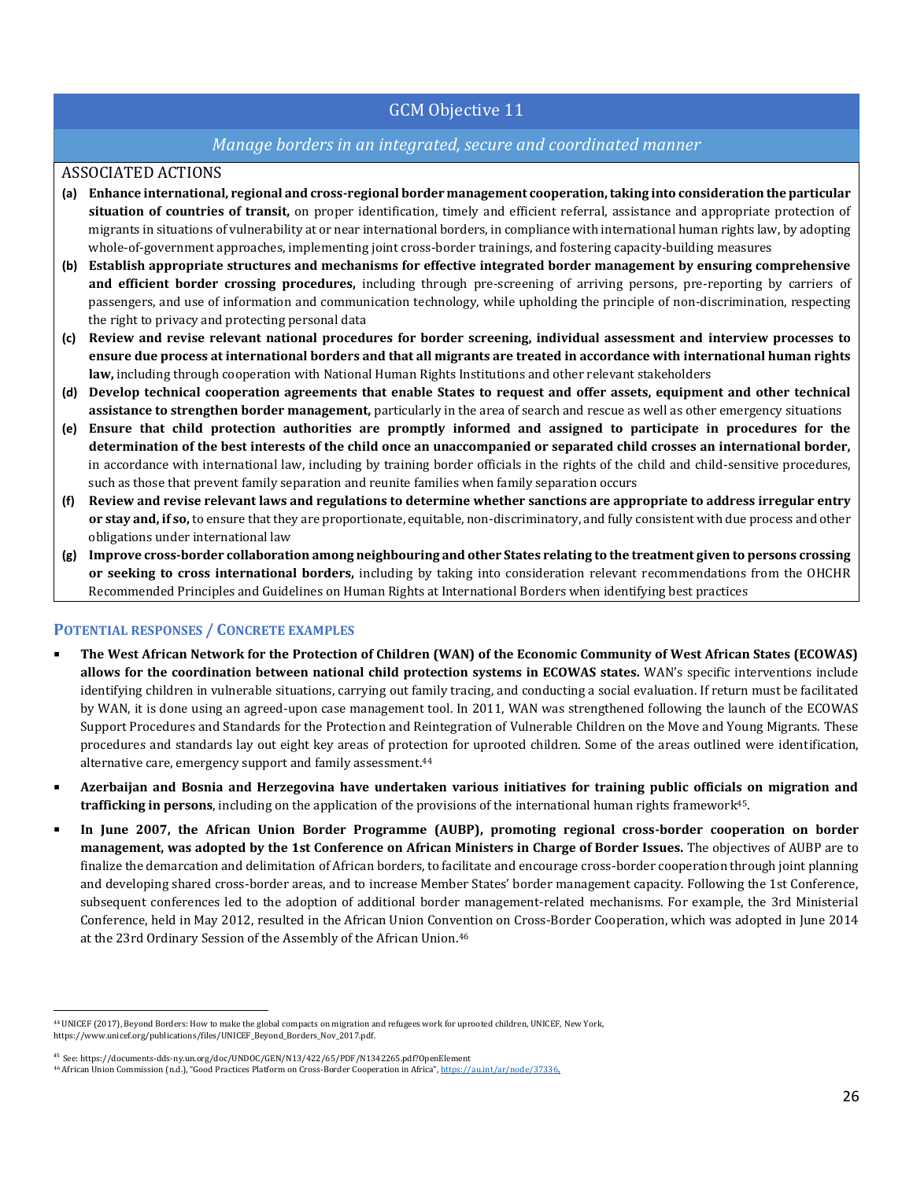## GCM Objective 11

*Manage borders in an integrated, secure and coordinated manner*

ASSOCIATED ACTIONS

**(a)** **Enhance international, regional and cross-regional border management cooperation, taking into consideration the particular situation of countries of transit,** on proper identification, timely and efficient referral, assistance and appropriate protection of migrants in situations of vulnerability at or near international borders, in compliance with international human rights law, by adopting whole-of-government approaches, implementing joint cross-border trainings, and fostering capacity-building measures

**(b)** **Establish appropriate structures and mechanisms for effective integrated border management by ensuring comprehensive and efficient border crossing procedures,** including through pre-screening of arriving persons, pre-reporting by carriers of passengers, and use of information and communication technology, while upholding the principle of non-discrimination, respecting the right to privacy and protecting personal data

**(c)** **Review and revise relevant national procedures for border screening, individual assessment and interview processes to ensure due process at international borders and that all migrants are treated in accordance with international human rights law,** including through cooperation with National Human Rights Institutions and other relevant stakeholders

**(d)** **Develop technical cooperation agreements that enable States to request and offer assets, equipment and other technical assistance to strengthen border management,** particularly in the area of search and rescue as well as other emergency situations

**(e)** **Ensure that child protection authorities are promptly informed and assigned to participate in procedures for the determination of the best interests of the child once an unaccompanied or separated child crosses an international border,** in accordance with international law, including by training border officials in the rights of the child and child-sensitive procedures, such as those that prevent family separation and reunite families when family separation occurs

**(f)** **Review and revise relevant laws and regulations to determine whether sanctions are appropriate to address irregular entry or stay and, if so,** to ensure that they are proportionate, equitable, non-discriminatory, and fully consistent with due process and other obligations under international law

**(g)** **Improve cross-border collaboration among neighbouring and other States relating to the treatment given to persons crossing or seeking to cross international borders,** including by taking into consideration relevant recommendations from the OHCHR Recommended Principles and Guidelines on Human Rights at International Borders when identifying best practices

### POTENTIAL RESPONSES / CONCRETE EXAMPLES

- **The West African Network for the Protection of Children (WAN) of the Economic Community of West African States (ECOWAS) allows for the coordination between national child protection systems in ECOWAS states.** WAN's specific interventions include identifying children in vulnerable situations, carrying out family tracing, and conducting a social evaluation. If return must be facilitated by WAN, it is done using an agreed-upon case management tool. In 2011, WAN was strengthened following the launch of the ECOWAS Support Procedures and Standards for the Protection and Reintegration of Vulnerable Children on the Move and Young Migrants. These procedures and standards lay out eight key areas of protection for uprooted children. Some of the areas outlined were identification, alternative care, emergency support and family assessment.[44]
- **Azerbaijan and Bosnia and Herzegovina have undertaken various initiatives for training public officials on migration and trafficking in persons**, including on the application of the provisions of the international human rights framework[45].
- **In June 2007, the African Union Border Programme (AUBP), promoting regional cross-border cooperation on border management, was adopted by the 1st Conference on African Ministers in Charge of Border Issues.** The objectives of AUBP are to finalize the demarcation and delimitation of African borders, to facilitate and encourage cross-border cooperation through joint planning and developing shared cross-border areas, and to increase Member States' border management capacity. Following the 1st Conference, subsequent conferences led to the adoption of additional border management-related mechanisms. For example, the 3rd Ministerial Conference, held in May 2012, resulted in the African Union Convention on Cross-Border Cooperation, which was adopted in June 2014 at the 23rd Ordinary Session of the Assembly of the African Union.[46]

---

[44] UNICEF (2017), Beyond Borders: How to make the global compacts on migration and refugees work for uprooted children, UNICEF, New York, https://www.unicef.org/publications/files/UNICEF_Beyond_Borders_Nov_2017.pdf.

[45] See: https://documents-dds-ny.un.org/doc/UNDOC/GEN/N13/422/65/PDF/N1342265.pdf?OpenElement

[46] African Union Commission (n.d.), "Good Practices Platform on Cross-Border Cooperation in Africa", https://au.int/ar/node/37336.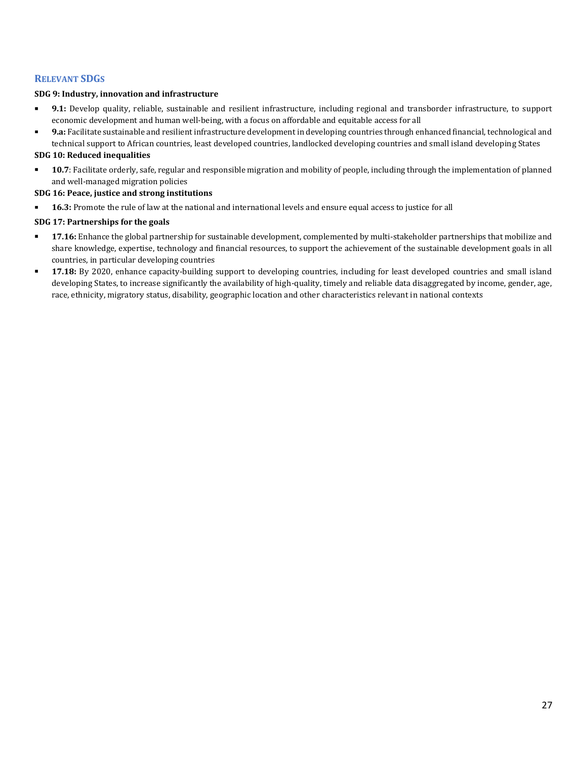## Relevant SDGs

**SDG 9: Industry, innovation and infrastructure**

- **9.1:** Develop quality, reliable, sustainable and resilient infrastructure, including regional and transborder infrastructure, to support economic development and human well-being, with a focus on affordable and equitable access for all
- **9.a:** Facilitate sustainable and resilient infrastructure development in developing countries through enhanced financial, technological and technical support to African countries, least developed countries, landlocked developing countries and small island developing States

**SDG 10: Reduced inequalities**

- **10.7**: Facilitate orderly, safe, regular and responsible migration and mobility of people, including through the implementation of planned and well-managed migration policies

**SDG 16: Peace, justice and strong institutions**

- **16.3:** Promote the rule of law at the national and international levels and ensure equal access to justice for all

**SDG 17: Partnerships for the goals**

- **17.16:** Enhance the global partnership for sustainable development, complemented by multi-stakeholder partnerships that mobilize and share knowledge, expertise, technology and financial resources, to support the achievement of the sustainable development goals in all countries, in particular developing countries
- **17.18:** By 2020, enhance capacity-building support to developing countries, including for least developed countries and small island developing States, to increase significantly the availability of high-quality, timely and reliable data disaggregated by income, gender, age, race, ethnicity, migratory status, disability, geographic location and other characteristics relevant in national contexts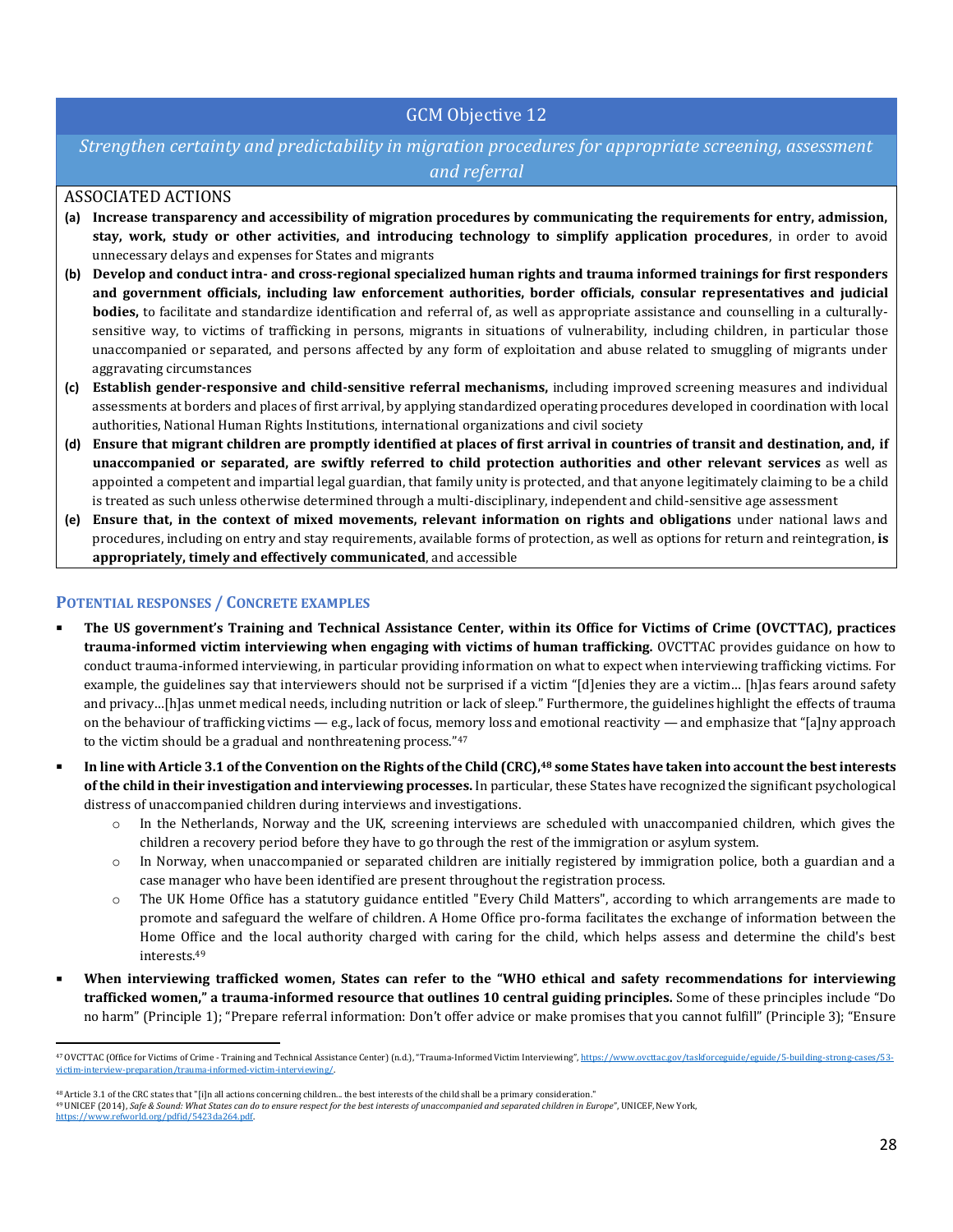## GCM Objective 12

*Strengthen certainty and predictability in migration procedures for appropriate screening, assessment and referral*

ASSOCIATED ACTIONS

- **(a) Increase transparency and accessibility of migration procedures by communicating the requirements for entry, admission, stay, work, study or other activities, and introducing technology to simplify application procedures**, in order to avoid unnecessary delays and expenses for States and migrants
- **(b) Develop and conduct intra- and cross-regional specialized human rights and trauma informed trainings for first responders and government officials, including law enforcement authorities, border officials, consular representatives and judicial bodies,** to facilitate and standardize identification and referral of, as well as appropriate assistance and counselling in a culturally-sensitive way, to victims of trafficking in persons, migrants in situations of vulnerability, including children, in particular those unaccompanied or separated, and persons affected by any form of exploitation and abuse related to smuggling of migrants under aggravating circumstances
- **(c) Establish gender-responsive and child-sensitive referral mechanisms,** including improved screening measures and individual assessments at borders and places of first arrival, by applying standardized operating procedures developed in coordination with local authorities, National Human Rights Institutions, international organizations and civil society
- **(d) Ensure that migrant children are promptly identified at places of first arrival in countries of transit and destination, and, if unaccompanied or separated, are swiftly referred to child protection authorities and other relevant services** as well as appointed a competent and impartial legal guardian, that family unity is protected, and that anyone legitimately claiming to be a child is treated as such unless otherwise determined through a multi-disciplinary, independent and child-sensitive age assessment
- **(e) Ensure that, in the context of mixed movements, relevant information on rights and obligations** under national laws and procedures, including on entry and stay requirements, available forms of protection, as well as options for return and reintegration, **is appropriately, timely and effectively communicated**, and accessible

### POTENTIAL RESPONSES / CONCRETE EXAMPLES

- **The US government's Training and Technical Assistance Center, within its Office for Victims of Crime (OVCTTAC), practices trauma-informed victim interviewing when engaging with victims of human trafficking.** OVCTTAC provides guidance on how to conduct trauma-informed interviewing, in particular providing information on what to expect when interviewing trafficking victims. For example, the guidelines say that interviewers should not be surprised if a victim "[d]enies they are a victim… [h]as fears around safety and privacy…[h]as unmet medical needs, including nutrition or lack of sleep." Furthermore, the guidelines highlight the effects of trauma on the behaviour of trafficking victims — e.g., lack of focus, memory loss and emotional reactivity — and emphasize that "[a]ny approach to the victim should be a gradual and nonthreatening process."[47]
- **In line with Article 3.1 of the Convention on the Rights of the Child (CRC),[48] some States have taken into account the best interests of the child in their investigation and interviewing processes.** In particular, these States have recognized the significant psychological distress of unaccompanied children during interviews and investigations.
  - In the Netherlands, Norway and the UK, screening interviews are scheduled with unaccompanied children, which gives the children a recovery period before they have to go through the rest of the immigration or asylum system.
  - In Norway, when unaccompanied or separated children are initially registered by immigration police, both a guardian and a case manager who have been identified are present throughout the registration process.
  - The UK Home Office has a statutory guidance entitled "Every Child Matters", according to which arrangements are made to promote and safeguard the welfare of children. A Home Office pro-forma facilitates the exchange of information between the Home Office and the local authority charged with caring for the child, which helps assess and determine the child's best interests.[49]
- **When interviewing trafficked women, States can refer to the "WHO ethical and safety recommendations for interviewing trafficked women," a trauma-informed resource that outlines 10 central guiding principles.** Some of these principles include "Do no harm" (Principle 1); "Prepare referral information: Don't offer advice or make promises that you cannot fulfill" (Principle 3); "Ensure

---

[47] OVCTTAC (Office for Victims of Crime - Training and Technical Assistance Center) (n.d.), "Trauma-Informed Victim Interviewing", https://www.ovcttac.gov/taskforceguide/eguide/5-building-strong-cases/53-victim-interview-preparation/trauma-informed-victim-interviewing/.

[48] Article 3.1 of the CRC states that "[i]n all actions concerning children... the best interests of the child shall be a primary consideration."

[49] UNICEF (2014), *Safe & Sound: What States can do to ensure respect for the best interests of unaccompanied and separated children in Europe*", UNICEF, New York, https://www.refworld.org/pdfid/5423da264.pdf.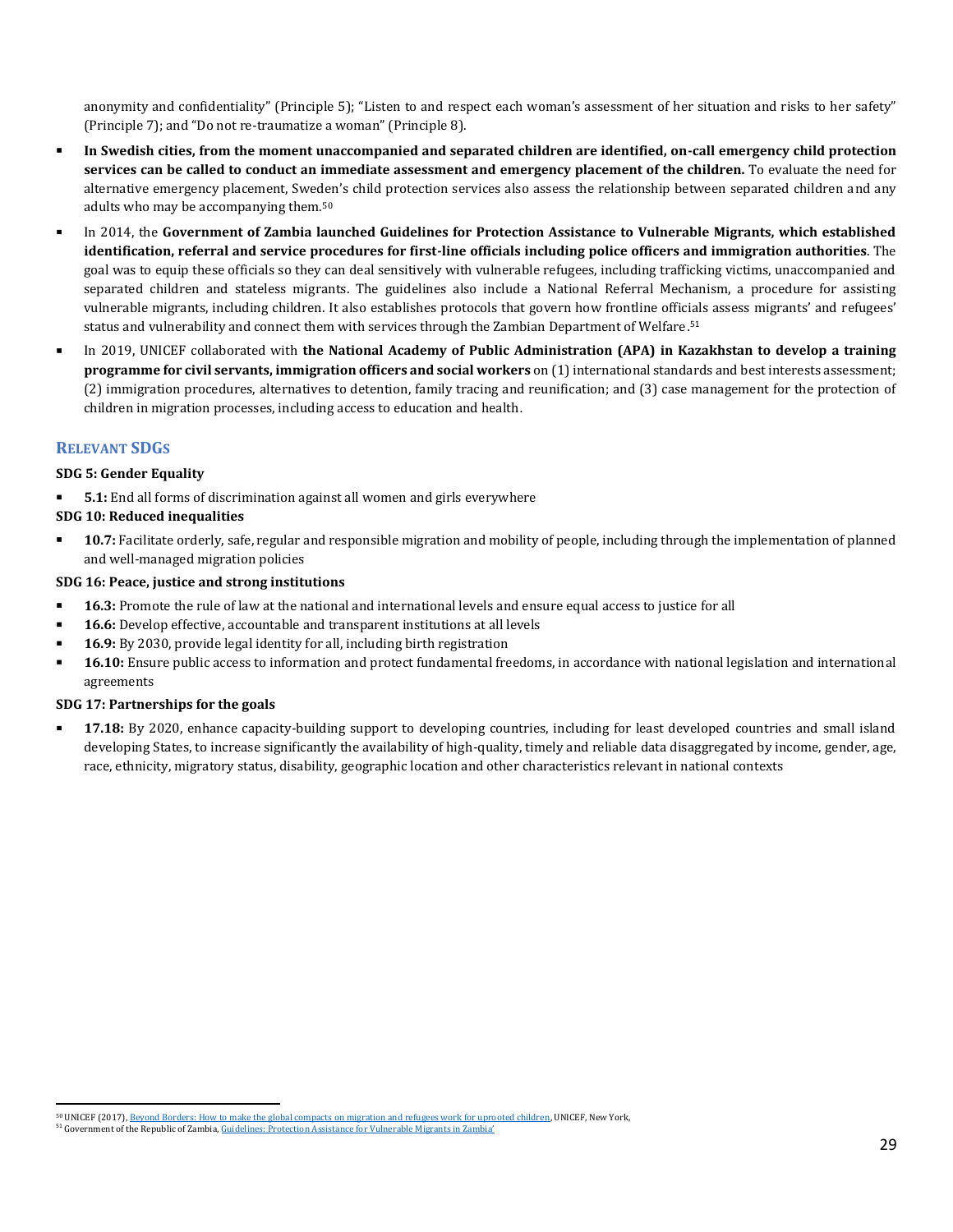anonymity and confidentiality" (Principle 5); "Listen to and respect each woman's assessment of her situation and risks to her safety" (Principle 7); and "Do not re-traumatize a woman" (Principle 8).

- **In Swedish cities, from the moment unaccompanied and separated children are identified, on-call emergency child protection services can be called to conduct an immediate assessment and emergency placement of the children.** To evaluate the need for alternative emergency placement, Sweden's child protection services also assess the relationship between separated children and any adults who may be accompanying them.[50]
- In 2014, the **Government of Zambia launched Guidelines for Protection Assistance to Vulnerable Migrants, which established identification, referral and service procedures for first-line officials including police officers and immigration authorities**. The goal was to equip these officials so they can deal sensitively with vulnerable refugees, including trafficking victims, unaccompanied and separated children and stateless migrants. The guidelines also include a National Referral Mechanism, a procedure for assisting vulnerable migrants, including children. It also establishes protocols that govern how frontline officials assess migrants' and refugees' status and vulnerability and connect them with services through the Zambian Department of Welfare.[51]
- In 2019, UNICEF collaborated with **the National Academy of Public Administration (APA) in Kazakhstan to develop a training programme for civil servants, immigration officers and social workers** on (1) international standards and best interests assessment; (2) immigration procedures, alternatives to detention, family tracing and reunification; and (3) case management for the protection of children in migration processes, including access to education and health.

## Relevant SDGs

**SDG 5: Gender Equality**

- **5.1:** End all forms of discrimination against all women and girls everywhere

**SDG 10: Reduced inequalities**

- **10.7:** Facilitate orderly, safe, regular and responsible migration and mobility of people, including through the implementation of planned and well-managed migration policies

**SDG 16: Peace, justice and strong institutions**

- **16.3:** Promote the rule of law at the national and international levels and ensure equal access to justice for all
- **16.6:** Develop effective, accountable and transparent institutions at all levels
- **16.9:** By 2030, provide legal identity for all, including birth registration
- **16.10:** Ensure public access to information and protect fundamental freedoms, in accordance with national legislation and international agreements

**SDG 17: Partnerships for the goals**

- **17.18:** By 2020, enhance capacity-building support to developing countries, including for least developed countries and small island developing States, to increase significantly the availability of high-quality, timely and reliable data disaggregated by income, gender, age, race, ethnicity, migratory status, disability, geographic location and other characteristics relevant in national contexts

---

[50] UNICEF (2017), Beyond Borders: How to make the global compacts on migration and refugees work for uprooted children, UNICEF, New York,

[51] Government of the Republic of Zambia, Guidelines: Protection Assistance for Vulnerable Migrants in Zambia'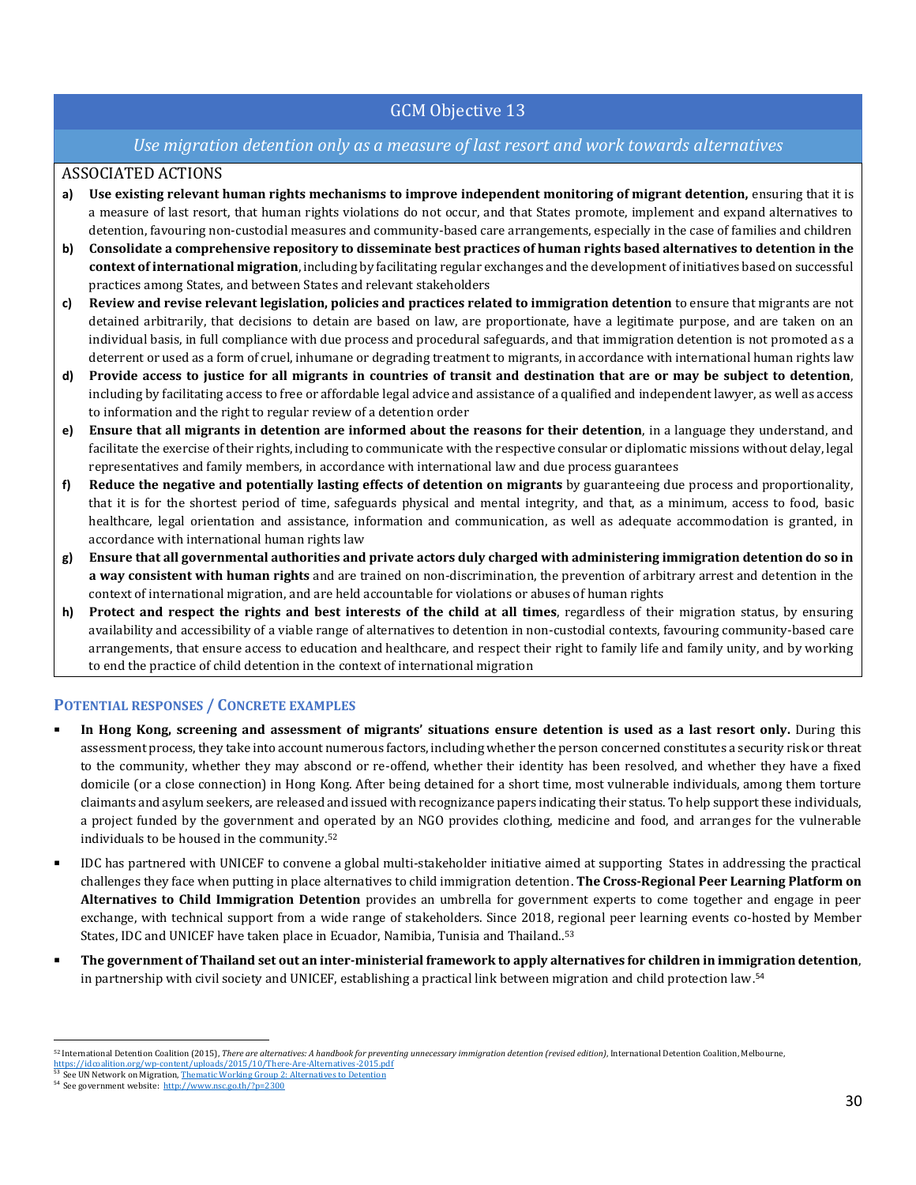## GCM Objective 13

*Use migration detention only as a measure of last resort and work towards alternatives*

ASSOCIATED ACTIONS

a) **Use existing relevant human rights mechanisms to improve independent monitoring of migrant detention,** ensuring that it is a measure of last resort, that human rights violations do not occur, and that States promote, implement and expand alternatives to detention, favouring non-custodial measures and community-based care arrangements, especially in the case of families and children
b) **Consolidate a comprehensive repository to disseminate best practices of human rights based alternatives to detention in the context of international migration**, including by facilitating regular exchanges and the development of initiatives based on successful practices among States, and between States and relevant stakeholders
c) **Review and revise relevant legislation, policies and practices related to immigration detention** to ensure that migrants are not detained arbitrarily, that decisions to detain are based on law, are proportionate, have a legitimate purpose, and are taken on an individual basis, in full compliance with due process and procedural safeguards, and that immigration detention is not promoted as a deterrent or used as a form of cruel, inhumane or degrading treatment to migrants, in accordance with international human rights law
d) **Provide access to justice for all migrants in countries of transit and destination that are or may be subject to detention**, including by facilitating access to free or affordable legal advice and assistance of a qualified and independent lawyer, as well as access to information and the right to regular review of a detention order
e) **Ensure that all migrants in detention are informed about the reasons for their detention**, in a language they understand, and facilitate the exercise of their rights, including to communicate with the respective consular or diplomatic missions without delay, legal representatives and family members, in accordance with international law and due process guarantees
f) **Reduce the negative and potentially lasting effects of detention on migrants** by guaranteeing due process and proportionality, that it is for the shortest period of time, safeguards physical and mental integrity, and that, as a minimum, access to food, basic healthcare, legal orientation and assistance, information and communication, as well as adequate accommodation is granted, in accordance with international human rights law
g) **Ensure that all governmental authorities and private actors duly charged with administering immigration detention do so in a way consistent with human rights** and are trained on non-discrimination, the prevention of arbitrary arrest and detention in the context of international migration, and are held accountable for violations or abuses of human rights
h) **Protect and respect the rights and best interests of the child at all times**, regardless of their migration status, by ensuring availability and accessibility of a viable range of alternatives to detention in non-custodial contexts, favouring community-based care arrangements, that ensure access to education and healthcare, and respect their right to family life and family unity, and by working to end the practice of child detention in the context of international migration

### POTENTIAL RESPONSES / CONCRETE EXAMPLES

- **In Hong Kong, screening and assessment of migrants' situations ensure detention is used as a last resort only.** During this assessment process, they take into account numerous factors, including whether the person concerned constitutes a security risk or threat to the community, whether they may abscond or re-offend, whether their identity has been resolved, and whether they have a fixed domicile (or a close connection) in Hong Kong. After being detained for a short time, most vulnerable individuals, among them torture claimants and asylum seekers, are released and issued with recognizance papers indicating their status. To help support these individuals, a project funded by the government and operated by an NGO provides clothing, medicine and food, and arranges for the vulnerable individuals to be housed in the community.[52]
- IDC has partnered with UNICEF to convene a global multi-stakeholder initiative aimed at supporting States in addressing the practical challenges they face when putting in place alternatives to child immigration detention. **The Cross-Regional Peer Learning Platform on Alternatives to Child Immigration Detention** provides an umbrella for government experts to come together and engage in peer exchange, with technical support from a wide range of stakeholders. Since 2018, regional peer learning events co-hosted by Member States, IDC and UNICEF have taken place in Ecuador, Namibia, Tunisia and Thailand..[53]
- **The government of Thailand set out an inter-ministerial framework to apply alternatives for children in immigration detention**, in partnership with civil society and UNICEF, establishing a practical link between migration and child protection law.[54]

---

[52] International Detention Coalition (2015), *There are alternatives: A handbook for preventing unnecessary immigration detention (revised edition)*, International Detention Coalition, Melbourne, https://idcoalition.org/wp-content/uploads/2015/10/There-Are-Alternatives-2015.pdf

[53] See UN Network on Migration, Thematic Working Group 2: Alternatives to Detention

[54] See government website: http://www.nsc.go.th/?p=2300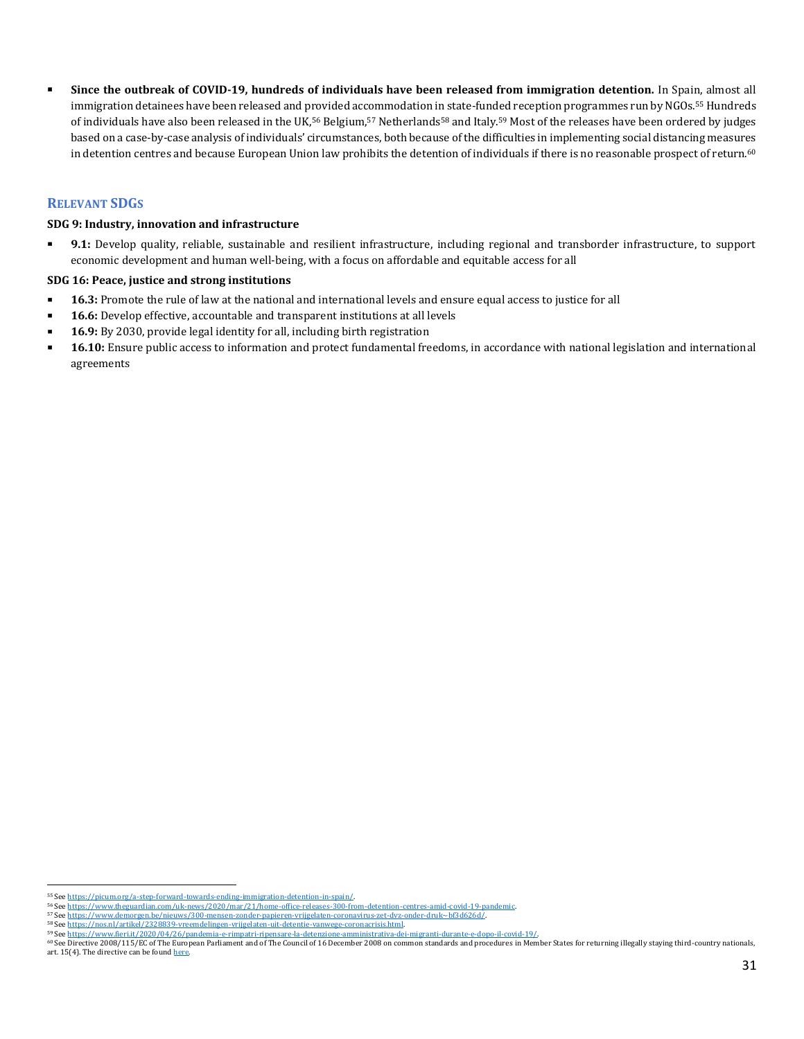- **Since the outbreak of COVID-19, hundreds of individuals have been released from immigration detention.** In Spain, almost all immigration detainees have been released and provided accommodation in state-funded reception programmes run by NGOs.[55] Hundreds of individuals have also been released in the UK,[56] Belgium,[57] Netherlands[58] and Italy.[59] Most of the releases have been ordered by judges based on a case-by-case analysis of individuals' circumstances, both because of the difficulties in implementing social distancing measures in detention centres and because European Union law prohibits the detention of individuals if there is no reasonable prospect of return.[60]

## Relevant SDGs

**SDG 9: Industry, innovation and infrastructure**

- **9.1:** Develop quality, reliable, sustainable and resilient infrastructure, including regional and transborder infrastructure, to support economic development and human well-being, with a focus on affordable and equitable access for all

**SDG 16: Peace, justice and strong institutions**

- **16.3:** Promote the rule of law at the national and international levels and ensure equal access to justice for all
- **16.6:** Develop effective, accountable and transparent institutions at all levels
- **16.9:** By 2030, provide legal identity for all, including birth registration
- **16.10:** Ensure public access to information and protect fundamental freedoms, in accordance with national legislation and international agreements

---

[55] See https://picum.org/a-step-forward-towards-ending-immigration-detention-in-spain/.
[56] See https://www.theguardian.com/uk-news/2020/mar/21/home-office-releases-300-from-detention-centres-amid-covid-19-pandemic.
[57] See https://www.demorgen.be/nieuws/300-mensen-zonder-papieren-vrijgelaten-coronavirus-zet-dvz-onder-druk~bf3d626d/.
[58] See https://nos.nl/artikel/2328839-vreemdelingen-vrijgelaten-uit-detentie-vanwege-coronacrisis.html.
[59] See https://www.fieri.it/2020/04/26/pandemia-e-rimpatri-ripensare-la-detenzione-amministrativa-dei-migranti-durante-e-dopo-il-covid-19/.
[60] See Directive 2008/115/EC of The European Parliament and of The Council of 16 December 2008 on common standards and procedures in Member States for returning illegally staying third-country nationals, art. 15(4). The directive can be found here.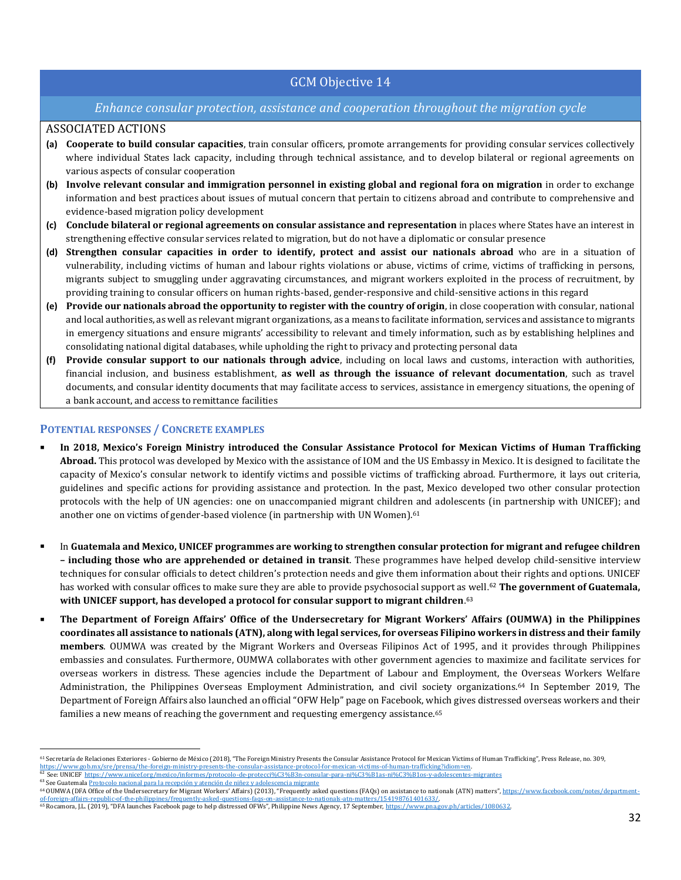## GCM Objective 14

*Enhance consular protection, assistance and cooperation throughout the migration cycle*

ASSOCIATED ACTIONS

**(a)** **Cooperate to build consular capacities**, train consular officers, promote arrangements for providing consular services collectively where individual States lack capacity, including through technical assistance, and to develop bilateral or regional agreements on various aspects of consular cooperation

**(b)** **Involve relevant consular and immigration personnel in existing global and regional fora on migration** in order to exchange information and best practices about issues of mutual concern that pertain to citizens abroad and contribute to comprehensive and evidence-based migration policy development

**(c)** **Conclude bilateral or regional agreements on consular assistance and representation** in places where States have an interest in strengthening effective consular services related to migration, but do not have a diplomatic or consular presence

**(d)** **Strengthen consular capacities in order to identify, protect and assist our nationals abroad** who are in a situation of vulnerability, including victims of human and labour rights violations or abuse, victims of crime, victims of trafficking in persons, migrants subject to smuggling under aggravating circumstances, and migrant workers exploited in the process of recruitment, by providing training to consular officers on human rights-based, gender-responsive and child-sensitive actions in this regard

**(e)** **Provide our nationals abroad the opportunity to register with the country of origin**, in close cooperation with consular, national and local authorities, as well as relevant migrant organizations, as a means to facilitate information, services and assistance to migrants in emergency situations and ensure migrants' accessibility to relevant and timely information, such as by establishing helplines and consolidating national digital databases, while upholding the right to privacy and protecting personal data

**(f)** **Provide consular support to our nationals through advice**, including on local laws and customs, interaction with authorities, financial inclusion, and business establishment, **as well as through the issuance of relevant documentation**, such as travel documents, and consular identity documents that may facilitate access to services, assistance in emergency situations, the opening of a bank account, and access to remittance facilities

### POTENTIAL RESPONSES / CONCRETE EXAMPLES

- **In 2018, Mexico's Foreign Ministry introduced the Consular Assistance Protocol for Mexican Victims of Human Trafficking Abroad.** This protocol was developed by Mexico with the assistance of IOM and the US Embassy in Mexico. It is designed to facilitate the capacity of Mexico's consular network to identify victims and possible victims of trafficking abroad. Furthermore, it lays out criteria, guidelines and specific actions for providing assistance and protection. In the past, Mexico developed two other consular protection protocols with the help of UN agencies: one on unaccompanied migrant children and adolescents (in partnership with UNICEF); and another one on victims of gender-based violence (in partnership with UN Women).[61]

- In **Guatemala and Mexico, UNICEF programmes are working to strengthen consular protection for migrant and refugee children – including those who are apprehended or detained in transit**. These programmes have helped develop child-sensitive interview techniques for consular officials to detect children's protection needs and give them information about their rights and options. UNICEF has worked with consular offices to make sure they are able to provide psychosocial support as well.[62] **The government of Guatemala, with UNICEF support, has developed a protocol for consular support to migrant children**.[63]

- **The Department of Foreign Affairs' Office of the Undersecretary for Migrant Workers' Affairs (OUMWA) in the Philippines coordinates all assistance to nationals (ATN), along with legal services, for overseas Filipino workers in distress and their family members**. OUMWA was created by the Migrant Workers and Overseas Filipinos Act of 1995, and it provides through Philippines embassies and consulates. Furthermore, OUMWA collaborates with other government agencies to maximize and facilitate services for overseas workers in distress. These agencies include the Department of Labour and Employment, the Overseas Workers Welfare Administration, the Philippines Overseas Employment Administration, and civil society organizations.[64] In September 2019, The Department of Foreign Affairs also launched an official "OFW Help" page on Facebook, which gives distressed overseas workers and their families a new means of reaching the government and requesting emergency assistance.[65]

---

[61] Secretaría de Relaciones Exteriores - Gobierno de México (2018), "The Foreign Ministry Presents the Consular Assistance Protocol for Mexican Victims of Human Trafficking", Press Release, no. 309, https://www.gob.mx/sre/prensa/the-foreign-ministry-presents-the-consular-assistance-protocol-for-mexican-victims-of-human-trafficking?idiom=en.

[62] See: UNICEF https://www.unicef.org/mexico/informes/protocolo-de-protecci%C3%B3n-consular-para-ni%C3%B1as-ni%C3%B1os-y-adolescentes-migrantes

[63] See Guatemala Protocolo nacional para la recepción y atención de niñez y adolescencia migrante

[64] OUMWA (DFA Office of the Undersecretary for Migrant Workers' Affairs) (2013), "Frequently asked questions (FAQs) on assistance to nationals (ATN) matters", https://www.facebook.com/notes/department-of-foreign-affairs-republic-of-the-philippines/frequently-asked-questions-faqs-on-assistance-to-nationals-atn-matters/154198761401633/.

[65] Rocamora, J.L. (2019), "DFA launches Facebook page to help distressed OFWs", Philippine News Agency, 17 September, https://www.pna.gov.ph/articles/1080632.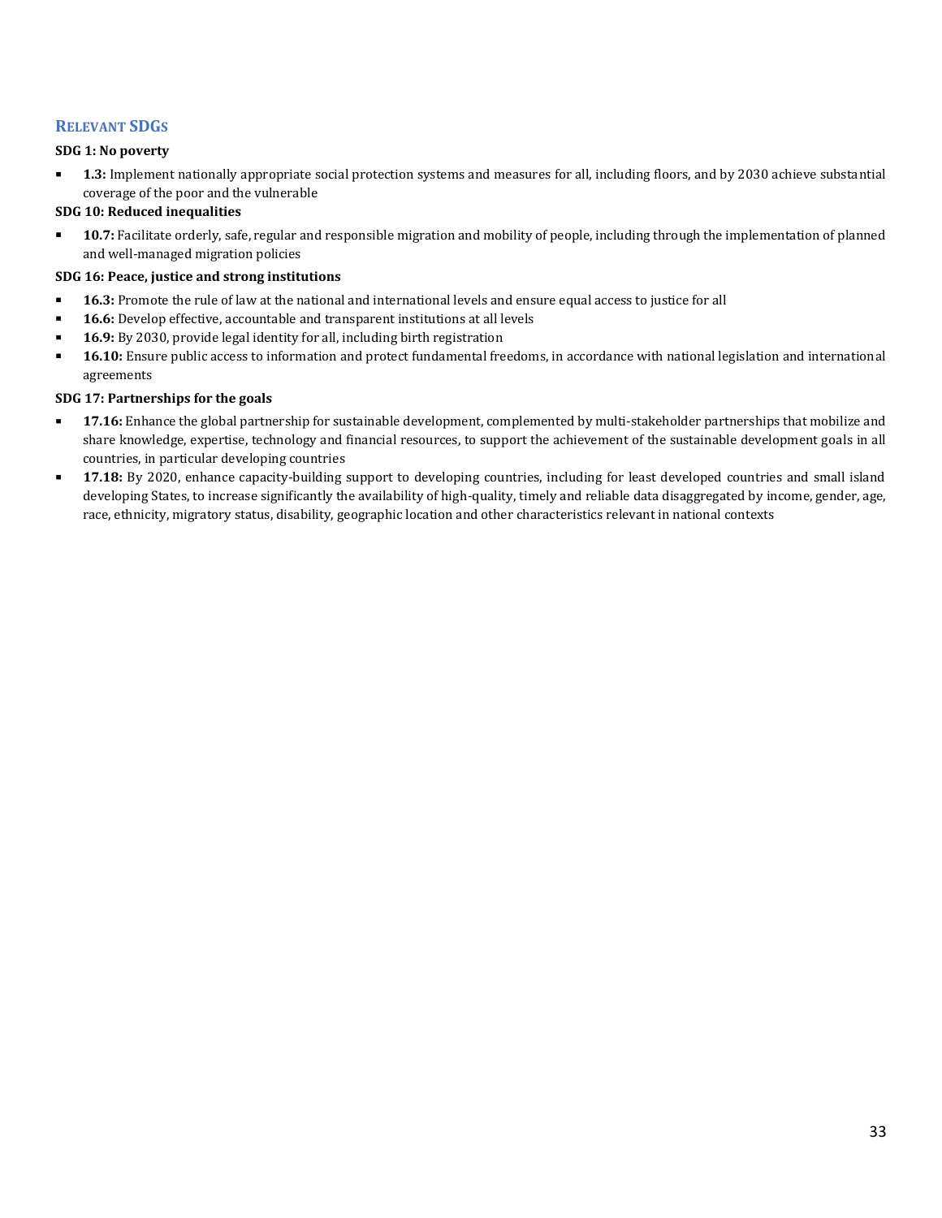## Relevant SDGs

**SDG 1: No poverty**

- **1.3:** Implement nationally appropriate social protection systems and measures for all, including floors, and by 2030 achieve substantial coverage of the poor and the vulnerable

**SDG 10: Reduced inequalities**

- **10.7:** Facilitate orderly, safe, regular and responsible migration and mobility of people, including through the implementation of planned and well-managed migration policies

**SDG 16: Peace, justice and strong institutions**

- **16.3:** Promote the rule of law at the national and international levels and ensure equal access to justice for all
- **16.6:** Develop effective, accountable and transparent institutions at all levels
- **16.9:** By 2030, provide legal identity for all, including birth registration
- **16.10:** Ensure public access to information and protect fundamental freedoms, in accordance with national legislation and international agreements

**SDG 17: Partnerships for the goals**

- **17.16:** Enhance the global partnership for sustainable development, complemented by multi-stakeholder partnerships that mobilize and share knowledge, expertise, technology and financial resources, to support the achievement of the sustainable development goals in all countries, in particular developing countries
- **17.18:** By 2020, enhance capacity-building support to developing countries, including for least developed countries and small island developing States, to increase significantly the availability of high-quality, timely and reliable data disaggregated by income, gender, age, race, ethnicity, migratory status, disability, geographic location and other characteristics relevant in national contexts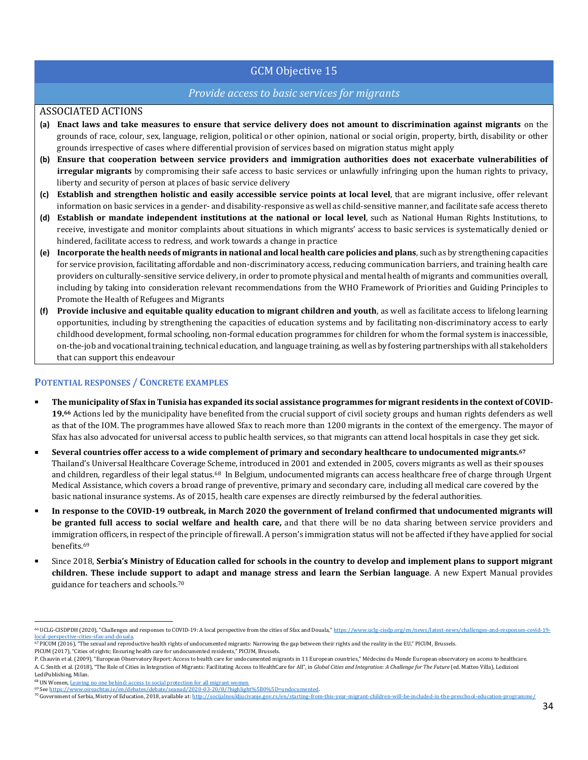## GCM Objective 15

*Provide access to basic services for migrants*

ASSOCIATED ACTIONS

**(a)** **Enact laws and take measures to ensure that service delivery does not amount to discrimination against migrants** on the grounds of race, colour, sex, language, religion, political or other opinion, national or social origin, property, birth, disability or other grounds irrespective of cases where differential provision of services based on migration status might apply

**(b)** **Ensure that cooperation between service providers and immigration authorities does not exacerbate vulnerabilities of irregular migrants** by compromising their safe access to basic services or unlawfully infringing upon the human rights to privacy, liberty and security of person at places of basic service delivery

**(c)** **Establish and strengthen holistic and easily accessible service points at local level**, that are migrant inclusive, offer relevant information on basic services in a gender- and disability-responsive as well as child-sensitive manner, and facilitate safe access thereto

**(d)** **Establish or mandate independent institutions at the national or local level**, such as National Human Rights Institutions, to receive, investigate and monitor complaints about situations in which migrants' access to basic services is systematically denied or hindered, facilitate access to redress, and work towards a change in practice

**(e)** **Incorporate the health needs of migrants in national and local health care policies and plans**, such as by strengthening capacities for service provision, facilitating affordable and non-discriminatory access, reducing communication barriers, and training health care providers on culturally-sensitive service delivery, in order to promote physical and mental health of migrants and communities overall, including by taking into consideration relevant recommendations from the WHO Framework of Priorities and Guiding Principles to Promote the Health of Refugees and Migrants

**(f)** **Provide inclusive and equitable quality education to migrant children and youth**, as well as facilitate access to lifelong learning opportunities, including by strengthening the capacities of education systems and by facilitating non-discriminatory access to early childhood development, formal schooling, non-formal education programmes for children for whom the formal system is inaccessible, on-the-job and vocational training, technical education, and language training, as well as by fostering partnerships with all stakeholders that can support this endeavour

### POTENTIAL RESPONSES / CONCRETE EXAMPLES

- **The municipality of Sfax in Tunisia has expanded its social assistance programmes for migrant residents in the context of COVID-19.**[66] Actions led by the municipality have benefited from the crucial support of civil society groups and human rights defenders as well as that of the IOM. The programmes have allowed Sfax to reach more than 1200 migrants in the context of the emergency. The mayor of Sfax has also advocated for universal access to public health services, so that migrants can attend local hospitals in case they get sick.

- **Several countries offer access to a wide complement of primary and secondary healthcare to undocumented migrants.**[67] Thailand's Universal Healthcare Coverage Scheme, introduced in 2001 and extended in 2005, covers migrants as well as their spouses and children, regardless of their legal status.[68] In Belgium, undocumented migrants can access healthcare free of charge through Urgent Medical Assistance, which covers a broad range of preventive, primary and secondary care, including all medical care covered by the basic national insurance systems. As of 2015, health care expenses are directly reimbursed by the federal authorities.

- **In response to the COVID-19 outbreak, in March 2020 the government of Ireland confirmed that undocumented migrants will be granted full access to social welfare and health care,** and that there will be no data sharing between service providers and immigration officers, in respect of the principle of firewall. A person's immigration status will not be affected if they have applied for social benefits.[69]

- Since 2018, **Serbia's Ministry of Education called for schools in the country to develop and implement plans to support migrant children. These include support to adapt and manage stress and learn the Serbian language**. A new Expert Manual provides guidance for teachers and schools.[70]

---

[66] UCLG-CISDPDH (2020), "Challenges and responses to COVID-19: A local perspective from the cities of Sfax and Douala," https://www.uclg-cisdp.org/en/news/latest-news/challenges-and-responses-covid-19-local-perspective-cities-sfax-and-douala.

[67] PICUM (2016), "The sexual and reproductive health rights of undocumented migrants: Narrowing the gap between their rights and the reality in the EU," PICUM, Brussels.
PICUM (2017), "Cities of rights; Ensuring health care for undocumented residents," PICUM, Brussels.
P. Chauvin et al. (2009), "European Observatory Report: Access to health care for undocumented migrants in 11 European countries," Médecins du Monde European observatory on access to healthcare.
A. C. Smith et al. (2018), "The Role of Cities in Integration of Migrants: Facilitating Access to HealthCare for All", in *Global Cities and Integration: A Challenge for The Future* (ed. Matteo Villa), Ledizioni LediPublishing, Milan.

[68] UN Women, Leaving no one behind: access to social protection for all migrant women

[69] See https://www.oireachtas.ie/en/debates/debate/seanad/2020-03-20/8/?highlight%5B0%5D=undocumented.

[70] Government of Serbia, Mistry of Education, 2018, available at: http://socijalnoukljucivanje.gov.rs/en/starting-from-this-year-migrant-children-will-be-included-in-the-preschool-education-programme/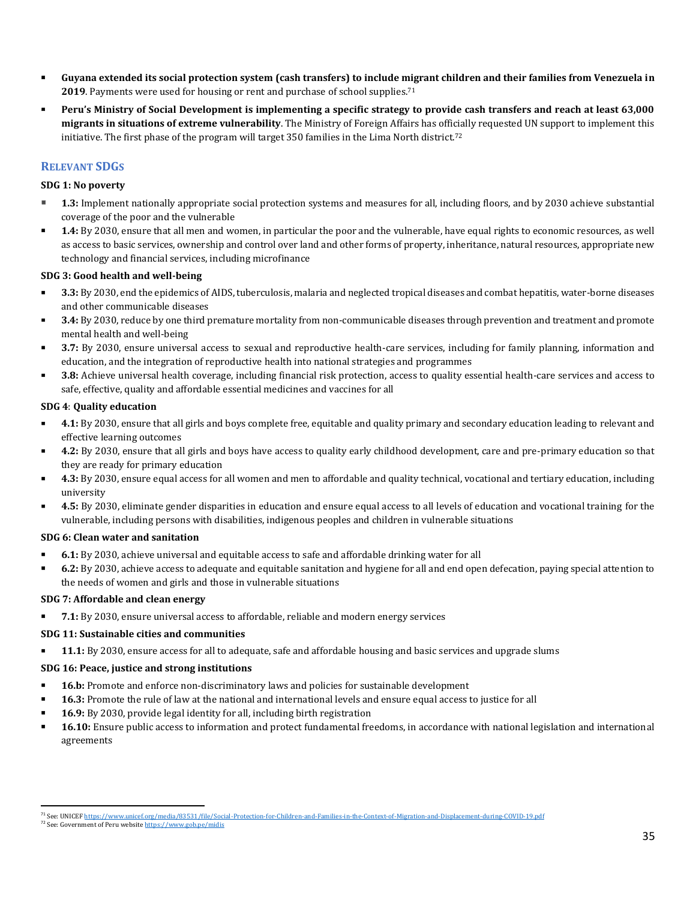- **Guyana extended its social protection system (cash transfers) to include migrant children and their families from Venezuela in 2019**. Payments were used for housing or rent and purchase of school supplies.[71]
- **Peru's Ministry of Social Development is implementing a specific strategy to provide cash transfers and reach at least 63,000 migrants in situations of extreme vulnerability**. The Ministry of Foreign Affairs has officially requested UN support to implement this initiative. The first phase of the program will target 350 families in the Lima North district.[72]

## Relevant SDGs

**SDG 1: No poverty**

- **1.3:** Implement nationally appropriate social protection systems and measures for all, including floors, and by 2030 achieve substantial coverage of the poor and the vulnerable
- **1.4:** By 2030, ensure that all men and women, in particular the poor and the vulnerable, have equal rights to economic resources, as well as access to basic services, ownership and control over land and other forms of property, inheritance, natural resources, appropriate new technology and financial services, including microfinance

**SDG 3: Good health and well-being**

- **3.3:** By 2030, end the epidemics of AIDS, tuberculosis, malaria and neglected tropical diseases and combat hepatitis, water-borne diseases and other communicable diseases
- **3.4:** By 2030, reduce by one third premature mortality from non-communicable diseases through prevention and treatment and promote mental health and well-being
- **3.7:** By 2030, ensure universal access to sexual and reproductive health-care services, including for family planning, information and education, and the integration of reproductive health into national strategies and programmes
- **3.8:** Achieve universal health coverage, including financial risk protection, access to quality essential health-care services and access to safe, effective, quality and affordable essential medicines and vaccines for all

**SDG 4**: **Quality education**

- **4.1:** By 2030, ensure that all girls and boys complete free, equitable and quality primary and secondary education leading to relevant and effective learning outcomes
- **4.2:** By 2030, ensure that all girls and boys have access to quality early childhood development, care and pre-primary education so that they are ready for primary education
- **4.3:** By 2030, ensure equal access for all women and men to affordable and quality technical, vocational and tertiary education, including university
- **4.5:** By 2030, eliminate gender disparities in education and ensure equal access to all levels of education and vocational training for the vulnerable, including persons with disabilities, indigenous peoples and children in vulnerable situations

**SDG 6: Clean water and sanitation**

- **6.1:** By 2030, achieve universal and equitable access to safe and affordable drinking water for all
- **6.2:** By 2030, achieve access to adequate and equitable sanitation and hygiene for all and end open defecation, paying special attention to the needs of women and girls and those in vulnerable situations

**SDG 7: Affordable and clean energy**

- **7.1:** By 2030, ensure universal access to affordable, reliable and modern energy services

**SDG 11: Sustainable cities and communities**

- **11.1:** By 2030, ensure access for all to adequate, safe and affordable housing and basic services and upgrade slums

**SDG 16: Peace, justice and strong institutions**

- **16.b:** Promote and enforce non-discriminatory laws and policies for sustainable development
- **16.3:** Promote the rule of law at the national and international levels and ensure equal access to justice for all
- **16.9:** By 2030, provide legal identity for all, including birth registration
- **16.10:** Ensure public access to information and protect fundamental freedoms, in accordance with national legislation and international agreements

---

[71] See: UNICEF https://www.unicef.org/media/83531/file/Social-Protection-for-Children-and-Families-in-the-Context-of-Migration-and-Displacement-during-COVID-19.pdf

[72] See: Government of Peru website https://www.gob.pe/midis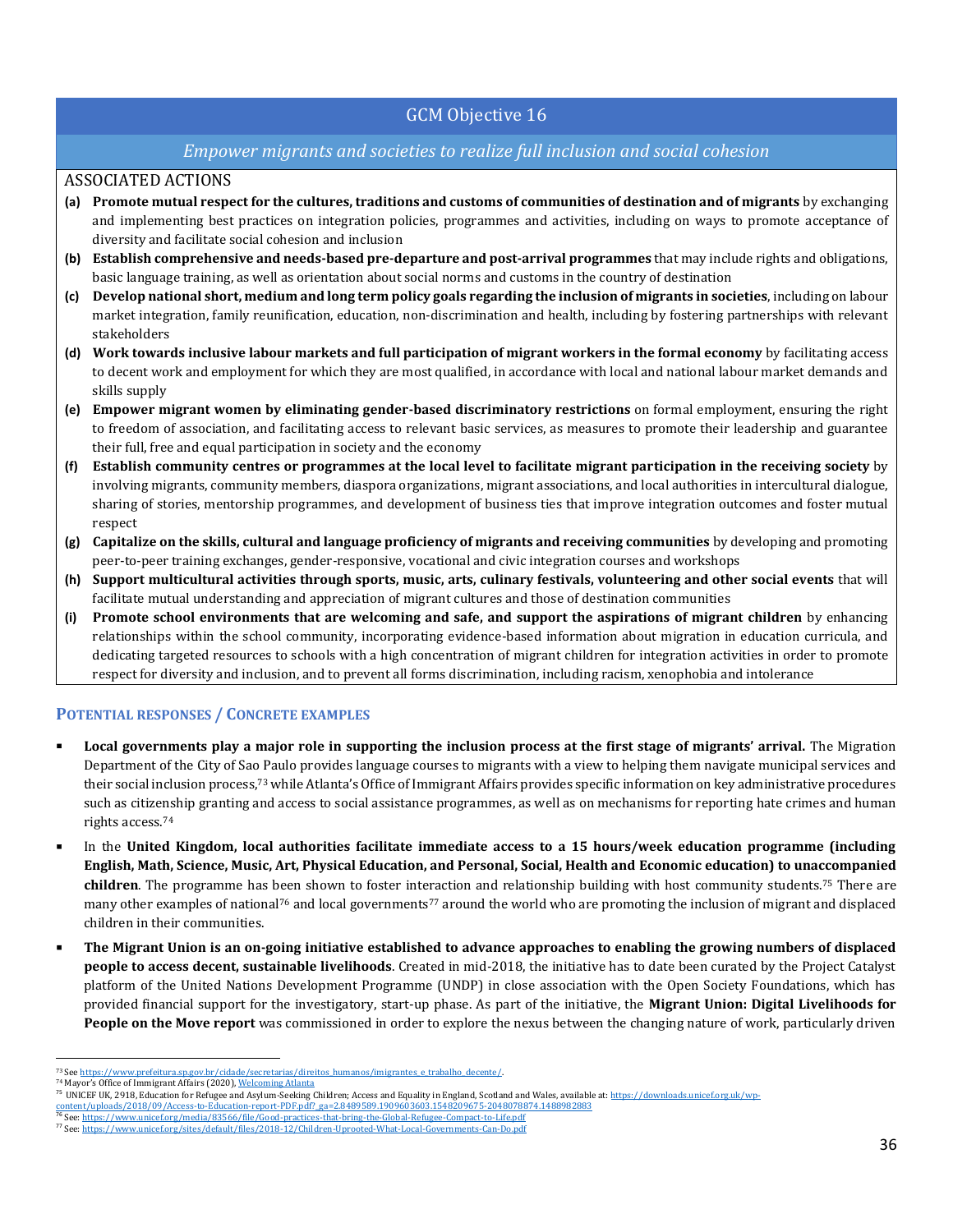## GCM Objective 16

*Empower migrants and societies to realize full inclusion and social cohesion*

ASSOCIATED ACTIONS

- **(a) Promote mutual respect for the cultures, traditions and customs of communities of destination and of migrants** by exchanging and implementing best practices on integration policies, programmes and activities, including on ways to promote acceptance of diversity and facilitate social cohesion and inclusion
- **(b) Establish comprehensive and needs-based pre-departure and post-arrival programmes** that may include rights and obligations, basic language training, as well as orientation about social norms and customs in the country of destination
- **(c) Develop national short, medium and long term policy goals regarding the inclusion of migrants in societies**, including on labour market integration, family reunification, education, non-discrimination and health, including by fostering partnerships with relevant stakeholders
- **(d) Work towards inclusive labour markets and full participation of migrant workers in the formal economy** by facilitating access to decent work and employment for which they are most qualified, in accordance with local and national labour market demands and skills supply
- **(e) Empower migrant women by eliminating gender-based discriminatory restrictions** on formal employment, ensuring the right to freedom of association, and facilitating access to relevant basic services, as measures to promote their leadership and guarantee their full, free and equal participation in society and the economy
- **(f) Establish community centres or programmes at the local level to facilitate migrant participation in the receiving society** by involving migrants, community members, diaspora organizations, migrant associations, and local authorities in intercultural dialogue, sharing of stories, mentorship programmes, and development of business ties that improve integration outcomes and foster mutual respect
- **(g) Capitalize on the skills, cultural and language proficiency of migrants and receiving communities** by developing and promoting peer-to-peer training exchanges, gender-responsive, vocational and civic integration courses and workshops
- **(h) Support multicultural activities through sports, music, arts, culinary festivals, volunteering and other social events** that will facilitate mutual understanding and appreciation of migrant cultures and those of destination communities
- **(i) Promote school environments that are welcoming and safe, and support the aspirations of migrant children** by enhancing relationships within the school community, incorporating evidence-based information about migration in education curricula, and dedicating targeted resources to schools with a high concentration of migrant children for integration activities in order to promote respect for diversity and inclusion, and to prevent all forms discrimination, including racism, xenophobia and intolerance

### POTENTIAL RESPONSES / CONCRETE EXAMPLES

- **Local governments play a major role in supporting the inclusion process at the first stage of migrants' arrival.** The Migration Department of the City of Sao Paulo provides language courses to migrants with a view to helping them navigate municipal services and their social inclusion process,[73] while Atlanta's Office of Immigrant Affairs provides specific information on key administrative procedures such as citizenship granting and access to social assistance programmes, as well as on mechanisms for reporting hate crimes and human rights access.[74]
- In the **United Kingdom, local authorities facilitate immediate access to a 15 hours/week education programme (including English, Math, Science, Music, Art, Physical Education, and Personal, Social, Health and Economic education) to unaccompanied children**. The programme has been shown to foster interaction and relationship building with host community students.[75] There are many other examples of national[76] and local governments[77] around the world who are promoting the inclusion of migrant and displaced children in their communities.
- **The Migrant Union is an on-going initiative established to advance approaches to enabling the growing numbers of displaced people to access decent, sustainable livelihoods**. Created in mid-2018, the initiative has to date been curated by the Project Catalyst platform of the United Nations Development Programme (UNDP) in close association with the Open Society Foundations, which has provided financial support for the investigatory, start-up phase. As part of the initiative, the **Migrant Union: Digital Livelihoods for People on the Move report** was commissioned in order to explore the nexus between the changing nature of work, particularly driven

---

[73] See https://www.prefeitura.sp.gov.br/cidade/secretarias/direitos_humanos/imigrantes_e_trabalho_decente/.
[74] Mayor's Office of Immigrant Affairs (2020), Welcoming Atlanta
[75] UNICEF UK, 2918, Education for Refugee and Asylum-Seeking Children; Access and Equality in England, Scotland and Wales, available at: https://downloads.unicef.org.uk/wp-content/uploads/2018/09/Access-to-Education-report-PDF.pdf?_ga=2.8489589.1909603603.1548209675-2048078874.1488982883
[76] See: https://www.unicef.org/media/83566/file/Good-practices-that-bring-the-Global-Refugee-Compact-to-Life.pdf
[77] See: https://www.unicef.org/sites/default/files/2018-12/Children-Uprooted-What-Local-Governments-Can-Do.pdf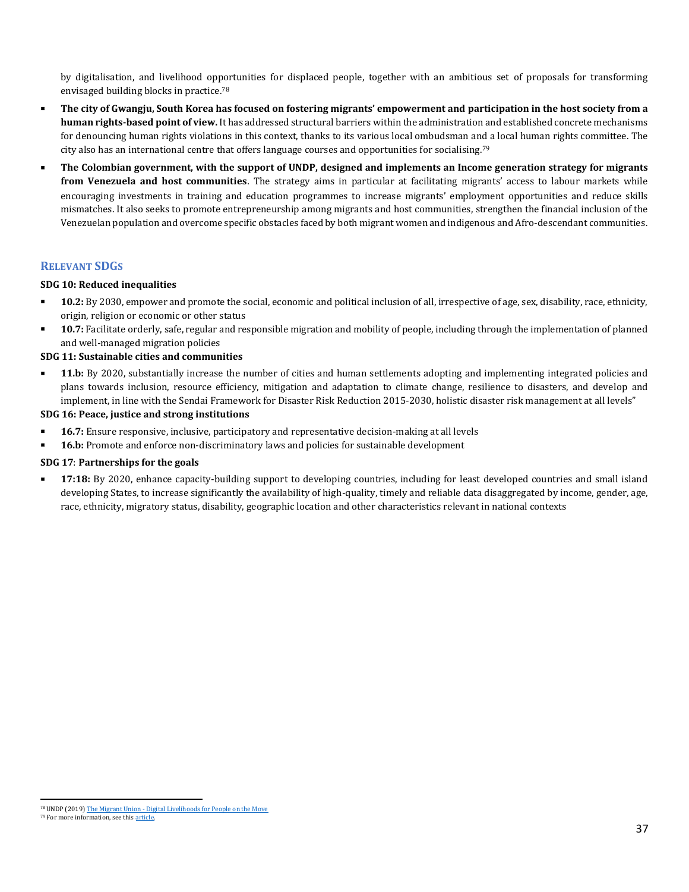by digitalisation, and livelihood opportunities for displaced people, together with an ambitious set of proposals for transforming envisaged building blocks in practice.[78]

- **The city of Gwangju, South Korea has focused on fostering migrants' empowerment and participation in the host society from a human rights-based point of view.** It has addressed structural barriers within the administration and established concrete mechanisms for denouncing human rights violations in this context, thanks to its various local ombudsman and a local human rights committee. The city also has an international centre that offers language courses and opportunities for socialising.[79]
- **The Colombian government, with the support of UNDP, designed and implements an Income generation strategy for migrants from Venezuela and host communities**. The strategy aims in particular at facilitating migrants' access to labour markets while encouraging investments in training and education programmes to increase migrants' employment opportunities and reduce skills mismatches. It also seeks to promote entrepreneurship among migrants and host communities, strengthen the financial inclusion of the Venezuelan population and overcome specific obstacles faced by both migrant women and indigenous and Afro-descendant communities.

## RELEVANT SDGS

**SDG 10: Reduced inequalities**

- **10.2:** By 2030, empower and promote the social, economic and political inclusion of all, irrespective of age, sex, disability, race, ethnicity, origin, religion or economic or other status
- **10.7:** Facilitate orderly, safe, regular and responsible migration and mobility of people, including through the implementation of planned and well-managed migration policies

**SDG 11: Sustainable cities and communities**

- **11.b:** By 2020, substantially increase the number of cities and human settlements adopting and implementing integrated policies and plans towards inclusion, resource efficiency, mitigation and adaptation to climate change, resilience to disasters, and develop and implement, in line with the Sendai Framework for Disaster Risk Reduction 2015-2030, holistic disaster risk management at all levels"

**SDG 16: Peace, justice and strong institutions**

- **16.7:** Ensure responsive, inclusive, participatory and representative decision-making at all levels
- **16.b:** Promote and enforce non-discriminatory laws and policies for sustainable development

**SDG 17**: **Partnerships for the goals**

- **17:18:** By 2020, enhance capacity-building support to developing countries, including for least developed countries and small island developing States, to increase significantly the availability of high-quality, timely and reliable data disaggregated by income, gender, age, race, ethnicity, migratory status, disability, geographic location and other characteristics relevant in national contexts

---

[78] UNDP (2019) The Migrant Union - Digital Livelihoods for People on the Move

[79] For more information, see this article.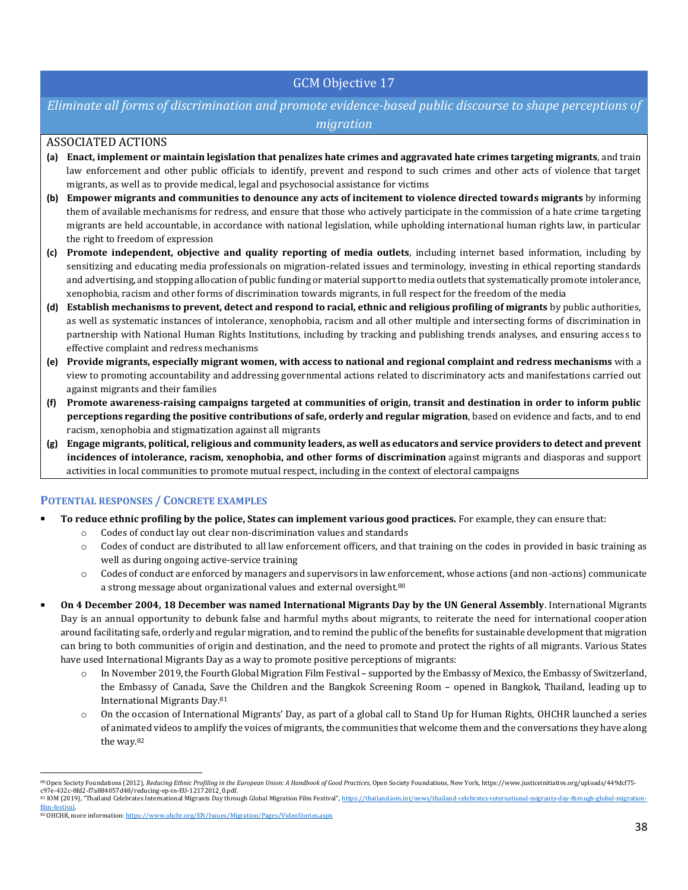## GCM Objective 17

*Eliminate all forms of discrimination and promote evidence-based public discourse to shape perceptions of migration*

ASSOCIATED ACTIONS

**(a)** **Enact, implement or maintain legislation that penalizes hate crimes and aggravated hate crimes targeting migrants**, and train law enforcement and other public officials to identify, prevent and respond to such crimes and other acts of violence that target migrants, as well as to provide medical, legal and psychosocial assistance for victims

**(b)** **Empower migrants and communities to denounce any acts of incitement to violence directed towards migrants** by informing them of available mechanisms for redress, and ensure that those who actively participate in the commission of a hate crime targeting migrants are held accountable, in accordance with national legislation, while upholding international human rights law, in particular the right to freedom of expression

**(c)** **Promote independent, objective and quality reporting of media outlets**, including internet based information, including by sensitizing and educating media professionals on migration-related issues and terminology, investing in ethical reporting standards and advertising, and stopping allocation of public funding or material support to media outlets that systematically promote intolerance, xenophobia, racism and other forms of discrimination towards migrants, in full respect for the freedom of the media

**(d)** **Establish mechanisms to prevent, detect and respond to racial, ethnic and religious profiling of migrants** by public authorities, as well as systematic instances of intolerance, xenophobia, racism and all other multiple and intersecting forms of discrimination in partnership with National Human Rights Institutions, including by tracking and publishing trends analyses, and ensuring access to effective complaint and redress mechanisms

**(e)** **Provide migrants, especially migrant women, with access to national and regional complaint and redress mechanisms** with a view to promoting accountability and addressing governmental actions related to discriminatory acts and manifestations carried out against migrants and their families

**(f)** **Promote awareness-raising campaigns targeted at communities of origin, transit and destination in order to inform public perceptions regarding the positive contributions of safe, orderly and regular migration**, based on evidence and facts, and to end racism, xenophobia and stigmatization against all migrants

**(g)** **Engage migrants, political, religious and community leaders, as well as educators and service providers to detect and prevent incidences of intolerance, racism, xenophobia, and other forms of discrimination** against migrants and diasporas and support activities in local communities to promote mutual respect, including in the context of electoral campaigns

### Potential responses / Concrete examples

- **To reduce ethnic profiling by the police, States can implement various good practices.** For example, they can ensure that:
  - Codes of conduct lay out clear non-discrimination values and standards
  - Codes of conduct are distributed to all law enforcement officers, and that training on the codes in provided in basic training as well as during ongoing active-service training
  - Codes of conduct are enforced by managers and supervisors in law enforcement, whose actions (and non-actions) communicate a strong message about organizational values and external oversight.[80]
- **On 4 December 2004, 18 December was named International Migrants Day by the UN General Assembly**. International Migrants Day is an annual opportunity to debunk false and harmful myths about migrants, to reiterate the need for international cooperation around facilitating safe, orderly and regular migration, and to remind the public of the benefits for sustainable development that migration can bring to both communities of origin and destination, and the need to promote and protect the rights of all migrants. Various States have used International Migrants Day as a way to promote positive perceptions of migrants:
  - In November 2019, the Fourth Global Migration Film Festival – supported by the Embassy of Mexico, the Embassy of Switzerland, the Embassy of Canada, Save the Children and the Bangkok Screening Room – opened in Bangkok, Thailand, leading up to International Migrants Day.[81]
  - On the occasion of International Migrants' Day, as part of a global call to Stand Up for Human Rights, OHCHR launched a series of animated videos to amplify the voices of migrants, the communities that welcome them and the conversations they have along the way.[82]

---

[80] Open Society Foundations (2012), *Reducing Ethnic Profiling in the European Union: A Handbook of Good Practices*, Open Society Foundations, New York, https://www.justiceinitiative.org/uploads/449dcf75-c97e-432c-8fd2-f7a884057d48/reducing-ep-in-EU-12172012_0.pdf.

[81] IOM (2019), "Thailand Celebrates International Migrants Day through Global Migration Film Festival", https://thailand.iom.int/news/thailand-celebrates-international-migrants-day-through-global-migration-film-festival.

[82] OHCHR, more information: https://www.ohchr.org/EN/Issues/Migration/Pages/VideoStories.aspx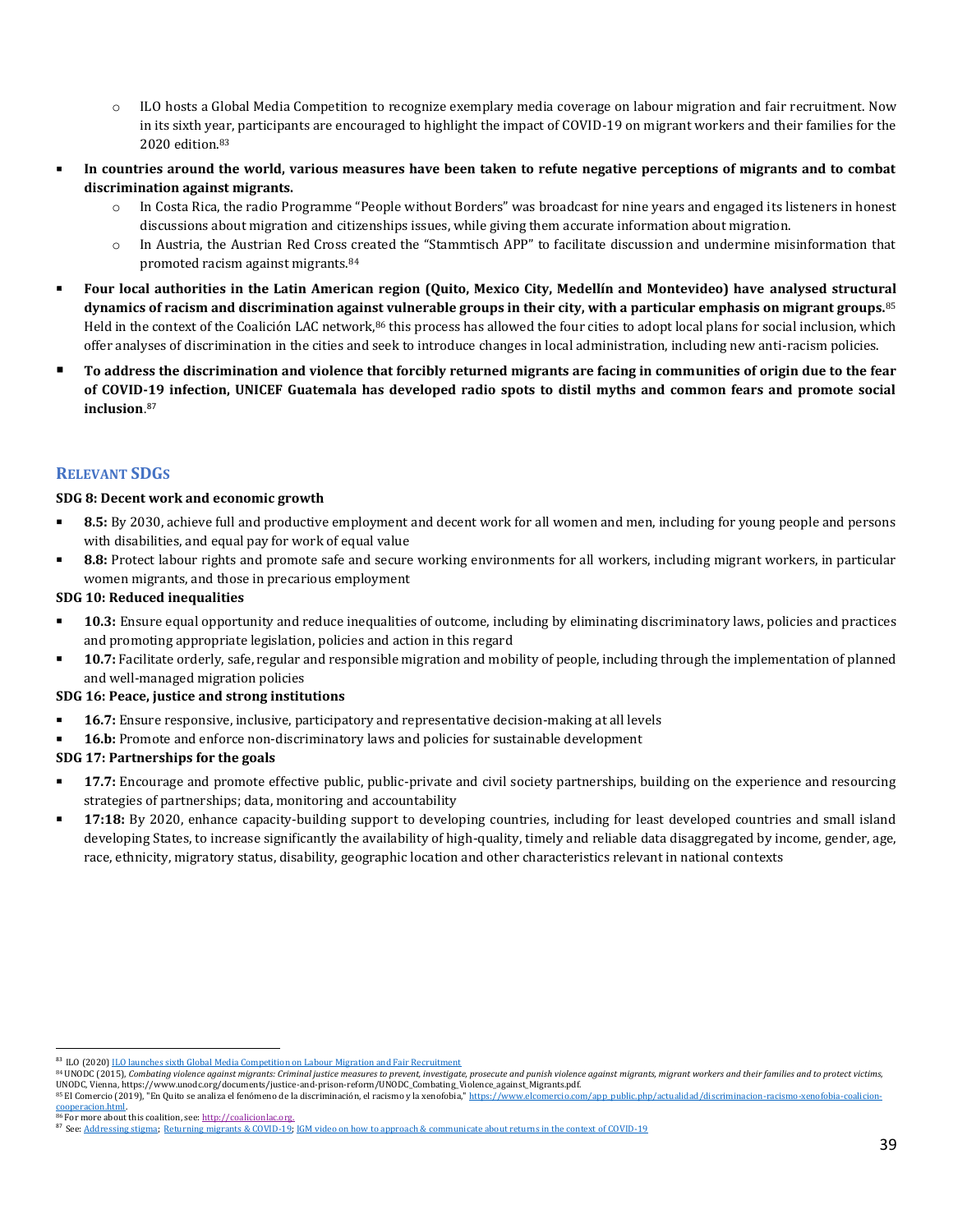- ILO hosts a Global Media Competition to recognize exemplary media coverage on labour migration and fair recruitment. Now in its sixth year, participants are encouraged to highlight the impact of COVID-19 on migrant workers and their families for the 2020 edition.[83]

- **In countries around the world, various measures have been taken to refute negative perceptions of migrants and to combat discrimination against migrants.**
  - In Costa Rica, the radio Programme "People without Borders" was broadcast for nine years and engaged its listeners in honest discussions about migration and citizenships issues, while giving them accurate information about migration.
  - In Austria, the Austrian Red Cross created the "Stammtisch APP" to facilitate discussion and undermine misinformation that promoted racism against migrants.[84]
- **Four local authorities in the Latin American region (Quito, Mexico City, Medellín and Montevideo) have analysed structural dynamics of racism and discrimination against vulnerable groups in their city, with a particular emphasis on migrant groups.**[85] Held in the context of the Coalición LAC network,[86] this process has allowed the four cities to adopt local plans for social inclusion, which offer analyses of discrimination in the cities and seek to introduce changes in local administration, including new anti-racism policies.
- **To address the discrimination and violence that forcibly returned migrants are facing in communities of origin due to the fear of COVID-19 infection, UNICEF Guatemala has developed radio spots to distil myths and common fears and promote social inclusion**.[87]

## Relevant SDGs

**SDG 8: Decent work and economic growth**

- **8.5:** By 2030, achieve full and productive employment and decent work for all women and men, including for young people and persons with disabilities, and equal pay for work of equal value
- **8.8:** Protect labour rights and promote safe and secure working environments for all workers, including migrant workers, in particular women migrants, and those in precarious employment

**SDG 10: Reduced inequalities**

- **10.3:** Ensure equal opportunity and reduce inequalities of outcome, including by eliminating discriminatory laws, policies and practices and promoting appropriate legislation, policies and action in this regard
- **10.7:** Facilitate orderly, safe, regular and responsible migration and mobility of people, including through the implementation of planned and well-managed migration policies

**SDG 16: Peace, justice and strong institutions**

- **16.7:** Ensure responsive, inclusive, participatory and representative decision-making at all levels
- **16.b:** Promote and enforce non-discriminatory laws and policies for sustainable development

**SDG 17: Partnerships for the goals**

- **17.7:** Encourage and promote effective public, public-private and civil society partnerships, building on the experience and resourcing strategies of partnerships; data, monitoring and accountability
- **17:18:** By 2020, enhance capacity-building support to developing countries, including for least developed countries and small island developing States, to increase significantly the availability of high-quality, timely and reliable data disaggregated by income, gender, age, race, ethnicity, migratory status, disability, geographic location and other characteristics relevant in national contexts

---

[83] ILO (2020) ILO launches sixth Global Media Competition on Labour Migration and Fair Recruitment

[84] UNODC (2015), *Combating violence against migrants: Criminal justice measures to prevent, investigate, prosecute and punish violence against migrants, migrant workers and their families and to protect victims*, UNODC, Vienna, https://www.unodc.org/documents/justice-and-prison-reform/UNODC_Combating_Violence_against_Migrants.pdf.

[85] El Comercio (2019), "En Quito se analiza el fenómeno de la discriminación, el racismo y la xenofobia," https://www.elcomercio.com/app_public.php/actualidad/discriminacion-racismo-xenofobia-coalicion-cooperacion.html.

[86] For more about this coalition, see: http://coalicionlac.org.

[87] See: Addressing stigma; Returning migrants & COVID-19; IGM video on how to approach & communicate about returns in the context of COVID-19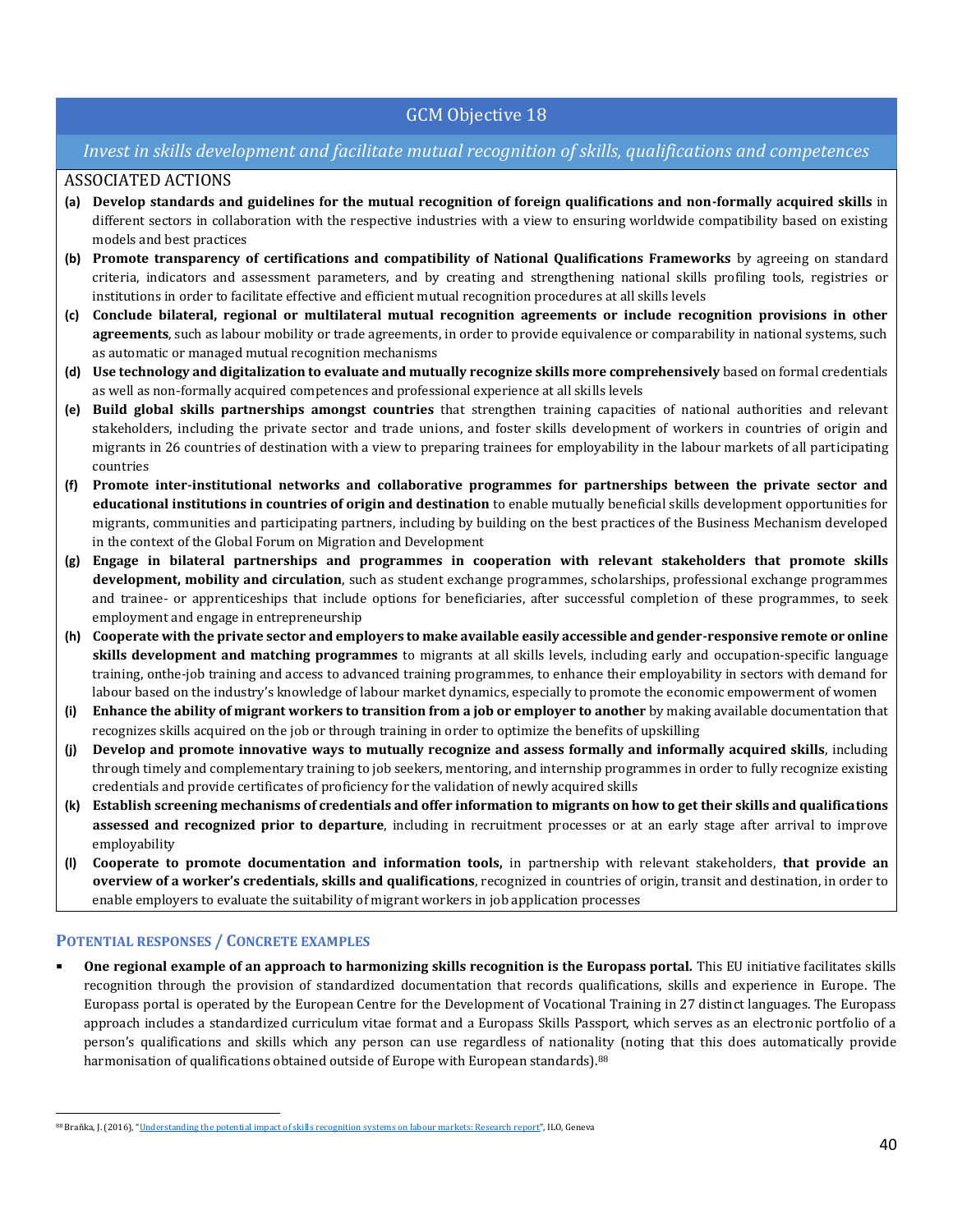## GCM Objective 18

*Invest in skills development and facilitate mutual recognition of skills, qualifications and competences*

ASSOCIATED ACTIONS

- **(a)** **Develop standards and guidelines for the mutual recognition of foreign qualifications and non-formally acquired skills** in different sectors in collaboration with the respective industries with a view to ensuring worldwide compatibility based on existing models and best practices
- **(b)** **Promote transparency of certifications and compatibility of National Qualifications Frameworks** by agreeing on standard criteria, indicators and assessment parameters, and by creating and strengthening national skills profiling tools, registries or institutions in order to facilitate effective and efficient mutual recognition procedures at all skills levels
- **(c)** **Conclude bilateral, regional or multilateral mutual recognition agreements or include recognition provisions in other agreements**, such as labour mobility or trade agreements, in order to provide equivalence or comparability in national systems, such as automatic or managed mutual recognition mechanisms
- **(d)** **Use technology and digitalization to evaluate and mutually recognize skills more comprehensively** based on formal credentials as well as non-formally acquired competences and professional experience at all skills levels
- **(e)** **Build global skills partnerships amongst countries** that strengthen training capacities of national authorities and relevant stakeholders, including the private sector and trade unions, and foster skills development of workers in countries of origin and migrants in 26 countries of destination with a view to preparing trainees for employability in the labour markets of all participating countries
- **(f)** **Promote inter-institutional networks and collaborative programmes for partnerships between the private sector and educational institutions in countries of origin and destination** to enable mutually beneficial skills development opportunities for migrants, communities and participating partners, including by building on the best practices of the Business Mechanism developed in the context of the Global Forum on Migration and Development
- **(g)** **Engage in bilateral partnerships and programmes in cooperation with relevant stakeholders that promote skills development, mobility and circulation**, such as student exchange programmes, scholarships, professional exchange programmes and trainee- or apprenticeships that include options for beneficiaries, after successful completion of these programmes, to seek employment and engage in entrepreneurship
- **(h)** **Cooperate with the private sector and employers to make available easily accessible and gender-responsive remote or online skills development and matching programmes** to migrants at all skills levels, including early and occupation-specific language training, onthe-job training and access to advanced training programmes, to enhance their employability in sectors with demand for labour based on the industry's knowledge of labour market dynamics, especially to promote the economic empowerment of women
- **(i)** **Enhance the ability of migrant workers to transition from a job or employer to another** by making available documentation that recognizes skills acquired on the job or through training in order to optimize the benefits of upskilling
- **(j)** **Develop and promote innovative ways to mutually recognize and assess formally and informally acquired skills**, including through timely and complementary training to job seekers, mentoring, and internship programmes in order to fully recognize existing credentials and provide certificates of proficiency for the validation of newly acquired skills
- **(k)** **Establish screening mechanisms of credentials and offer information to migrants on how to get their skills and qualifications assessed and recognized prior to departure**, including in recruitment processes or at an early stage after arrival to improve employability
- **(l)** **Cooperate to promote documentation and information tools,** in partnership with relevant stakeholders, **that provide an overview of a worker's credentials, skills and qualifications**, recognized in countries of origin, transit and destination, in order to enable employers to evaluate the suitability of migrant workers in job application processes

### POTENTIAL RESPONSES / CONCRETE EXAMPLES

- **One regional example of an approach to harmonizing skills recognition is the Europass portal.** This EU initiative facilitates skills recognition through the provision of standardized documentation that records qualifications, skills and experience in Europe. The Europass portal is operated by the European Centre for the Development of Vocational Training in 27 distinct languages. The Europass approach includes a standardized curriculum vitae format and a Europass Skills Passport, which serves as an electronic portfolio of a person's qualifications and skills which any person can use regardless of nationality (noting that this does automatically provide harmonisation of qualifications obtained outside of Europe with European standards).[88]

[88] Braňka, J. (2016), "Understanding the potential impact of skills recognition systems on labour markets: Research report", ILO, Geneva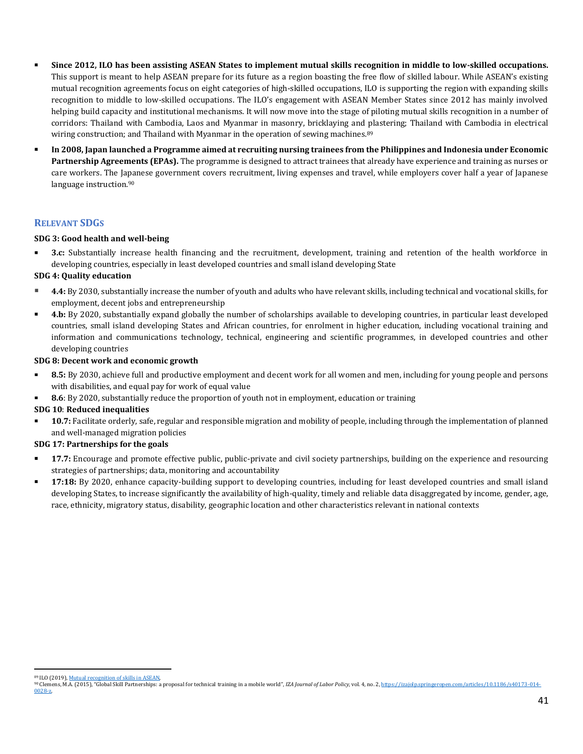- **Since 2012, ILO has been assisting ASEAN States to implement mutual skills recognition in middle to low-skilled occupations.** This support is meant to help ASEAN prepare for its future as a region boasting the free flow of skilled labour. While ASEAN's existing mutual recognition agreements focus on eight categories of high-skilled occupations, ILO is supporting the region with expanding skills recognition to middle to low-skilled occupations. The ILO's engagement with ASEAN Member States since 2012 has mainly involved helping build capacity and institutional mechanisms. It will now move into the stage of piloting mutual skills recognition in a number of corridors: Thailand with Cambodia, Laos and Myanmar in masonry, bricklaying and plastering; Thailand with Cambodia in electrical wiring construction; and Thailand with Myanmar in the operation of sewing machines.[89]
- **In 2008, Japan launched a Programme aimed at recruiting nursing trainees from the Philippines and Indonesia under Economic Partnership Agreements (EPAs).** The programme is designed to attract trainees that already have experience and training as nurses or care workers. The Japanese government covers recruitment, living expenses and travel, while employers cover half a year of Japanese language instruction.[90]

## RELEVANT SDGS

**SDG 3: Good health and well-being**

- **3.c:** Substantially increase health financing and the recruitment, development, training and retention of the health workforce in developing countries, especially in least developed countries and small island developing State

**SDG 4: Quality education**

- **4.4:** By 2030, substantially increase the number of youth and adults who have relevant skills, including technical and vocational skills, for employment, decent jobs and entrepreneurship
- **4.b:** By 2020, substantially expand globally the number of scholarships available to developing countries, in particular least developed countries, small island developing States and African countries, for enrolment in higher education, including vocational training and information and communications technology, technical, engineering and scientific programmes, in developed countries and other developing countries

**SDG 8: Decent work and economic growth**

- **8.5:** By 2030, achieve full and productive employment and decent work for all women and men, including for young people and persons with disabilities, and equal pay for work of equal value
- **8.6**: By 2020, substantially reduce the proportion of youth not in employment, education or training

**SDG 10**: **Reduced inequalities**

- **10.7:** Facilitate orderly, safe, regular and responsible migration and mobility of people, including through the implementation of planned and well-managed migration policies

**SDG 17: Partnerships for the goals**

- **17.7:** Encourage and promote effective public, public-private and civil society partnerships, building on the experience and resourcing strategies of partnerships; data, monitoring and accountability
- **17:18:** By 2020, enhance capacity-building support to developing countries, including for least developed countries and small island developing States, to increase significantly the availability of high-quality, timely and reliable data disaggregated by income, gender, age, race, ethnicity, migratory status, disability, geographic location and other characteristics relevant in national contexts

---

[89] ILO (2019), Mutual recognition of skills in ASEAN.

[90] Clemens, M.A. (2015), "Global Skill Partnerships: a proposal for technical training in a mobile world", *IZA Journal of Labor Policy*, vol. 4, no. 2, https://izajolp.springeropen.com/articles/10.1186/s40173-014-0028-z.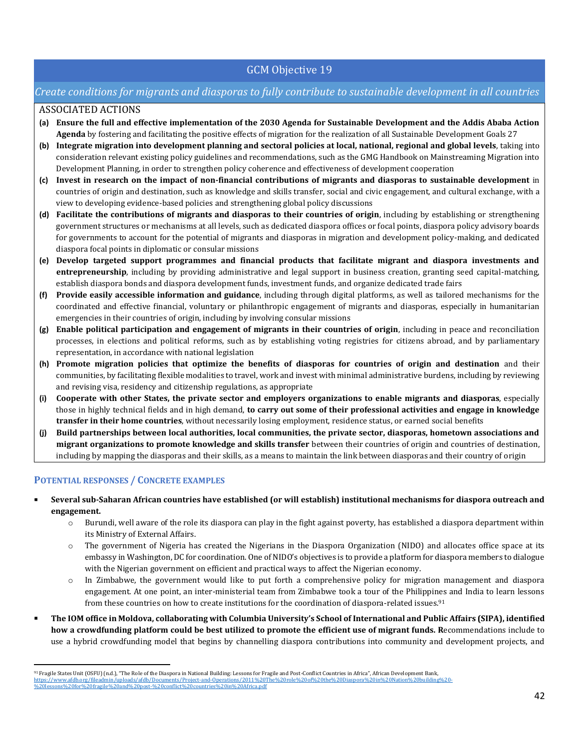## GCM Objective 19

*Create conditions for migrants and diasporas to fully contribute to sustainable development in all countries*

ASSOCIATED ACTIONS

**(a)** **Ensure the full and effective implementation of the 2030 Agenda for Sustainable Development and the Addis Ababa Action Agenda** by fostering and facilitating the positive effects of migration for the realization of all Sustainable Development Goals 27

**(b)** **Integrate migration into development planning and sectoral policies at local, national, regional and global levels**, taking into consideration relevant existing policy guidelines and recommendations, such as the GMG Handbook on Mainstreaming Migration into Development Planning, in order to strengthen policy coherence and effectiveness of development cooperation

**(c)** **Invest in research on the impact of non-financial contributions of migrants and diasporas to sustainable development** in countries of origin and destination, such as knowledge and skills transfer, social and civic engagement, and cultural exchange, with a view to developing evidence-based policies and strengthening global policy discussions

**(d)** **Facilitate the contributions of migrants and diasporas to their countries of origin**, including by establishing or strengthening government structures or mechanisms at all levels, such as dedicated diaspora offices or focal points, diaspora policy advisory boards for governments to account for the potential of migrants and diasporas in migration and development policy-making, and dedicated diaspora focal points in diplomatic or consular missions

**(e)** **Develop targeted support programmes and financial products that facilitate migrant and diaspora investments and entrepreneurship**, including by providing administrative and legal support in business creation, granting seed capital-matching, establish diaspora bonds and diaspora development funds, investment funds, and organize dedicated trade fairs

**(f)** **Provide easily accessible information and guidance**, including through digital platforms, as well as tailored mechanisms for the coordinated and effective financial, voluntary or philanthropic engagement of migrants and diasporas, especially in humanitarian emergencies in their countries of origin, including by involving consular missions

**(g)** **Enable political participation and engagement of migrants in their countries of origin**, including in peace and reconciliation processes, in elections and political reforms, such as by establishing voting registries for citizens abroad, and by parliamentary representation, in accordance with national legislation

**(h)** **Promote migration policies that optimize the benefits of diasporas for countries of origin and destination** and their communities, by facilitating flexible modalities to travel, work and invest with minimal administrative burdens, including by reviewing and revising visa, residency and citizenship regulations, as appropriate

**(i)** **Cooperate with other States, the private sector and employers organizations to enable migrants and diasporas**, especially those in highly technical fields and in high demand, **to carry out some of their professional activities and engage in knowledge transfer in their home countries**, without necessarily losing employment, residence status, or earned social benefits

**(j)** **Build partnerships between local authorities, local communities, the private sector, diasporas, hometown associations and migrant organizations to promote knowledge and skills transfer** between their countries of origin and countries of destination, including by mapping the diasporas and their skills, as a means to maintain the link between diasporas and their country of origin

### Potential responses / Concrete examples

- **Several sub-Saharan African countries have established (or will establish) institutional mechanisms for diaspora outreach and engagement.**
  - Burundi, well aware of the role its diaspora can play in the fight against poverty, has established a diaspora department within its Ministry of External Affairs.
  - The government of Nigeria has created the Nigerians in the Diaspora Organization (NIDO) and allocates office space at its embassy in Washington, DC for coordination. One of NIDO's objectives is to provide a platform for diaspora members to dialogue with the Nigerian government on efficient and practical ways to affect the Nigerian economy.
  - In Zimbabwe, the government would like to put forth a comprehensive policy for migration management and diaspora engagement. At one point, an inter-ministerial team from Zimbabwe took a tour of the Philippines and India to learn lessons from these countries on how to create institutions for the coordination of diaspora-related issues.[91]
- **The IOM office in Moldova, collaborating with Columbia University's School of International and Public Affairs (SIPA), identified how a crowdfunding platform could be best utilized to promote the efficient use of migrant funds. R**ecommendations include to use a hybrid crowdfunding model that begins by channelling diaspora contributions into community and development projects, and

---

[91] Fragile States Unit (OSFU) (n.d.), "The Role of the Diaspora in National Building: Lessons for Fragile and Post-Conflict Countries in Africa", African Development Bank, https://www.afdb.org/fileadmin/uploads/afdb/Documents/Project-and-Operations/2011%20The%20role%20of%20the%20Diaspora%20in%20Nation%20building%20-%20lessons%20for%20fragile%20and%20post-%20conflict%20countries%20in%20Africa.pdf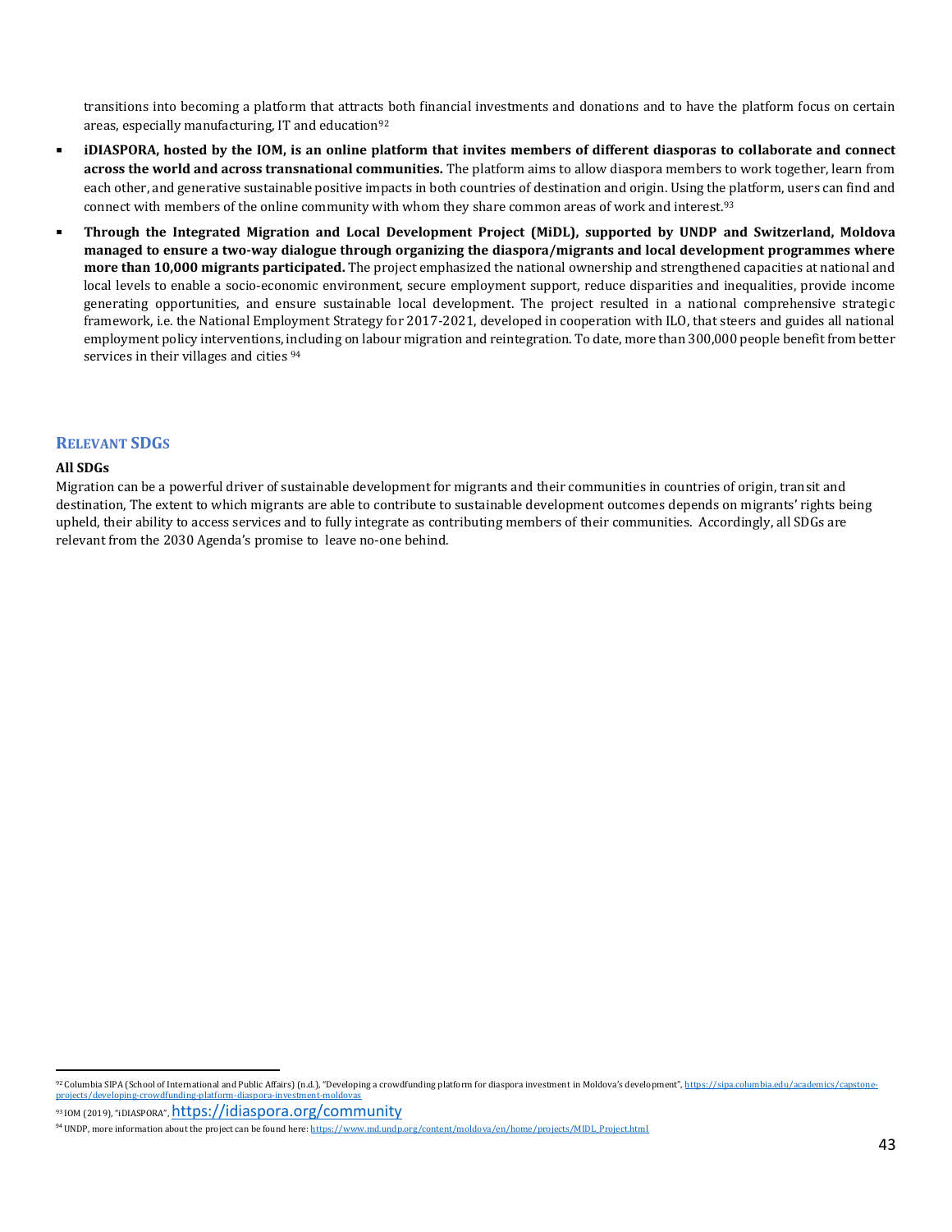transitions into becoming a platform that attracts both financial investments and donations and to have the platform focus on certain areas, especially manufacturing, IT and education[92]

- **iDIASPORA, hosted by the IOM, is an online platform that invites members of different diasporas to collaborate and connect across the world and across transnational communities.** The platform aims to allow diaspora members to work together, learn from each other, and generative sustainable positive impacts in both countries of destination and origin. Using the platform, users can find and connect with members of the online community with whom they share common areas of work and interest.[93]
- **Through the Integrated Migration and Local Development Project (MiDL), supported by UNDP and Switzerland, Moldova managed to ensure a two-way dialogue through organizing the diaspora/migrants and local development programmes where more than 10,000 migrants participated.** The project emphasized the national ownership and strengthened capacities at national and local levels to enable a socio-economic environment, secure employment support, reduce disparities and inequalities, provide income generating opportunities, and ensure sustainable local development. The project resulted in a national comprehensive strategic framework, i.e. the National Employment Strategy for 2017-2021, developed in cooperation with ILO, that steers and guides all national employment policy interventions, including on labour migration and reintegration. To date, more than 300,000 people benefit from better services in their villages and cities [94]

## RELEVANT SDGS

**All SDGs**

Migration can be a powerful driver of sustainable development for migrants and their communities in countries of origin, transit and destination, The extent to which migrants are able to contribute to sustainable development outcomes depends on migrants' rights being upheld, their ability to access services and to fully integrate as contributing members of their communities. Accordingly, all SDGs are relevant from the 2030 Agenda's promise to leave no-one behind.

---

[92] Columbia SIPA (School of International and Public Affairs) (n.d.), "Developing a crowdfunding platform for diaspora investment in Moldova's development", https://sipa.columbia.edu/academics/capstone-projects/developing-crowdfunding-platform-diaspora-investment-moldovas

[93] IOM (2019), "iDIASPORA", https://idiaspora.org/community

[94] UNDP, more information about the project can be found here: https://www.md.undp.org/content/moldova/en/home/projects/MIDL_Project.html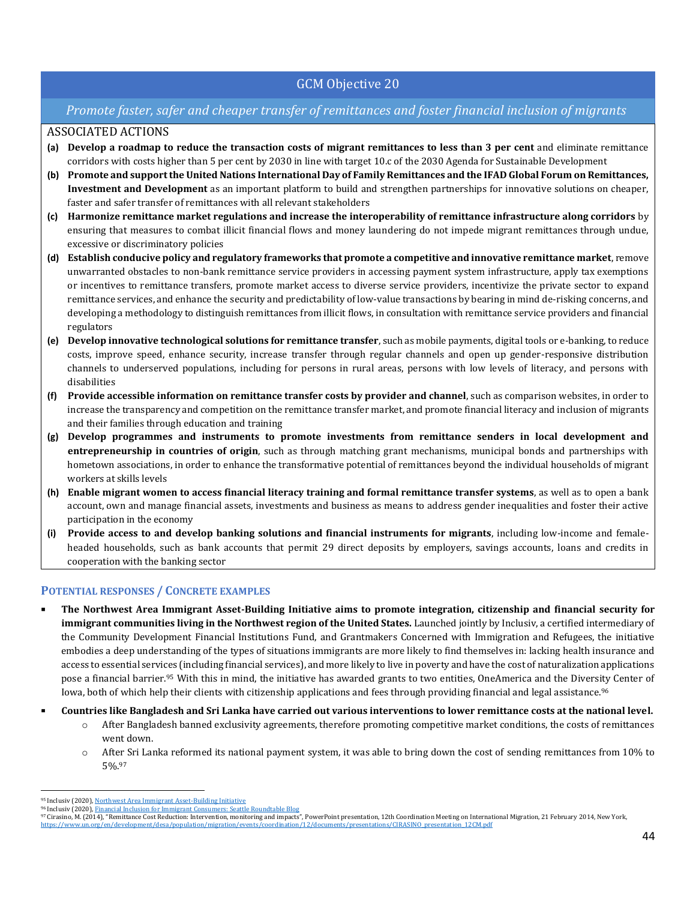## GCM Objective 20

*Promote faster, safer and cheaper transfer of remittances and foster financial inclusion of migrants*

ASSOCIATED ACTIONS

**(a)** **Develop a roadmap to reduce the transaction costs of migrant remittances to less than 3 per cent** and eliminate remittance corridors with costs higher than 5 per cent by 2030 in line with target 10.c of the 2030 Agenda for Sustainable Development

**(b)** **Promote and support the United Nations International Day of Family Remittances and the IFAD Global Forum on Remittances, Investment and Development** as an important platform to build and strengthen partnerships for innovative solutions on cheaper, faster and safer transfer of remittances with all relevant stakeholders

**(c)** **Harmonize remittance market regulations and increase the interoperability of remittance infrastructure along corridors** by ensuring that measures to combat illicit financial flows and money laundering do not impede migrant remittances through undue, excessive or discriminatory policies

**(d)** **Establish conducive policy and regulatory frameworks that promote a competitive and innovative remittance market**, remove unwarranted obstacles to non-bank remittance service providers in accessing payment system infrastructure, apply tax exemptions or incentives to remittance transfers, promote market access to diverse service providers, incentivize the private sector to expand remittance services, and enhance the security and predictability of low-value transactions by bearing in mind de-risking concerns, and developing a methodology to distinguish remittances from illicit flows, in consultation with remittance service providers and financial regulators

**(e)** **Develop innovative technological solutions for remittance transfer**, such as mobile payments, digital tools or e-banking, to reduce costs, improve speed, enhance security, increase transfer through regular channels and open up gender-responsive distribution channels to underserved populations, including for persons in rural areas, persons with low levels of literacy, and persons with disabilities

**(f)** **Provide accessible information on remittance transfer costs by provider and channel**, such as comparison websites, in order to increase the transparency and competition on the remittance transfer market, and promote financial literacy and inclusion of migrants and their families through education and training

**(g)** **Develop programmes and instruments to promote investments from remittance senders in local development and entrepreneurship in countries of origin**, such as through matching grant mechanisms, municipal bonds and partnerships with hometown associations, in order to enhance the transformative potential of remittances beyond the individual households of migrant workers at skills levels

**(h)** **Enable migrant women to access financial literacy training and formal remittance transfer systems**, as well as to open a bank account, own and manage financial assets, investments and business as means to address gender inequalities and foster their active participation in the economy

**(i)** **Provide access to and develop banking solutions and financial instruments for migrants**, including low-income and female-headed households, such as bank accounts that permit 29 direct deposits by employers, savings accounts, loans and credits in cooperation with the banking sector

### POTENTIAL RESPONSES / CONCRETE EXAMPLES

- **The Northwest Area Immigrant Asset-Building Initiative aims to promote integration, citizenship and financial security for immigrant communities living in the Northwest region of the United States.** Launched jointly by Inclusiv, a certified intermediary of the Community Development Financial Institutions Fund, and Grantmakers Concerned with Immigration and Refugees, the initiative embodies a deep understanding of the types of situations immigrants are more likely to find themselves in: lacking health insurance and access to essential services (including financial services), and more likely to live in poverty and have the cost of naturalization applications pose a financial barrier.[95] With this in mind, the initiative has awarded grants to two entities, OneAmerica and the Diversity Center of Iowa, both of which help their clients with citizenship applications and fees through providing financial and legal assistance.[96]
- **Countries like Bangladesh and Sri Lanka have carried out various interventions to lower remittance costs at the national level.**
  - After Bangladesh banned exclusivity agreements, therefore promoting competitive market conditions, the costs of remittances went down.
  - After Sri Lanka reformed its national payment system, it was able to bring down the cost of sending remittances from 10% to 5%.[97]

---

[95] Inclusiv (2020), Northwest Area Immigrant Asset-Building Initiative

[96] Inclusiv (2020), Financial Inclusion for Immigrant Consumers: Seattle Roundtable Blog

[97] Cirasino, M. (2014), "Remittance Cost Reduction: Intervention, monitoring and impacts", PowerPoint presentation, 12th Coordination Meeting on International Migration, 21 February 2014, New York, https://www.un.org/en/development/desa/population/migration/events/coordination/12/documents/presentations/CIRASINO_presentation_12CM.pdf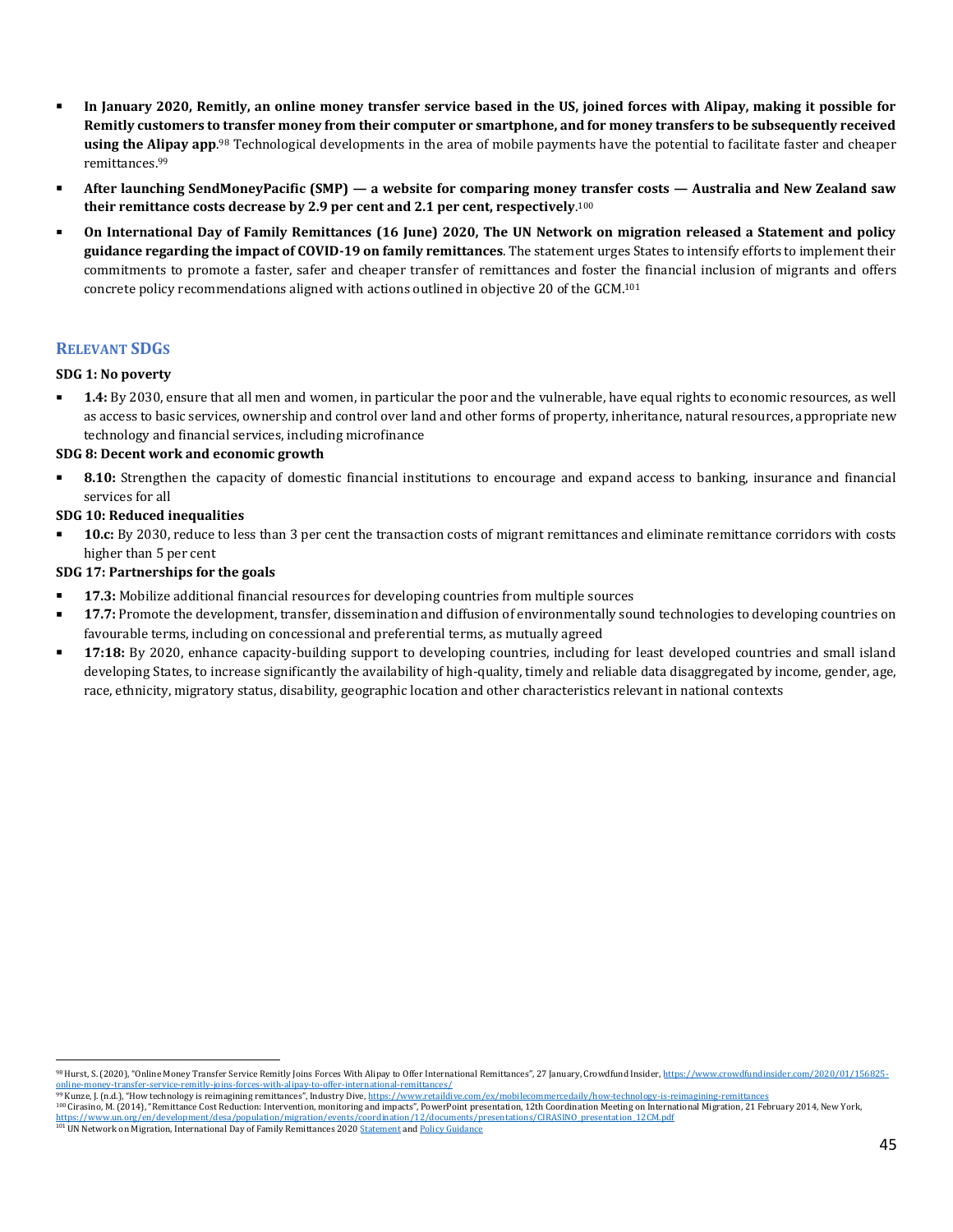- **In January 2020, Remitly, an online money transfer service based in the US, joined forces with Alipay, making it possible for Remitly customers to transfer money from their computer or smartphone, and for money transfers to be subsequently received using the Alipay app**.[98] Technological developments in the area of mobile payments have the potential to facilitate faster and cheaper remittances.[99]
- **After launching SendMoneyPacific (SMP) — a website for comparing money transfer costs — Australia and New Zealand saw their remittance costs decrease by 2.9 per cent and 2.1 per cent, respectively**.[100]
- **On International Day of Family Remittances (16 June) 2020, The UN Network on migration released a Statement and policy guidance regarding the impact of COVID-19 on family remittances**. The statement urges States to intensify efforts to implement their commitments to promote a faster, safer and cheaper transfer of remittances and foster the financial inclusion of migrants and offers concrete policy recommendations aligned with actions outlined in objective 20 of the GCM.[101]

## Relevant SDGs

**SDG 1: No poverty**

- **1.4:** By 2030, ensure that all men and women, in particular the poor and the vulnerable, have equal rights to economic resources, as well as access to basic services, ownership and control over land and other forms of property, inheritance, natural resources, appropriate new technology and financial services, including microfinance

**SDG 8: Decent work and economic growth**

- **8.10:** Strengthen the capacity of domestic financial institutions to encourage and expand access to banking, insurance and financial services for all

**SDG 10: Reduced inequalities**

- **10.c:** By 2030, reduce to less than 3 per cent the transaction costs of migrant remittances and eliminate remittance corridors with costs higher than 5 per cent

**SDG 17: Partnerships for the goals**

- **17.3:** Mobilize additional financial resources for developing countries from multiple sources
- **17.7:** Promote the development, transfer, dissemination and diffusion of environmentally sound technologies to developing countries on favourable terms, including on concessional and preferential terms, as mutually agreed
- **17:18:** By 2020, enhance capacity-building support to developing countries, including for least developed countries and small island developing States, to increase significantly the availability of high-quality, timely and reliable data disaggregated by income, gender, age, race, ethnicity, migratory status, disability, geographic location and other characteristics relevant in national contexts

---

[98] Hurst, S. (2020), "Online Money Transfer Service Remitly Joins Forces With Alipay to Offer International Remittances", 27 January, Crowdfund Insider, https://www.crowdfundinsider.com/2020/01/156825-online-money-transfer-service-remitly-joins-forces-with-alipay-to-offer-international-remittances/

[99] Kunze, J. (n.d.), "How technology is reimagining remittances", Industry Dive, https://www.retaildive.com/ex/mobilecommercedaily/how-technology-is-reimagining-remittances

[100] Cirasino, M. (2014), "Remittance Cost Reduction: Intervention, monitoring and impacts", PowerPoint presentation, 12th Coordination Meeting on International Migration, 21 February 2014, New York, https://www.un.org/en/development/desa/population/migration/events/coordination/12/documents/presentations/CIRASINO_presentation_12CM.pdf

[101] UN Network on Migration, International Day of Family Remittances 2020 Statement and Policy Guidance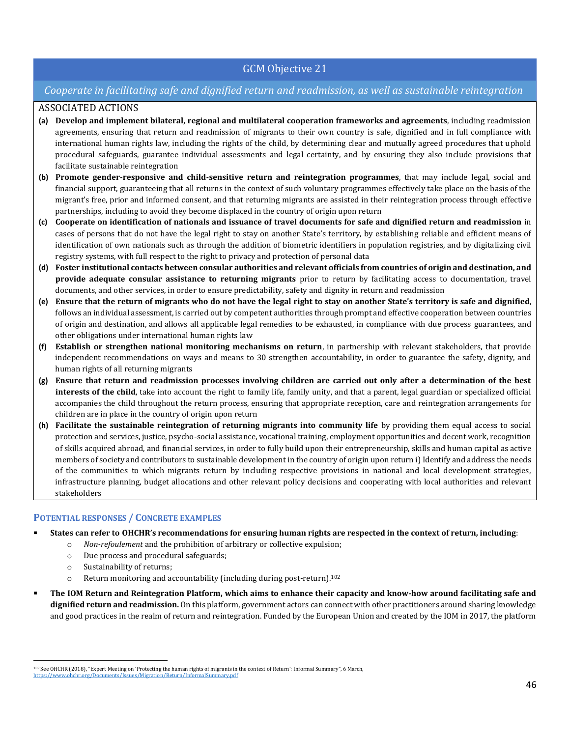## GCM Objective 21

*Cooperate in facilitating safe and dignified return and readmission, as well as sustainable reintegration*

ASSOCIATED ACTIONS

**(a)** **Develop and implement bilateral, regional and multilateral cooperation frameworks and agreements**, including readmission agreements, ensuring that return and readmission of migrants to their own country is safe, dignified and in full compliance with international human rights law, including the rights of the child, by determining clear and mutually agreed procedures that uphold procedural safeguards, guarantee individual assessments and legal certainty, and by ensuring they also include provisions that facilitate sustainable reintegration

**(b)** **Promote gender-responsive and child-sensitive return and reintegration programmes**, that may include legal, social and financial support, guaranteeing that all returns in the context of such voluntary programmes effectively take place on the basis of the migrant's free, prior and informed consent, and that returning migrants are assisted in their reintegration process through effective partnerships, including to avoid they become displaced in the country of origin upon return

**(c)** **Cooperate on identification of nationals and issuance of travel documents for safe and dignified return and readmission** in cases of persons that do not have the legal right to stay on another State's territory, by establishing reliable and efficient means of identification of own nationals such as through the addition of biometric identifiers in population registries, and by digitalizing civil registry systems, with full respect to the right to privacy and protection of personal data

**(d)** **Foster institutional contacts between consular authorities and relevant officials from countries of origin and destination, and provide adequate consular assistance to returning migrants** prior to return by facilitating access to documentation, travel documents, and other services, in order to ensure predictability, safety and dignity in return and readmission

**(e)** **Ensure that the return of migrants who do not have the legal right to stay on another State's territory is safe and dignified**, follows an individual assessment, is carried out by competent authorities through prompt and effective cooperation between countries of origin and destination, and allows all applicable legal remedies to be exhausted, in compliance with due process guarantees, and other obligations under international human rights law

**(f)** **Establish or strengthen national monitoring mechanisms on return**, in partnership with relevant stakeholders, that provide independent recommendations on ways and means to 30 strengthen accountability, in order to guarantee the safety, dignity, and human rights of all returning migrants

**(g)** **Ensure that return and readmission processes involving children are carried out only after a determination of the best interests of the child**, take into account the right to family life, family unity, and that a parent, legal guardian or specialized official accompanies the child throughout the return process, ensuring that appropriate reception, care and reintegration arrangements for children are in place in the country of origin upon return

**(h)** **Facilitate the sustainable reintegration of returning migrants into community life** by providing them equal access to social protection and services, justice, psycho-social assistance, vocational training, employment opportunities and decent work, recognition of skills acquired abroad, and financial services, in order to fully build upon their entrepreneurship, skills and human capital as active members of society and contributors to sustainable development in the country of origin upon return i) Identify and address the needs of the communities to which migrants return by including respective provisions in national and local development strategies, infrastructure planning, budget allocations and other relevant policy decisions and cooperating with local authorities and relevant stakeholders

### POTENTIAL RESPONSES / CONCRETE EXAMPLES

- **States can refer to OHCHR's recommendations for ensuring human rights are respected in the context of return, including**:
  - *Non-refoulement* and the prohibition of arbitrary or collective expulsion;
  - Due process and procedural safeguards;
  - Sustainability of returns;
  - Return monitoring and accountability (including during post-return).[102]
- **The IOM Return and Reintegration Platform, which aims to enhance their capacity and know-how around facilitating safe and dignified return and readmission.** On this platform, government actors can connect with other practitioners around sharing knowledge and good practices in the realm of return and reintegration. Funded by the European Union and created by the IOM in 2017, the platform

[102] See OHCHR (2018), "Expert Meeting on 'Protecting the human rights of migrants in the context of Return': Informal Summary", 6 March, https://www.ohchr.org/Documents/Issues/Migration/Return/InformalSummary.pdf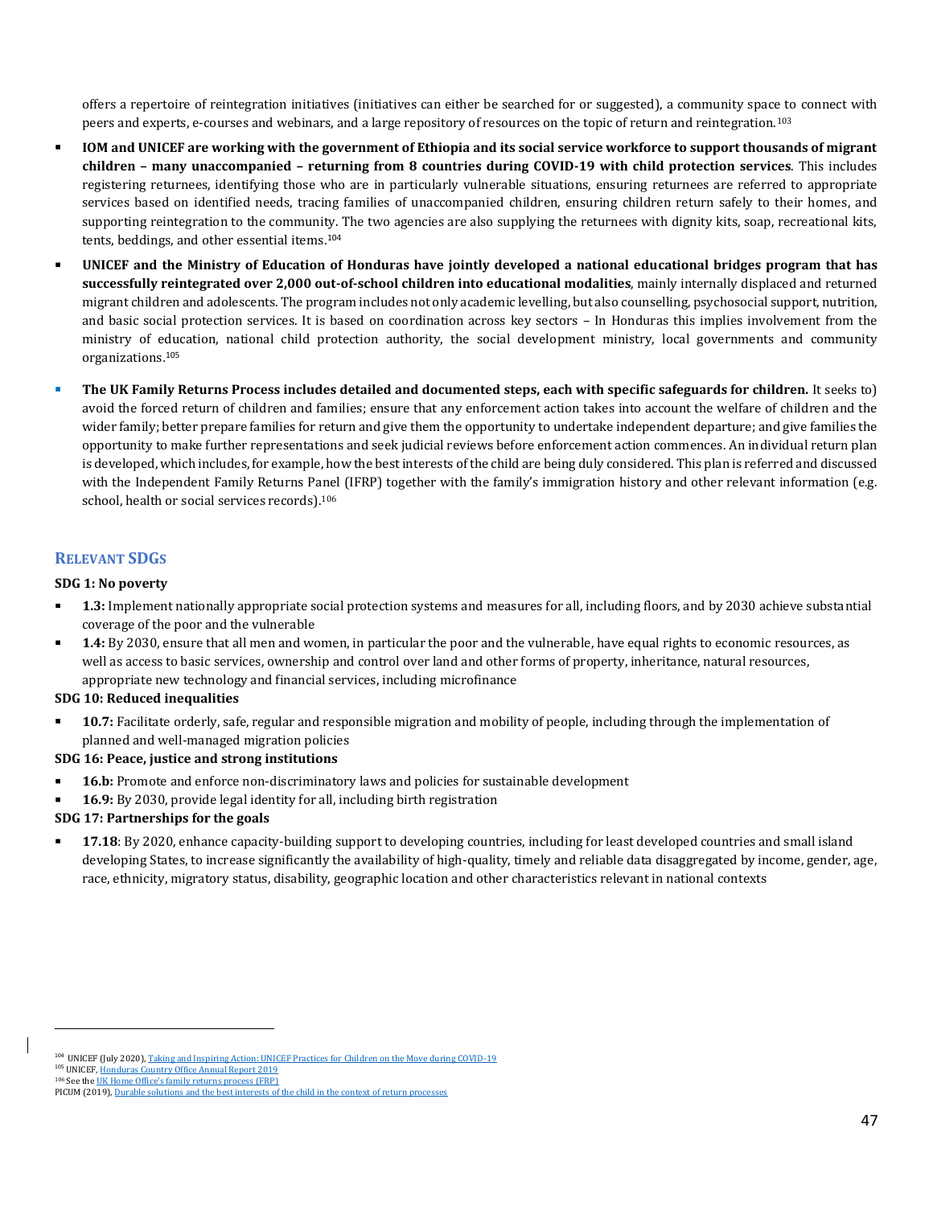offers a repertoire of reintegration initiatives (initiatives can either be searched for or suggested), a community space to connect with peers and experts, e-courses and webinars, and a large repository of resources on the topic of return and reintegration.[103]

- **IOM and UNICEF are working with the government of Ethiopia and its social service workforce to support thousands of migrant children – many unaccompanied – returning from 8 countries during COVID-19 with child protection services**. This includes registering returnees, identifying those who are in particularly vulnerable situations, ensuring returnees are referred to appropriate services based on identified needs, tracing families of unaccompanied children, ensuring children return safely to their homes, and supporting reintegration to the community. The two agencies are also supplying the returnees with dignity kits, soap, recreational kits, tents, beddings, and other essential items.[104]
- **UNICEF and the Ministry of Education of Honduras have jointly developed a national educational bridges program that has successfully reintegrated over 2,000 out-of-school children into educational modalities**, mainly internally displaced and returned migrant children and adolescents. The program includes not only academic levelling, but also counselling, psychosocial support, nutrition, and basic social protection services. It is based on coordination across key sectors – In Honduras this implies involvement from the ministry of education, national child protection authority, the social development ministry, local governments and community organizations.[105]
- **The UK Family Returns Process includes detailed and documented steps, each with specific safeguards for children.** It seeks to) avoid the forced return of children and families; ensure that any enforcement action takes into account the welfare of children and the wider family; better prepare families for return and give them the opportunity to undertake independent departure; and give families the opportunity to make further representations and seek judicial reviews before enforcement action commences. An individual return plan is developed, which includes, for example, how the best interests of the child are being duly considered. This plan is referred and discussed with the Independent Family Returns Panel (IFRP) together with the family's immigration history and other relevant information (e.g. school, health or social services records).[106]

## Relevant SDGs

**SDG 1: No poverty**

- **1.3:** Implement nationally appropriate social protection systems and measures for all, including floors, and by 2030 achieve substantial coverage of the poor and the vulnerable
- **1.4:** By 2030, ensure that all men and women, in particular the poor and the vulnerable, have equal rights to economic resources, as well as access to basic services, ownership and control over land and other forms of property, inheritance, natural resources, appropriate new technology and financial services, including microfinance

**SDG 10: Reduced inequalities**

- **10.7:** Facilitate orderly, safe, regular and responsible migration and mobility of people, including through the implementation of planned and well-managed migration policies

**SDG 16: Peace, justice and strong institutions**

- **16.b:** Promote and enforce non-discriminatory laws and policies for sustainable development
- **16.9:** By 2030, provide legal identity for all, including birth registration

**SDG 17: Partnerships for the goals**

- **17.18**: By 2020, enhance capacity-building support to developing countries, including for least developed countries and small island developing States, to increase significantly the availability of high-quality, timely and reliable data disaggregated by income, gender, age, race, ethnicity, migratory status, disability, geographic location and other characteristics relevant in national contexts

---

[104] UNICEF (July 2020), Taking and Inspiring Action: UNICEF Practices for Children on the Move during COVID-19

[105] UNICEF, Honduras Country Office Annual Report 2019

[106] See the UK Home Office's family returns process (FRP)

PICUM (2019), Durable solutions and the best interests of the child in the context of return processes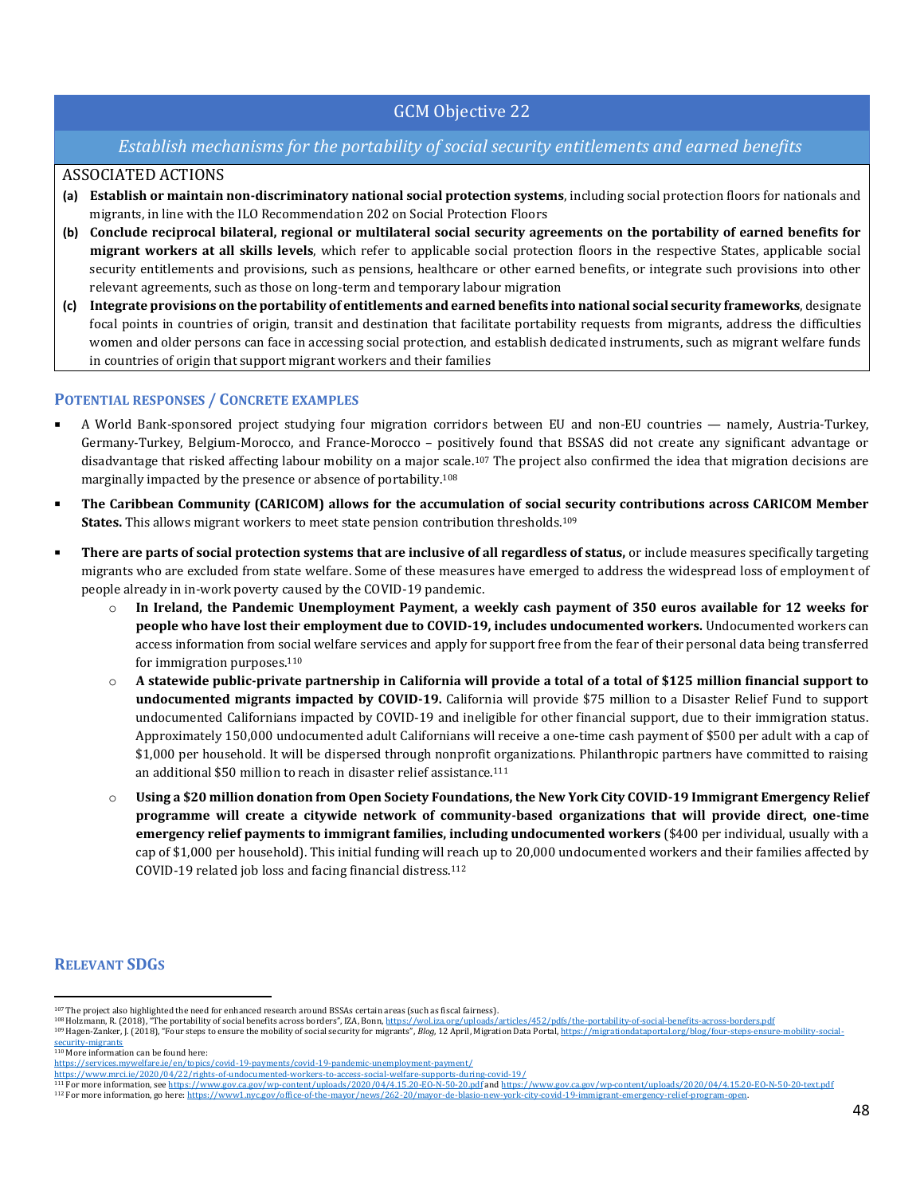## GCM Objective 22

### *Establish mechanisms for the portability of social security entitlements and earned benefits*

ASSOCIATED ACTIONS

**(a)** **Establish or maintain non-discriminatory national social protection systems**, including social protection floors for nationals and migrants, in line with the ILO Recommendation 202 on Social Protection Floors

**(b)** **Conclude reciprocal bilateral, regional or multilateral social security agreements on the portability of earned benefits for migrant workers at all skills levels**, which refer to applicable social protection floors in the respective States, applicable social security entitlements and provisions, such as pensions, healthcare or other earned benefits, or integrate such provisions into other relevant agreements, such as those on long-term and temporary labour migration

**(c)** **Integrate provisions on the portability of entitlements and earned benefits into national social security frameworks**, designate focal points in countries of origin, transit and destination that facilitate portability requests from migrants, address the difficulties women and older persons can face in accessing social protection, and establish dedicated instruments, such as migrant welfare funds in countries of origin that support migrant workers and their families

### POTENTIAL RESPONSES / CONCRETE EXAMPLES

- A World Bank-sponsored project studying four migration corridors between EU and non-EU countries — namely, Austria-Turkey, Germany-Turkey, Belgium-Morocco, and France-Morocco – positively found that BSSAS did not create any significant advantage or disadvantage that risked affecting labour mobility on a major scale.[107] The project also confirmed the idea that migration decisions are marginally impacted by the presence or absence of portability.[108]
- **The Caribbean Community (CARICOM) allows for the accumulation of social security contributions across CARICOM Member States.** This allows migrant workers to meet state pension contribution thresholds.[109]
- **There are parts of social protection systems that are inclusive of all regardless of status,** or include measures specifically targeting migrants who are excluded from state welfare. Some of these measures have emerged to address the widespread loss of employment of people already in in-work poverty caused by the COVID-19 pandemic.
  - **In Ireland, the Pandemic Unemployment Payment, a weekly cash payment of 350 euros available for 12 weeks for people who have lost their employment due to COVID-19, includes undocumented workers.** Undocumented workers can access information from social welfare services and apply for support free from the fear of their personal data being transferred for immigration purposes.[110]
  - **A statewide public-private partnership in California will provide a total of a total of $125 million financial support to undocumented migrants impacted by COVID-19.** California will provide $75 million to a Disaster Relief Fund to support undocumented Californians impacted by COVID-19 and ineligible for other financial support, due to their immigration status. Approximately 150,000 undocumented adult Californians will receive a one-time cash payment of $500 per adult with a cap of $1,000 per household. It will be dispersed through nonprofit organizations. Philanthropic partners have committed to raising an additional $50 million to reach in disaster relief assistance.[111]
  - **Using a $20 million donation from Open Society Foundations, the New York City COVID-19 Immigrant Emergency Relief programme will create a citywide network of community-based organizations that will provide direct, one-time emergency relief payments to immigrant families, including undocumented workers** ($400 per individual, usually with a cap of $1,000 per household). This initial funding will reach up to 20,000 undocumented workers and their families affected by COVID-19 related job loss and facing financial distress.[112]

### RELEVANT SDGS

---

[107] The project also highlighted the need for enhanced research around BSSAs certain areas (such as fiscal fairness).

[108] Holzmann, R. (2018), "The portability of social benefits across borders", IZA, Bonn, https://wol.iza.org/uploads/articles/452/pdfs/the-portability-of-social-benefits-across-borders.pdf

[109] Hagen-Zanker, J. (2018), "Four steps to ensure the mobility of social security for migrants", *Blog*, 12 April, Migration Data Portal, https://migrationdataportal.org/blog/four-steps-ensure-mobility-social-security-migrants

[110] More information can be found here:
https://services.mywelfare.ie/en/topics/covid-19-payments/covid-19-pandemic-unemployment-payment/
https://www.mrci.ie/2020/04/22/rights-of-undocumented-workers-to-access-social-welfare-supports-during-covid-19/

[111] For more information, see https://www.gov.ca.gov/wp-content/uploads/2020/04/4.15.20-EO-N-50-20.pdf and https://www.gov.ca.gov/wp-content/uploads/2020/04/4.15.20-EO-N-50-20-text.pdf

[112] For more information, go here: https://www1.nyc.gov/office-of-the-mayor/news/262-20/mayor-de-blasio-new-york-city-covid-19-immigrant-emergency-relief-program-open.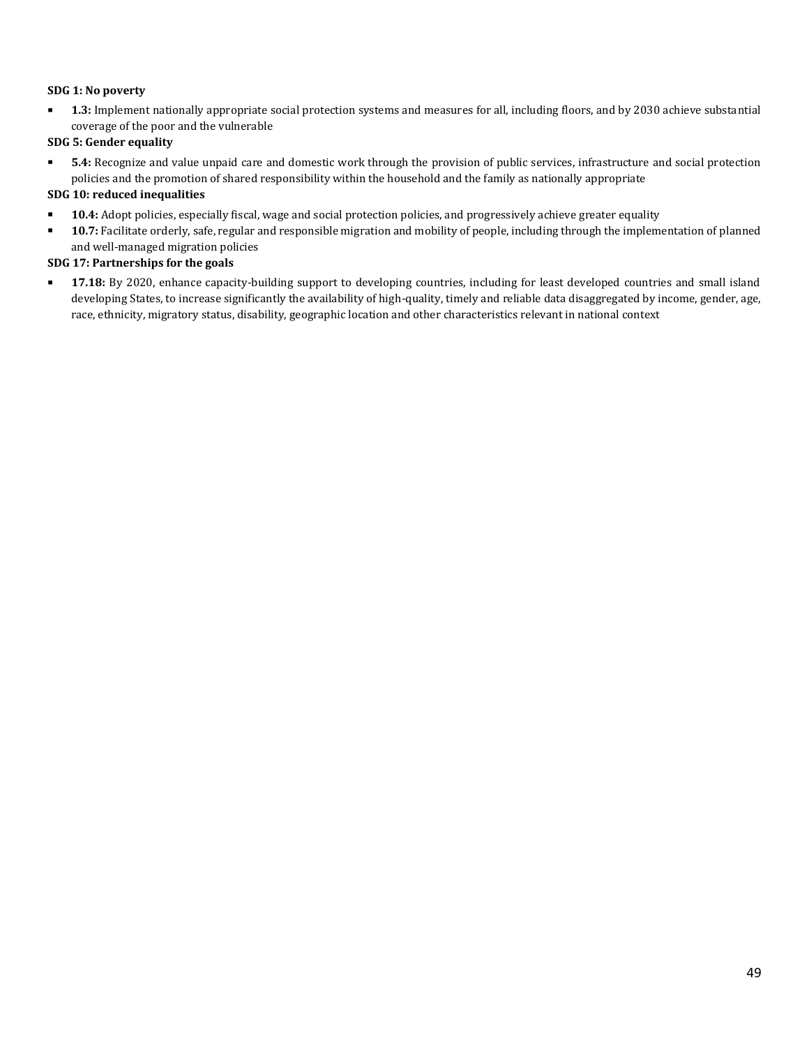**SDG 1: No poverty**

- **1.3:** Implement nationally appropriate social protection systems and measures for all, including floors, and by 2030 achieve substantial coverage of the poor and the vulnerable

**SDG 5: Gender equality**

- **5.4:** Recognize and value unpaid care and domestic work through the provision of public services, infrastructure and social protection policies and the promotion of shared responsibility within the household and the family as nationally appropriate

**SDG 10: reduced inequalities**

- **10.4:** Adopt policies, especially fiscal, wage and social protection policies, and progressively achieve greater equality
- **10.7:** Facilitate orderly, safe, regular and responsible migration and mobility of people, including through the implementation of planned and well-managed migration policies

**SDG 17: Partnerships for the goals**

- **17.18:** By 2020, enhance capacity-building support to developing countries, including for least developed countries and small island developing States, to increase significantly the availability of high-quality, timely and reliable data disaggregated by income, gender, age, race, ethnicity, migratory status, disability, geographic location and other characteristics relevant in national context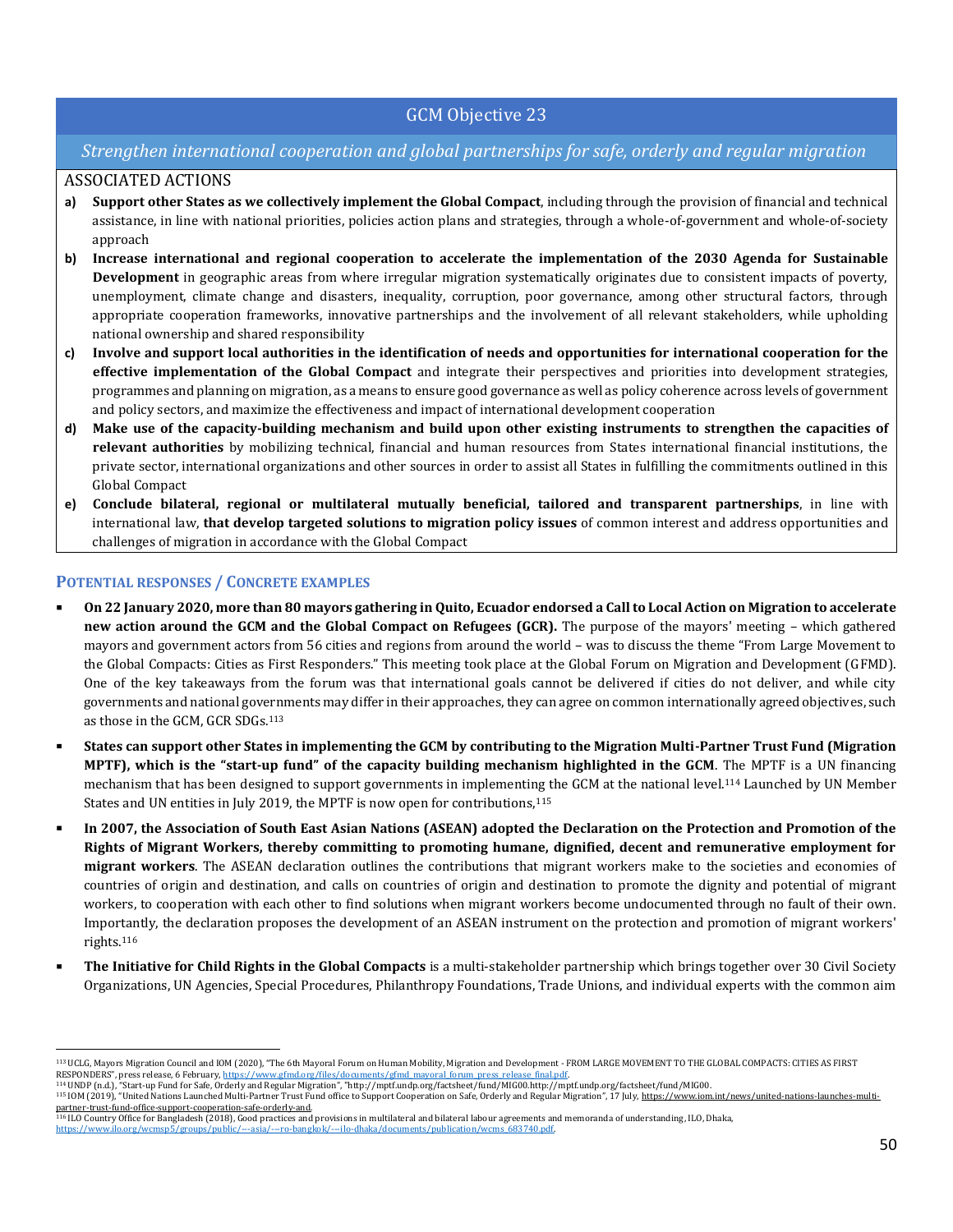## GCM Objective 23

*Strengthen international cooperation and global partnerships for safe, orderly and regular migration*

ASSOCIATED ACTIONS

a) **Support other States as we collectively implement the Global Compact**, including through the provision of financial and technical assistance, in line with national priorities, policies action plans and strategies, through a whole-of-government and whole-of-society approach

b) **Increase international and regional cooperation to accelerate the implementation of the 2030 Agenda for Sustainable Development** in geographic areas from where irregular migration systematically originates due to consistent impacts of poverty, unemployment, climate change and disasters, inequality, corruption, poor governance, among other structural factors, through appropriate cooperation frameworks, innovative partnerships and the involvement of all relevant stakeholders, while upholding national ownership and shared responsibility

c) **Involve and support local authorities in the identification of needs and opportunities for international cooperation for the effective implementation of the Global Compact** and integrate their perspectives and priorities into development strategies, programmes and planning on migration, as a means to ensure good governance as well as policy coherence across levels of government and policy sectors, and maximize the effectiveness and impact of international development cooperation

d) **Make use of the capacity-building mechanism and build upon other existing instruments to strengthen the capacities of relevant authorities** by mobilizing technical, financial and human resources from States international financial institutions, the private sector, international organizations and other sources in order to assist all States in fulfilling the commitments outlined in this Global Compact

e) **Conclude bilateral, regional or multilateral mutually beneficial, tailored and transparent partnerships**, in line with international law, **that develop targeted solutions to migration policy issues** of common interest and address opportunities and challenges of migration in accordance with the Global Compact

### POTENTIAL RESPONSES / CONCRETE EXAMPLES

- **On 22 January 2020, more than 80 mayors gathering in Quito, Ecuador endorsed a Call to Local Action on Migration to accelerate new action around the GCM and the Global Compact on Refugees (GCR).** The purpose of the mayors' meeting – which gathered mayors and government actors from 56 cities and regions from around the world – was to discuss the theme "From Large Movement to the Global Compacts: Cities as First Responders." This meeting took place at the Global Forum on Migration and Development (GFMD). One of the key takeaways from the forum was that international goals cannot be delivered if cities do not deliver, and while city governments and national governments may differ in their approaches, they can agree on common internationally agreed objectives, such as those in the GCM, GCR SDGs.[113]

- **States can support other States in implementing the GCM by contributing to the Migration Multi-Partner Trust Fund (Migration MPTF), which is the "start-up fund" of the capacity building mechanism highlighted in the GCM**. The MPTF is a UN financing mechanism that has been designed to support governments in implementing the GCM at the national level.[114] Launched by UN Member States and UN entities in July 2019, the MPTF is now open for contributions,[115]

- **In 2007, the Association of South East Asian Nations (ASEAN) adopted the Declaration on the Protection and Promotion of the Rights of Migrant Workers, thereby committing to promoting humane, dignified, decent and remunerative employment for migrant workers**. The ASEAN declaration outlines the contributions that migrant workers make to the societies and economies of countries of origin and destination, and calls on countries of origin and destination to promote the dignity and potential of migrant workers, to cooperation with each other to find solutions when migrant workers become undocumented through no fault of their own. Importantly, the declaration proposes the development of an ASEAN instrument on the protection and promotion of migrant workers' rights.[116]

- **The Initiative for Child Rights in the Global Compacts** is a multi-stakeholder partnership which brings together over 30 Civil Society Organizations, UN Agencies, Special Procedures, Philanthropy Foundations, Trade Unions, and individual experts with the common aim

---

[113] UCLG, Mayors Migration Council and IOM (2020), "The 6th Mayoral Forum on Human Mobility, Migration and Development - FROM LARGE MOVEMENT TO THE GLOBAL COMPACTS: CITIES AS FIRST RESPONDERS", press release, 6 February, https://www.gfmd.org/files/documents/gfmd_mayoral_forum_press_release_final.pdf.

[114] UNDP (n.d.), "Start-up Fund for Safe, Orderly and Regular Migration", "http://mptf.undp.org/factsheet/fund/MIG00.http://mptf.undp.org/factsheet/fund/MIG00.

[115] IOM (2019), "United Nations Launched Multi-Partner Trust Fund office to Support Cooperation on Safe, Orderly and Regular Migration", 17 July, https://www.iom.int/news/united-nations-launches-multi-partner-trust-fund-office-support-cooperation-safe-orderly-and.

[116] ILO Country Office for Bangladesh (2018), Good practices and provisions in multilateral and bilateral labour agreements and memoranda of understanding, ILO, Dhaka, https://www.ilo.org/wcmsp5/groups/public/---asia/---ro-bangkok/---ilo-dhaka/documents/publication/wcms_683740.pdf.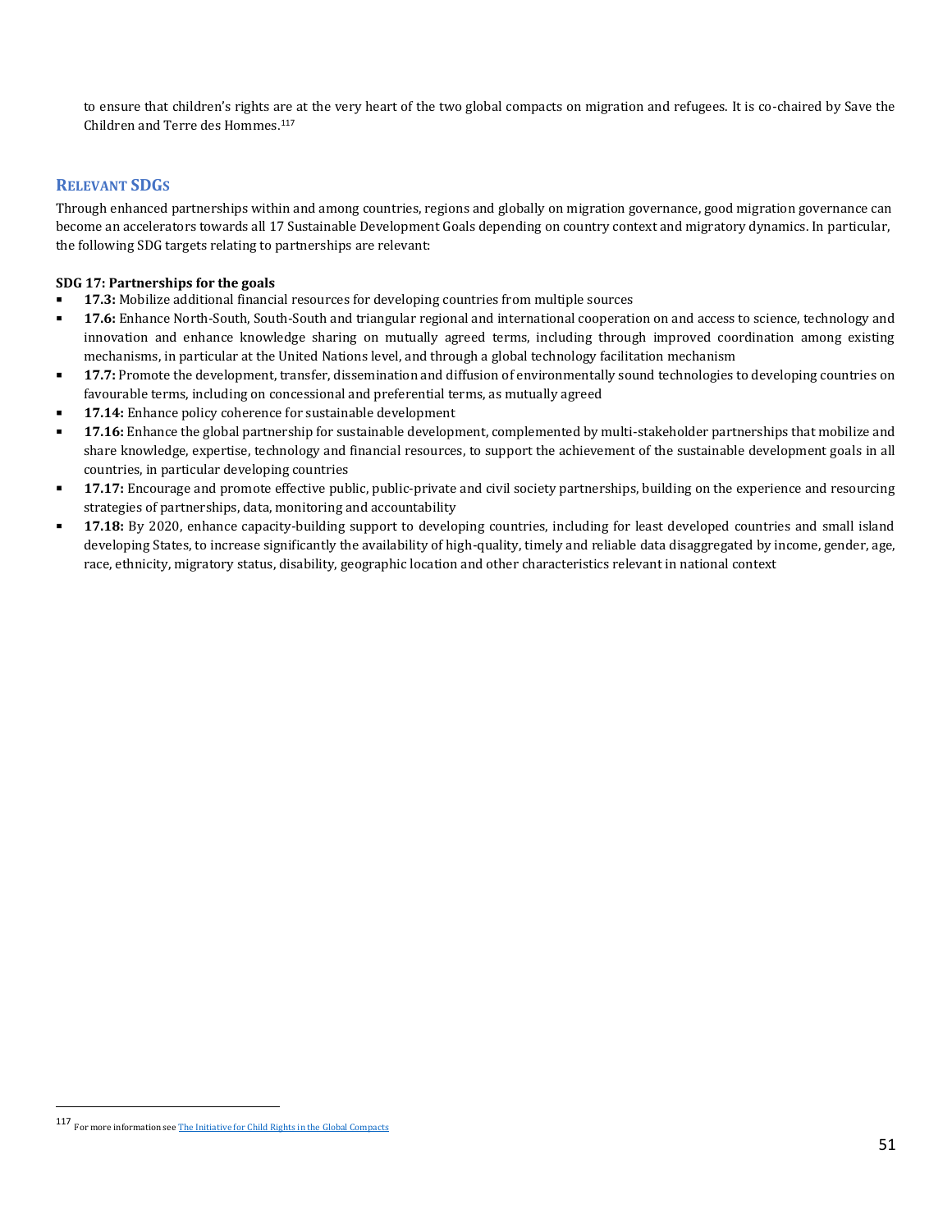to ensure that children's rights are at the very heart of the two global compacts on migration and refugees. It is co-chaired by Save the Children and Terre des Hommes.[117]

## RELEVANT SDGS

Through enhanced partnerships within and among countries, regions and globally on migration governance, good migration governance can become an accelerators towards all 17 Sustainable Development Goals depending on country context and migratory dynamics. In particular, the following SDG targets relating to partnerships are relevant:

**SDG 17: Partnerships for the goals**

- **17.3:** Mobilize additional financial resources for developing countries from multiple sources
- **17.6:** Enhance North-South, South-South and triangular regional and international cooperation on and access to science, technology and innovation and enhance knowledge sharing on mutually agreed terms, including through improved coordination among existing mechanisms, in particular at the United Nations level, and through a global technology facilitation mechanism
- **17.7:** Promote the development, transfer, dissemination and diffusion of environmentally sound technologies to developing countries on favourable terms, including on concessional and preferential terms, as mutually agreed
- **17.14:** Enhance policy coherence for sustainable development
- **17.16:** Enhance the global partnership for sustainable development, complemented by multi-stakeholder partnerships that mobilize and share knowledge, expertise, technology and financial resources, to support the achievement of the sustainable development goals in all countries, in particular developing countries
- **17.17:** Encourage and promote effective public, public-private and civil society partnerships, building on the experience and resourcing strategies of partnerships, data, monitoring and accountability
- **17.18:** By 2020, enhance capacity-building support to developing countries, including for least developed countries and small island developing States, to increase significantly the availability of high-quality, timely and reliable data disaggregated by income, gender, age, race, ethnicity, migratory status, disability, geographic location and other characteristics relevant in national context

[117] For more information see The Initiative for Child Rights in the Global Compacts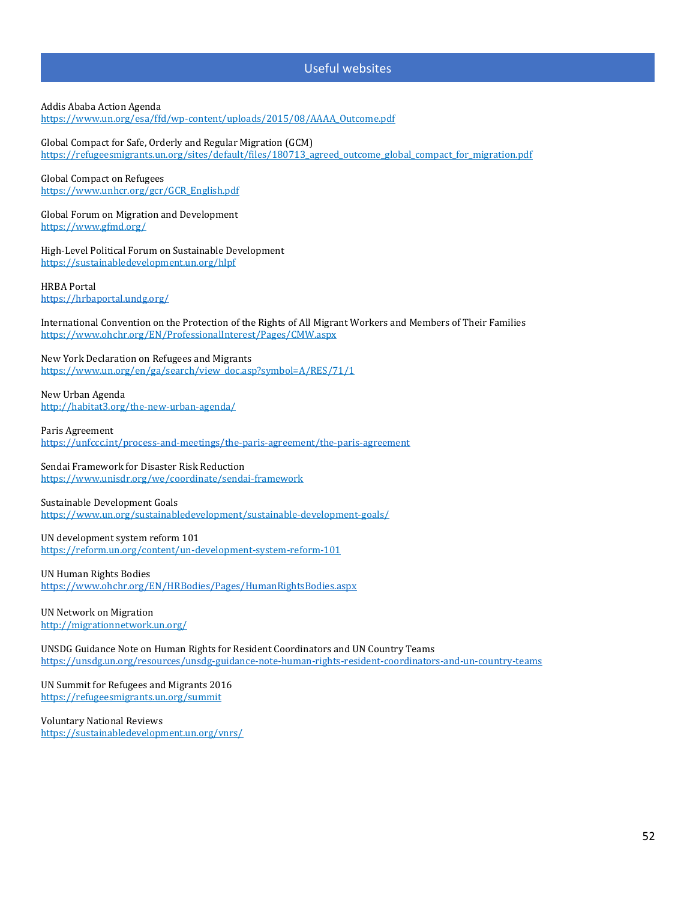## Useful websites

Addis Ababa Action Agenda
https://www.un.org/esa/ffd/wp-content/uploads/2015/08/AAAA_Outcome.pdf

Global Compact for Safe, Orderly and Regular Migration (GCM)
https://refugeesmigrants.un.org/sites/default/files/180713_agreed_outcome_global_compact_for_migration.pdf

Global Compact on Refugees
https://www.unhcr.org/gcr/GCR_English.pdf

Global Forum on Migration and Development
https://www.gfmd.org/

High-Level Political Forum on Sustainable Development
https://sustainabledevelopment.un.org/hlpf

HRBA Portal
https://hrbaportal.undg.org/

International Convention on the Protection of the Rights of All Migrant Workers and Members of Their Families
https://www.ohchr.org/EN/ProfessionalInterest/Pages/CMW.aspx

New York Declaration on Refugees and Migrants
https://www.un.org/en/ga/search/view_doc.asp?symbol=A/RES/71/1

New Urban Agenda
http://habitat3.org/the-new-urban-agenda/

Paris Agreement
https://unfccc.int/process-and-meetings/the-paris-agreement/the-paris-agreement

Sendai Framework for Disaster Risk Reduction
https://www.unisdr.org/we/coordinate/sendai-framework

Sustainable Development Goals
https://www.un.org/sustainabledevelopment/sustainable-development-goals/

UN development system reform 101
https://reform.un.org/content/un-development-system-reform-101

UN Human Rights Bodies
https://www.ohchr.org/EN/HRBodies/Pages/HumanRightsBodies.aspx

UN Network on Migration
http://migrationnetwork.un.org/

UNSDG Guidance Note on Human Rights for Resident Coordinators and UN Country Teams
https://unsdg.un.org/resources/unsdg-guidance-note-human-rights-resident-coordinators-and-un-country-teams

UN Summit for Refugees and Migrants 2016
https://refugeesmigrants.un.org/summit

Voluntary National Reviews
https://sustainabledevelopment.un.org/vnrs/